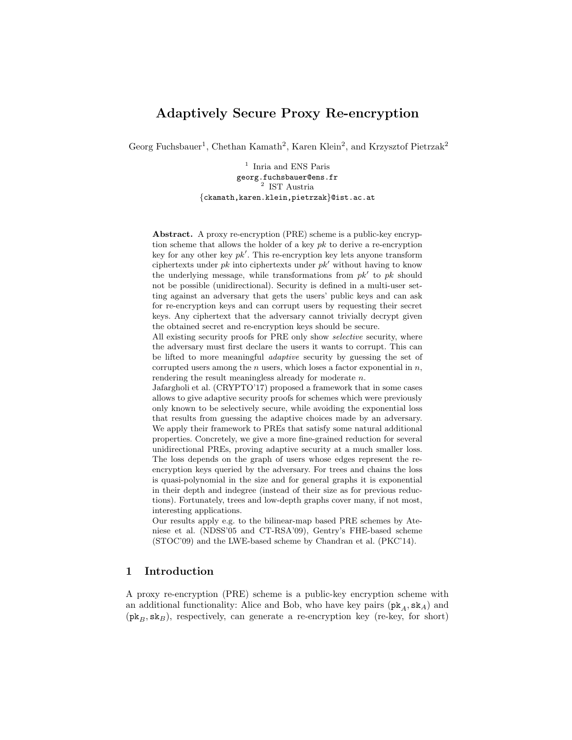# Adaptively Secure Proxy Re-encryption

Georg Fuchsbauer[1], Chethan Kamath[2], Karen Klein[2], and Krzysztof Pietrzak[2]

[1] Inria and ENS Paris
georg.fuchsbauer@ens.fr
[2] IST Austria
{ckamath,karen.klein,pietrzak}@ist.ac.at

**Abstract.** A proxy re-encryption (PRE) scheme is a public-key encryption scheme that allows the holder of a key $pk$ to derive a re-encryption key for any other key $pk'$. This re-encryption key lets anyone transform ciphertexts under $pk$ into ciphertexts under $pk'$ without having to know the underlying message, while transformations from $pk'$ to $pk$ should not be possible (unidirectional). Security is defined in a multi-user setting against an adversary that gets the users' public keys and can ask for re-encryption keys and can corrupt users by requesting their secret keys. Any ciphertext that the adversary cannot trivially decrypt given the obtained secret and re-encryption keys should be secure.

All existing security proofs for PRE only show *selective* security, where the adversary must first declare the users it wants to corrupt. This can be lifted to more meaningful *adaptive* security by guessing the set of corrupted users among the $n$ users, which loses a factor exponential in $n$, rendering the result meaningless already for moderate $n$.

Jafargholi et al. (CRYPTO'17) proposed a framework that in some cases allows to give adaptive security proofs for schemes which were previously only known to be selectively secure, while avoiding the exponential loss that results from guessing the adaptive choices made by an adversary. We apply their framework to PREs that satisfy some natural additional properties. Concretely, we give a more fine-grained reduction for several unidirectional PREs, proving adaptive security at a much smaller loss. The loss depends on the graph of users whose edges represent the re-encryption keys queried by the adversary. For trees and chains the loss is quasi-polynomial in the size and for general graphs it is exponential in their depth and indegree (instead of their size as for previous reductions). Fortunately, trees and low-depth graphs cover many, if not most, interesting applications.

Our results apply e.g. to the bilinear-map based PRE schemes by Ateniese et al. (NDSS'05 and CT-RSA'09), Gentry's FHE-based scheme (STOC'09) and the LWE-based scheme by Chandran et al. (PKC'14).

## 1 Introduction

A proxy re-encryption (PRE) scheme is a public-key encryption scheme with an additional functionality: Alice and Bob, who have key pairs $(\mathtt{pk}_A, \mathtt{sk}_A)$ and $(\mathtt{pk}_B, \mathtt{sk}_B)$, respectively, can generate a re-encryption key (re-key, for short)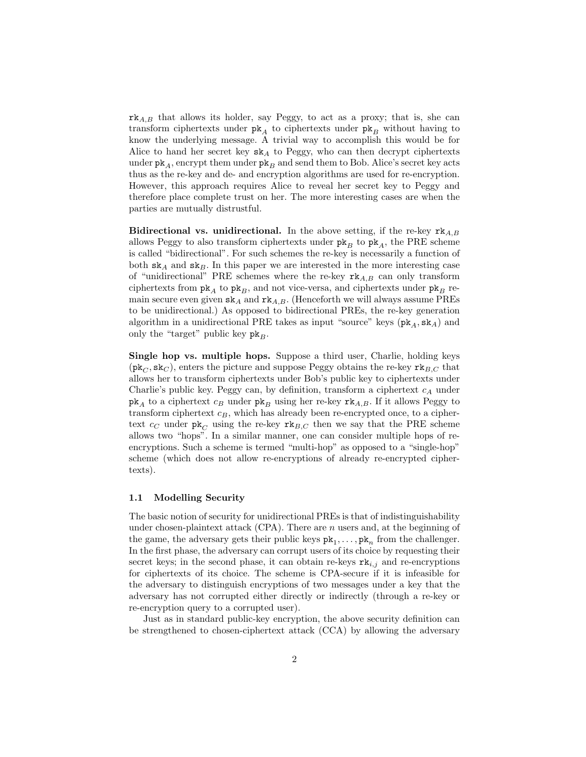$\mathtt{rk}_{A,B}$ that allows its holder, say Peggy, to act as a proxy; that is, she can transform ciphertexts under $\mathtt{pk}_A$ to ciphertexts under $\mathtt{pk}_B$ without having to know the underlying message. A trivial way to accomplish this would be for Alice to hand her secret key $\mathtt{sk}_A$ to Peggy, who can then decrypt ciphertexts under $\mathtt{pk}_A$, encrypt them under $\mathtt{pk}_B$ and send them to Bob. Alice's secret key acts thus as the re-key and de- and encryption algorithms are used for re-encryption. However, this approach requires Alice to reveal her secret key to Peggy and therefore place complete trust on her. The more interesting cases are when the parties are mutually distrustful.

**Bidirectional vs. unidirectional.** In the above setting, if the re-key $\mathtt{rk}_{A,B}$ allows Peggy to also transform ciphertexts under $\mathtt{pk}_B$ to $\mathtt{pk}_A$, the PRE scheme is called "bidirectional". For such schemes the re-key is necessarily a function of both $\mathtt{sk}_A$ and $\mathtt{sk}_B$. In this paper we are interested in the more interesting case of "unidirectional" PRE schemes where the re-key $\mathtt{rk}_{A,B}$ can only transform ciphertexts from $\mathtt{pk}_A$ to $\mathtt{pk}_B$, and not vice-versa, and ciphertexts under $\mathtt{pk}_B$ remain secure even given $\mathtt{sk}_A$ and $\mathtt{rk}_{A,B}$. (Henceforth we will always assume PREs to be unidirectional.) As opposed to bidirectional PREs, the re-key generation algorithm in a unidirectional PRE takes as input "source" keys $(\mathtt{pk}_A, \mathtt{sk}_A)$ and only the "target" public key $\mathtt{pk}_B$.

**Single hop vs. multiple hops.** Suppose a third user, Charlie, holding keys $(\mathtt{pk}_C, \mathtt{sk}_C)$, enters the picture and suppose Peggy obtains the re-key $\mathtt{rk}_{B,C}$ that allows her to transform ciphertexts under Bob's public key to ciphertexts under Charlie's public key. Peggy can, by definition, transform a ciphertext $c_A$ under $\mathtt{pk}_A$ to a ciphertext $c_B$ under $\mathtt{pk}_B$ using her re-key $\mathtt{rk}_{A,B}$. If it allows Peggy to transform ciphertext $c_B$, which has already been re-encrypted once, to a ciphertext $c_C$ under $\mathtt{pk}_C$ using the re-key $\mathtt{rk}_{B,C}$ then we say that the PRE scheme allows two "hops". In a similar manner, one can consider multiple hops of re-encryptions. Such a scheme is termed "multi-hop" as opposed to a "single-hop" scheme (which does not allow re-encryptions of already re-encrypted ciphertexts).

### 1.1 Modelling Security

The basic notion of security for unidirectional PREs is that of indistinguishability under chosen-plaintext attack (CPA). There are $n$ users and, at the beginning of the game, the adversary gets their public keys $\mathtt{pk}_1, \ldots, \mathtt{pk}_n$ from the challenger. In the first phase, the adversary can corrupt users of its choice by requesting their secret keys; in the second phase, it can obtain re-keys $\mathtt{rk}_{i,j}$ and re-encryptions for ciphertexts of its choice. The scheme is CPA-secure if it is infeasible for the adversary to distinguish encryptions of two messages under a key that the adversary has not corrupted either directly or indirectly (through a re-key or re-encryption query to a corrupted user).

Just as in standard public-key encryption, the above security definition can be strengthened to chosen-ciphertext attack (CCA) by allowing the adversary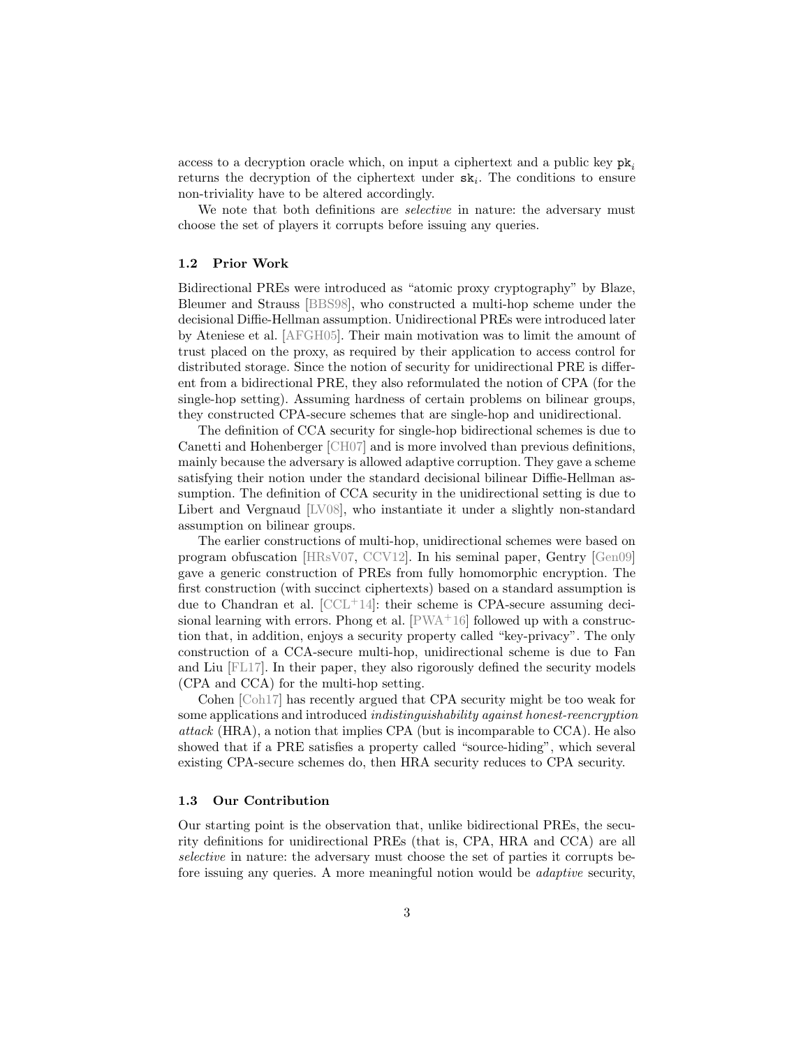access to a decryption oracle which, on input a ciphertext and a public key $\mathtt{pk}_i$ returns the decryption of the ciphertext under $\mathtt{sk}_i$. The conditions to ensure non-triviality have to be altered accordingly.

We note that both definitions are *selective* in nature: the adversary must choose the set of players it corrupts before issuing any queries.

### 1.2 Prior Work

Bidirectional PREs were introduced as "atomic proxy cryptography" by Blaze, Bleumer and Strauss [BBS98], who constructed a multi-hop scheme under the decisional Diffie-Hellman assumption. Unidirectional PREs were introduced later by Ateniese et al. [AFGH05]. Their main motivation was to limit the amount of trust placed on the proxy, as required by their application to access control for distributed storage. Since the notion of security for unidirectional PRE is different from a bidirectional PRE, they also reformulated the notion of CPA (for the single-hop setting). Assuming hardness of certain problems on bilinear groups, they constructed CPA-secure schemes that are single-hop and unidirectional.

The definition of CCA security for single-hop bidirectional schemes is due to Canetti and Hohenberger [CH07] and is more involved than previous definitions, mainly because the adversary is allowed adaptive corruption. They gave a scheme satisfying their notion under the standard decisional bilinear Diffie-Hellman assumption. The definition of CCA security in the unidirectional setting is due to Libert and Vergnaud [LV08], who instantiate it under a slightly non-standard assumption on bilinear groups.

The earlier constructions of multi-hop, unidirectional schemes were based on program obfuscation [HRsV07, CCV12]. In his seminal paper, Gentry [Gen09] gave a generic construction of PREs from fully homomorphic encryption. The first construction (with succinct ciphertexts) based on a standard assumption is due to Chandran et al. [CCL+14]: their scheme is CPA-secure assuming decisional learning with errors. Phong et al. [PWA+16] followed up with a construction that, in addition, enjoys a security property called "key-privacy". The only construction of a CCA-secure multi-hop, unidirectional scheme is due to Fan and Liu [FL17]. In their paper, they also rigorously defined the security models (CPA and CCA) for the multi-hop setting.

Cohen [Coh17] has recently argued that CPA security might be too weak for some applications and introduced *indistinguishability against honest-reencryption attack* (HRA), a notion that implies CPA (but is incomparable to CCA). He also showed that if a PRE satisfies a property called "source-hiding", which several existing CPA-secure schemes do, then HRA security reduces to CPA security.

### 1.3 Our Contribution

Our starting point is the observation that, unlike bidirectional PREs, the security definitions for unidirectional PREs (that is, CPA, HRA and CCA) are all *selective* in nature: the adversary must choose the set of parties it corrupts before issuing any queries. A more meaningful notion would be *adaptive* security,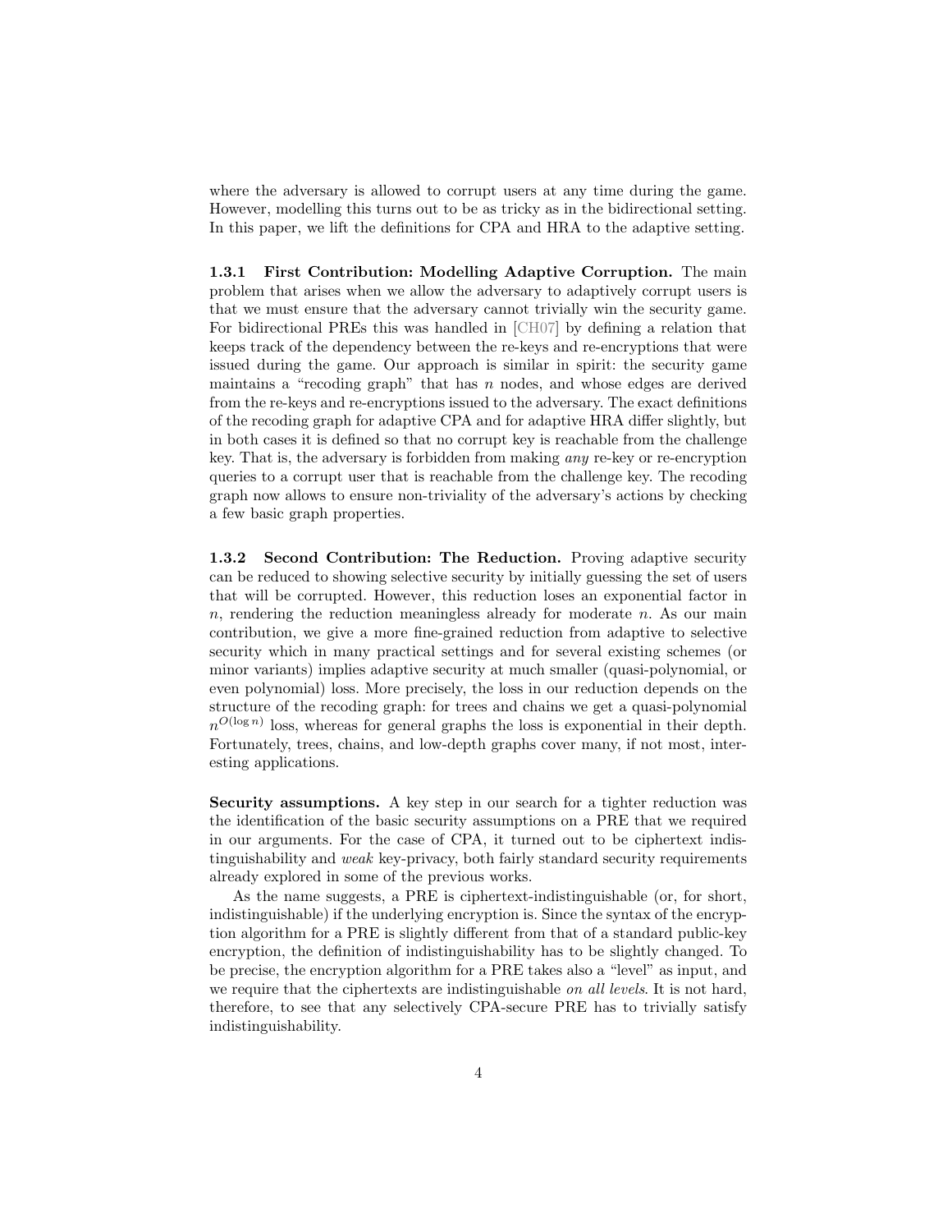where the adversary is allowed to corrupt users at any time during the game. However, modelling this turns out to be as tricky as in the bidirectional setting. In this paper, we lift the definitions for CPA and HRA to the adaptive setting.

#### 1.3.1 First Contribution: Modelling Adaptive Corruption.

The main problem that arises when we allow the adversary to adaptively corrupt users is that we must ensure that the adversary cannot trivially win the security game. For bidirectional PREs this was handled in [CH07] by defining a relation that keeps track of the dependency between the re-keys and re-encryptions that were issued during the game. Our approach is similar in spirit: the security game maintains a "recoding graph" that has $n$ nodes, and whose edges are derived from the re-keys and re-encryptions issued to the adversary. The exact definitions of the recoding graph for adaptive CPA and for adaptive HRA differ slightly, but in both cases it is defined so that no corrupt key is reachable from the challenge key. That is, the adversary is forbidden from making *any* re-key or re-encryption queries to a corrupt user that is reachable from the challenge key. The recoding graph now allows to ensure non-triviality of the adversary's actions by checking a few basic graph properties.

#### 1.3.2 Second Contribution: The Reduction.

Proving adaptive security can be reduced to showing selective security by initially guessing the set of users that will be corrupted. However, this reduction loses an exponential factor in $n$, rendering the reduction meaningless already for moderate $n$. As our main contribution, we give a more fine-grained reduction from adaptive to selective security which in many practical settings and for several existing schemes (or minor variants) implies adaptive security at much smaller (quasi-polynomial, or even polynomial) loss. More precisely, the loss in our reduction depends on the structure of the recoding graph: for trees and chains we get a quasi-polynomial $n^{O(\log n)}$ loss, whereas for general graphs the loss is exponential in their depth. Fortunately, trees, chains, and low-depth graphs cover many, if not most, interesting applications.

**Security assumptions.** A key step in our search for a tighter reduction was the identification of the basic security assumptions on a PRE that we required in our arguments. For the case of CPA, it turned out to be ciphertext indistinguishability and *weak* key-privacy, both fairly standard security requirements already explored in some of the previous works.

As the name suggests, a PRE is ciphertext-indistinguishable (or, for short, indistinguishable) if the underlying encryption is. Since the syntax of the encryption algorithm for a PRE is slightly different from that of a standard public-key encryption, the definition of indistinguishability has to be slightly changed. To be precise, the encryption algorithm for a PRE takes also a "level" as input, and we require that the ciphertexts are indistinguishable *on all levels*. It is not hard, therefore, to see that any selectively CPA-secure PRE has to trivially satisfy indistinguishability.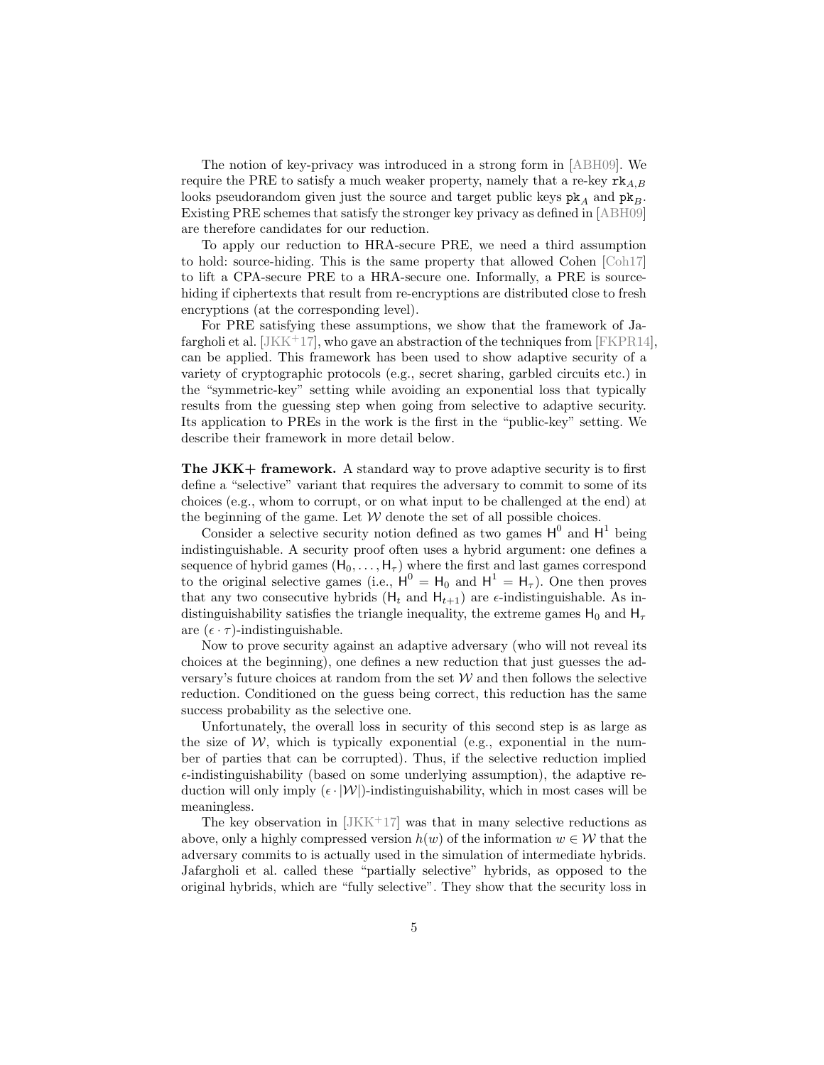The notion of key-privacy was introduced in a strong form in [ABH09]. We require the PRE to satisfy a much weaker property, namely that a re-key $\mathtt{rk}_{A,B}$ looks pseudorandom given just the source and target public keys $\mathtt{pk}_A$ and $\mathtt{pk}_B$. Existing PRE schemes that satisfy the stronger key privacy as defined in [ABH09] are therefore candidates for our reduction.

To apply our reduction to HRA-secure PRE, we need a third assumption to hold: source-hiding. This is the same property that allowed Cohen [Coh17] to lift a CPA-secure PRE to a HRA-secure one. Informally, a PRE is source-hiding if ciphertexts that result from re-encryptions are distributed close to fresh encryptions (at the corresponding level).

For PRE satisfying these assumptions, we show that the framework of Jafargholi et al. [JKK+17], who gave an abstraction of the techniques from [FKPR14], can be applied. This framework has been used to show adaptive security of a variety of cryptographic protocols (e.g., secret sharing, garbled circuits etc.) in the "symmetric-key" setting while avoiding an exponential loss that typically results from the guessing step when going from selective to adaptive security. Its application to PREs in the work is the first in the "public-key" setting. We describe their framework in more detail below.

**The JKK+ framework.** A standard way to prove adaptive security is to first define a "selective" variant that requires the adversary to commit to some of its choices (e.g., whom to corrupt, or on what input to be challenged at the end) at the beginning of the game. Let $\mathcal{W}$ denote the set of all possible choices.

Consider a selective security notion defined as two games $\mathsf{H}^0$ and $\mathsf{H}^1$ being indistinguishable. A security proof often uses a hybrid argument: one defines a sequence of hybrid games $(\mathsf{H}_0, \ldots, \mathsf{H}_\tau)$ where the first and last games correspond to the original selective games (i.e., $\mathsf{H}^0 = \mathsf{H}_0$ and $\mathsf{H}^1 = \mathsf{H}_\tau$). One then proves that any two consecutive hybrids ($\mathsf{H}_t$ and $\mathsf{H}_{t+1}$) are $\epsilon$-indistinguishable. As indistinguishability satisfies the triangle inequality, the extreme games $\mathsf{H}_0$ and $\mathsf{H}_\tau$ are $(\epsilon \cdot \tau)$-indistinguishable.

Now to prove security against an adaptive adversary (who will not reveal its choices at the beginning), one defines a new reduction that just guesses the adversary's future choices at random from the set $\mathcal{W}$ and then follows the selective reduction. Conditioned on the guess being correct, this reduction has the same success probability as the selective one.

Unfortunately, the overall loss in security of this second step is as large as the size of $\mathcal{W}$, which is typically exponential (e.g., exponential in the number of parties that can be corrupted). Thus, if the selective reduction implied $\epsilon$-indistinguishability (based on some underlying assumption), the adaptive reduction will only imply $(\epsilon \cdot |\mathcal{W}|)$-indistinguishability, which in most cases will be meaningless.

The key observation in [JKK+17] was that in many selective reductions as above, only a highly compressed version $h(w)$ of the information $w \in \mathcal{W}$ that the adversary commits to is actually used in the simulation of intermediate hybrids. Jafargholi et al. called these "partially selective" hybrids, as opposed to the original hybrids, which are "fully selective". They show that the security loss in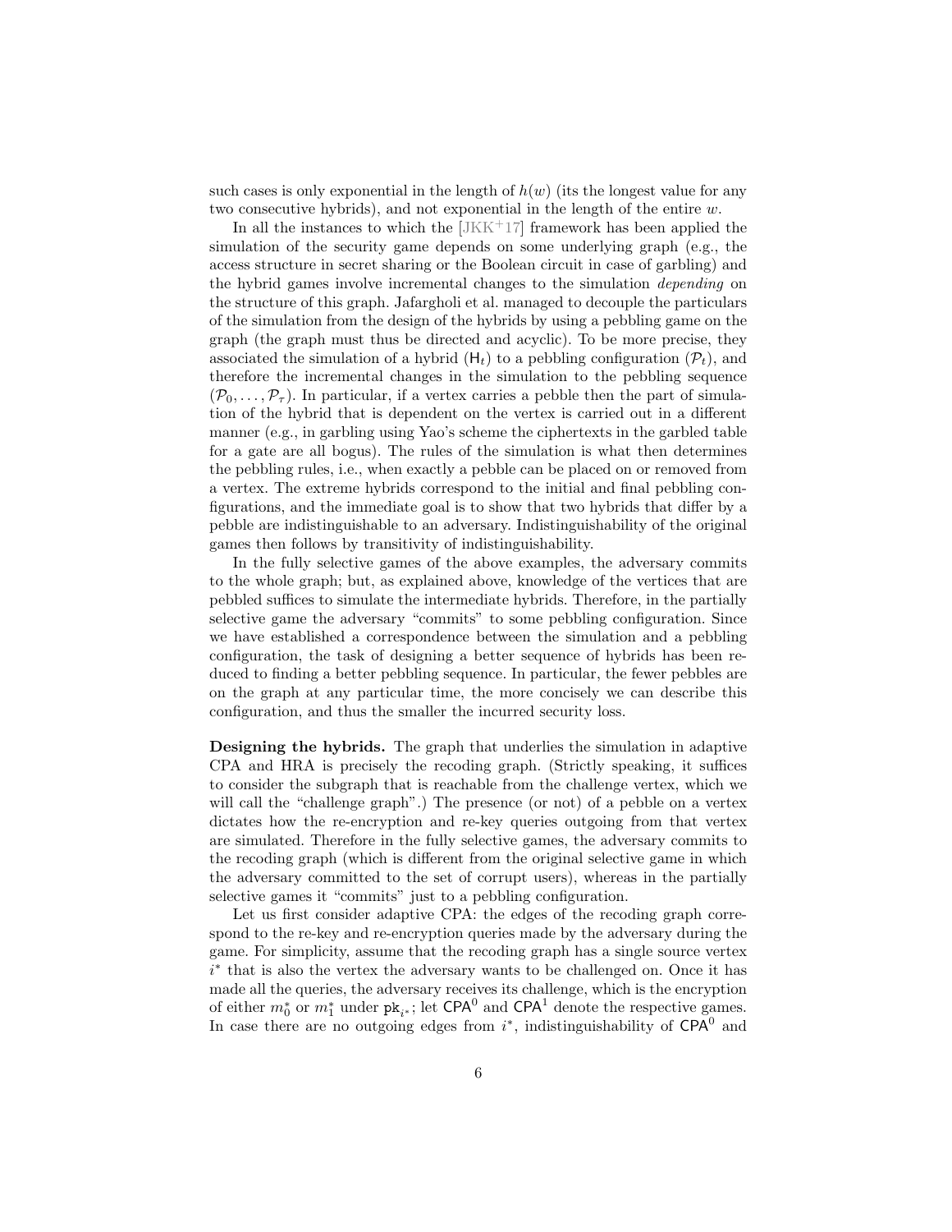such cases is only exponential in the length of $h(w)$ (its the longest value for any two consecutive hybrids), and not exponential in the length of the entire $w$.

In all the instances to which the [JKK+17] framework has been applied the simulation of the security game depends on some underlying graph (e.g., the access structure in secret sharing or the Boolean circuit in case of garbling) and the hybrid games involve incremental changes to the simulation *depending* on the structure of this graph. Jafargholi et al. managed to decouple the particulars of the simulation from the design of the hybrids by using a pebbling game on the graph (the graph must thus be directed and acyclic). To be more precise, they associated the simulation of a hybrid ($\mathsf{H}_t$) to a pebbling configuration ($\mathcal{P}_t$), and therefore the incremental changes in the simulation to the pebbling sequence $(\mathcal{P}_0, \ldots, \mathcal{P}_\tau)$. In particular, if a vertex carries a pebble then the part of simulation of the hybrid that is dependent on the vertex is carried out in a different manner (e.g., in garbling using Yao's scheme the ciphertexts in the garbled table for a gate are all bogus). The rules of the simulation is what then determines the pebbling rules, i.e., when exactly a pebble can be placed on or removed from a vertex. The extreme hybrids correspond to the initial and final pebbling configurations, and the immediate goal is to show that two hybrids that differ by a pebble are indistinguishable to an adversary. Indistinguishability of the original games then follows by transitivity of indistinguishability.

In the fully selective games of the above examples, the adversary commits to the whole graph; but, as explained above, knowledge of the vertices that are pebbled suffices to simulate the intermediate hybrids. Therefore, in the partially selective game the adversary "commits" to some pebbling configuration. Since we have established a correspondence between the simulation and a pebbling configuration, the task of designing a better sequence of hybrids has been reduced to finding a better pebbling sequence. In particular, the fewer pebbles are on the graph at any particular time, the more concisely we can describe this configuration, and thus the smaller the incurred security loss.

**Designing the hybrids.** The graph that underlies the simulation in adaptive CPA and HRA is precisely the recoding graph. (Strictly speaking, it suffices to consider the subgraph that is reachable from the challenge vertex, which we will call the "challenge graph".) The presence (or not) of a pebble on a vertex dictates how the re-encryption and re-key queries outgoing from that vertex are simulated. Therefore in the fully selective games, the adversary commits to the recoding graph (which is different from the original selective game in which the adversary committed to the set of corrupt users), whereas in the partially selective games it "commits" just to a pebbling configuration.

Let us first consider adaptive CPA: the edges of the recoding graph correspond to the re-key and re-encryption queries made by the adversary during the game. For simplicity, assume that the recoding graph has a single source vertex $i^*$ that is also the vertex the adversary wants to be challenged on. Once it has made all the queries, the adversary receives its challenge, which is the encryption of either $m_0^*$ or $m_1^*$ under $\mathtt{pk}_{i^*}$; let $\mathsf{CPA}^0$ and $\mathsf{CPA}^1$ denote the respective games. In case there are no outgoing edges from $i^*$, indistinguishability of $\mathsf{CPA}^0$ and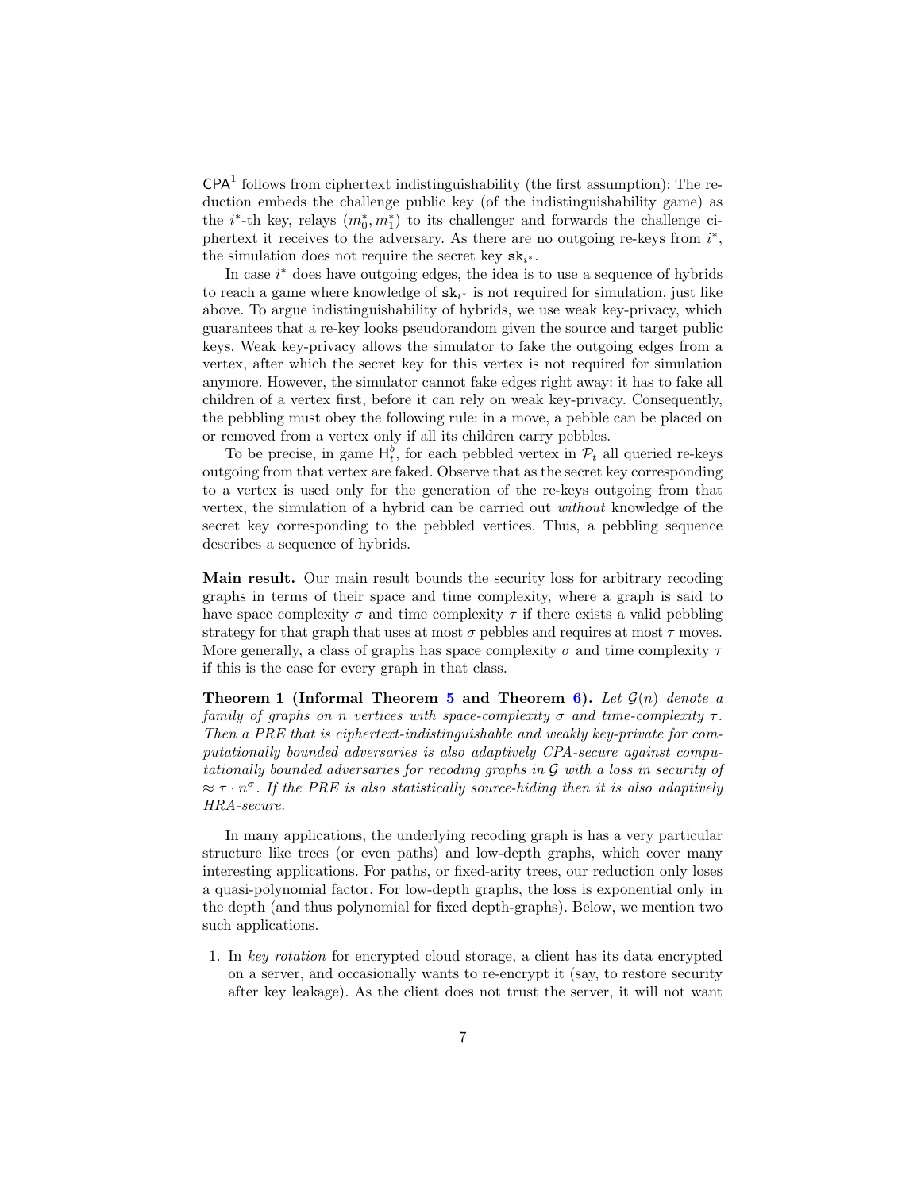$\mathsf{CPA}^1$ follows from ciphertext indistinguishability (the first assumption): The reduction embeds the challenge public key (of the indistinguishability game) as the $i^*$-th key, relays $(m_0^*, m_1^*)$ to its challenger and forwards the challenge ciphertext it receives to the adversary. As there are no outgoing re-keys from $i^*$, the simulation does not require the secret key $\mathtt{sk}_{i^*}$.

In case $i^*$ does have outgoing edges, the idea is to use a sequence of hybrids to reach a game where knowledge of $\mathtt{sk}_{i^*}$ is not required for simulation, just like above. To argue indistinguishability of hybrids, we use weak key-privacy, which guarantees that a re-key looks pseudorandom given the source and target public keys. Weak key-privacy allows the simulator to fake the outgoing edges from a vertex, after which the secret key for this vertex is not required for simulation anymore. However, the simulator cannot fake edges right away: it has to fake all children of a vertex first, before it can rely on weak key-privacy. Consequently, the pebbling must obey the following rule: in a move, a pebble can be placed on or removed from a vertex only if all its children carry pebbles.

To be precise, in game $\mathsf{H}_t^b$, for each pebbled vertex in $\mathcal{P}_t$ all queried re-keys outgoing from that vertex are faked. Observe that as the secret key corresponding to a vertex is used only for the generation of the re-keys outgoing from that vertex, the simulation of a hybrid can be carried out *without* knowledge of the secret key corresponding to the pebbled vertices. Thus, a pebbling sequence describes a sequence of hybrids.

**Main result.** Our main result bounds the security loss for arbitrary recoding graphs in terms of their space and time complexity, where a graph is said to have space complexity $\sigma$ and time complexity $\tau$ if there exists a valid pebbling strategy for that graph that uses at most $\sigma$ pebbles and requires at most $\tau$ moves. More generally, a class of graphs has space complexity $\sigma$ and time complexity $\tau$ if this is the case for every graph in that class.

**Theorem 1 (Informal Theorem 5 and Theorem 6).** *Let $\mathcal{G}(n)$ denote a family of graphs on $n$ vertices with space-complexity $\sigma$ and time-complexity $\tau$. Then a PRE that is ciphertext-indistinguishable and weakly key-private for computationally bounded adversaries is also adaptively CPA-secure against computationally bounded adversaries for recoding graphs in $\mathcal{G}$ with a loss in security of $\approx \tau \cdot n^{\sigma}$. If the PRE is also statistically source-hiding then it is also adaptively HRA-secure.*

In many applications, the underlying recoding graph is has a very particular structure like trees (or even paths) and low-depth graphs, which cover many interesting applications. For paths, or fixed-arity trees, our reduction only loses a quasi-polynomial factor. For low-depth graphs, the loss is exponential only in the depth (and thus polynomial for fixed depth-graphs). Below, we mention two such applications.

1. In *key rotation* for encrypted cloud storage, a client has its data encrypted on a server, and occasionally wants to re-encrypt it (say, to restore security after key leakage). As the client does not trust the server, it will not want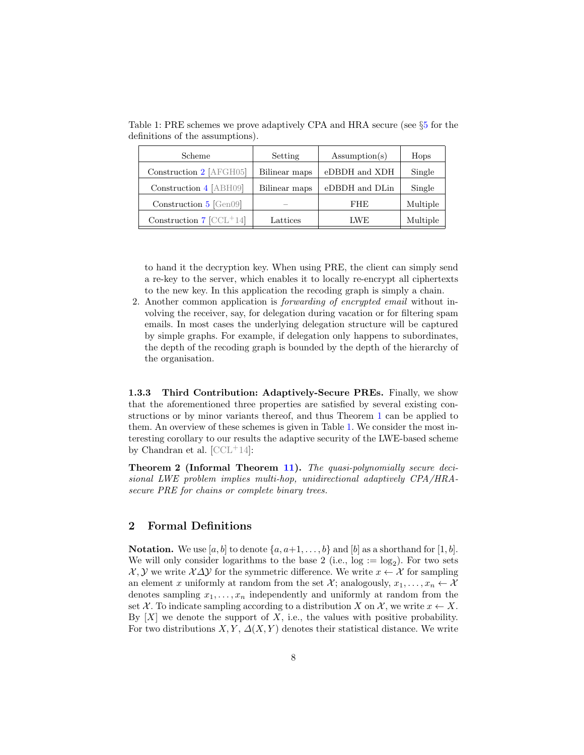Table 1: PRE schemes we prove adaptively CPA and HRA secure (see §5 for the definitions of the assumptions).

| Scheme | Setting | Assumption(s) | Hops |
|---|---|---|---|
| Construction 2 [AFGH05] | Bilinear maps | eDBDH and XDH | Single |
| Construction 4 [ABH09] | Bilinear maps | eDBDH and DLin | Single |
| Construction 5 [Gen09] | – | FHE | Multiple |
| Construction 7 [CCL+14] | Lattices | LWE | Multiple |

to hand it the decryption key. When using PRE, the client can simply send a re-key to the server, which enables it to locally re-encrypt all ciphertexts to the new key. In this application the recoding graph is simply a chain.

2. Another common application is *forwarding of encrypted email* without involving the receiver, say, for delegation during vacation or for filtering spam emails. In most cases the underlying delegation structure will be captured by simple graphs. For example, if delegation only happens to subordinates, the depth of the recoding graph is bounded by the depth of the hierarchy of the organisation.

#### 1.3.3 Third Contribution: Adaptively-Secure PREs.

Finally, we show that the aforementioned three properties are satisfied by several existing constructions or by minor variants thereof, and thus Theorem 1 can be applied to them. An overview of these schemes is given in Table 1. We consider the most interesting corollary to our results the adaptive security of the LWE-based scheme by Chandran et al. [CCL+14]:

**Theorem 2 (Informal Theorem 11).** *The quasi-polynomially secure decisional LWE problem implies multi-hop, unidirectional adaptively CPA/HRA-secure PRE for chains or complete binary trees.*

## 2 Formal Definitions

**Notation.** We use $[a, b]$ to denote $\{a, a+1, \ldots, b\}$ and $[b]$ as a shorthand for $[1, b]$. We will only consider logarithms to the base 2 (i.e., $\log := \log_2$). For two sets $\mathcal{X}, \mathcal{Y}$ we write $\mathcal{X} \Delta \mathcal{Y}$ for the symmetric difference. We write $x \leftarrow \mathcal{X}$ for sampling an element $x$ uniformly at random from the set $\mathcal{X}$; analogously, $x_1, \ldots, x_n \leftarrow \mathcal{X}$ denotes sampling $x_1, \ldots, x_n$ independently and uniformly at random from the set $\mathcal{X}$. To indicate sampling according to a distribution $X$ on $\mathcal{X}$, we write $x \leftarrow X$. By $[X]$ we denote the support of $X$, i.e., the values with positive probability. For two distributions $X, Y$, $\Delta(X, Y)$ denotes their statistical distance. We write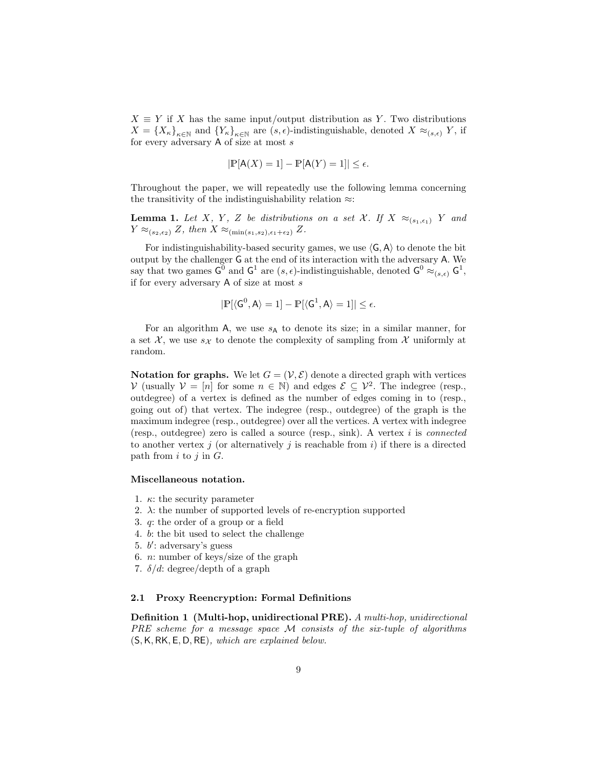$X \equiv Y$ if $X$ has the same input/output distribution as $Y$. Two distributions $X = \{X_\kappa\}_{\kappa \in \mathbb{N}}$ and $\{Y_\kappa\}_{\kappa \in \mathbb{N}}$ are $(s, \epsilon)$-indistinguishable, denoted $X \approx_{(s,\epsilon)} Y$, if for every adversary $\mathsf{A}$ of size at most $s$

$$|\mathbb{P}[\mathsf{A}(X) = 1] - \mathbb{P}[\mathsf{A}(Y) = 1]| \leq \epsilon.$$

Throughout the paper, we will repeatedly use the following lemma concerning the transitivity of the indistinguishability relation $\approx$:

**Lemma 1.** *Let $X$, $Y$, $Z$ be distributions on a set $\mathcal{X}$. If $X \approx_{(s_1,\epsilon_1)} Y$ and $Y \approx_{(s_2,\epsilon_2)} Z$, then $X \approx_{(\min(s_1,s_2),\epsilon_1+\epsilon_2)} Z$.*

For indistinguishability-based security games, we use $\langle \mathsf{G}, \mathsf{A} \rangle$ to denote the bit output by the challenger $\mathsf{G}$ at the end of its interaction with the adversary $\mathsf{A}$. We say that two games $\mathsf{G}^0$ and $\mathsf{G}^1$ are $(s, \epsilon)$-indistinguishable, denoted $\mathsf{G}^0 \approx_{(s,\epsilon)} \mathsf{G}^1$, if for every adversary $\mathsf{A}$ of size at most $s$

$$|\mathbb{P}[\langle \mathsf{G}^0, \mathsf{A} \rangle = 1] - \mathbb{P}[\langle \mathsf{G}^1, \mathsf{A} \rangle = 1]| \leq \epsilon.$$

For an algorithm $\mathsf{A}$, we use $s_{\mathsf{A}}$ to denote its size; in a similar manner, for a set $\mathcal{X}$, we use $s_{\mathcal{X}}$ to denote the complexity of sampling from $\mathcal{X}$ uniformly at random.

**Notation for graphs.** We let $G = (\mathcal{V}, \mathcal{E})$ denote a directed graph with vertices $\mathcal{V}$ (usually $\mathcal{V} = [n]$ for some $n \in \mathbb{N}$) and edges $\mathcal{E} \subseteq \mathcal{V}^2$. The indegree (resp., outdegree) of a vertex is defined as the number of edges coming in to (resp., going out of) that vertex. The indegree (resp., outdegree) of the graph is the maximum indegree (resp., outdegree) over all the vertices. A vertex with indegree (resp., outdegree) zero is called a source (resp., sink). A vertex $i$ is *connected* to another vertex $j$ (or alternatively $j$ is reachable from $i$) if there is a directed path from $i$ to $j$ in $G$.

**Miscellaneous notation.**

1. $\kappa$: the security parameter
2. $\lambda$: the number of supported levels of re-encryption supported
3. $q$: the order of a group or a field
4. $b$: the bit used to select the challenge
5. $b'$: adversary's guess
6. $n$: number of keys/size of the graph
7. $\delta/d$: degree/depth of a graph

### 2.1 Proxy Reencryption: Formal Definitions

**Definition 1 (Multi-hop, unidirectional PRE).** *A multi-hop, unidirectional PRE scheme for a message space $\mathcal{M}$ consists of the six-tuple of algorithms $(\mathsf{S}, \mathsf{K}, \mathsf{RK}, \mathsf{E}, \mathsf{D}, \mathsf{RE})$, which are explained below.*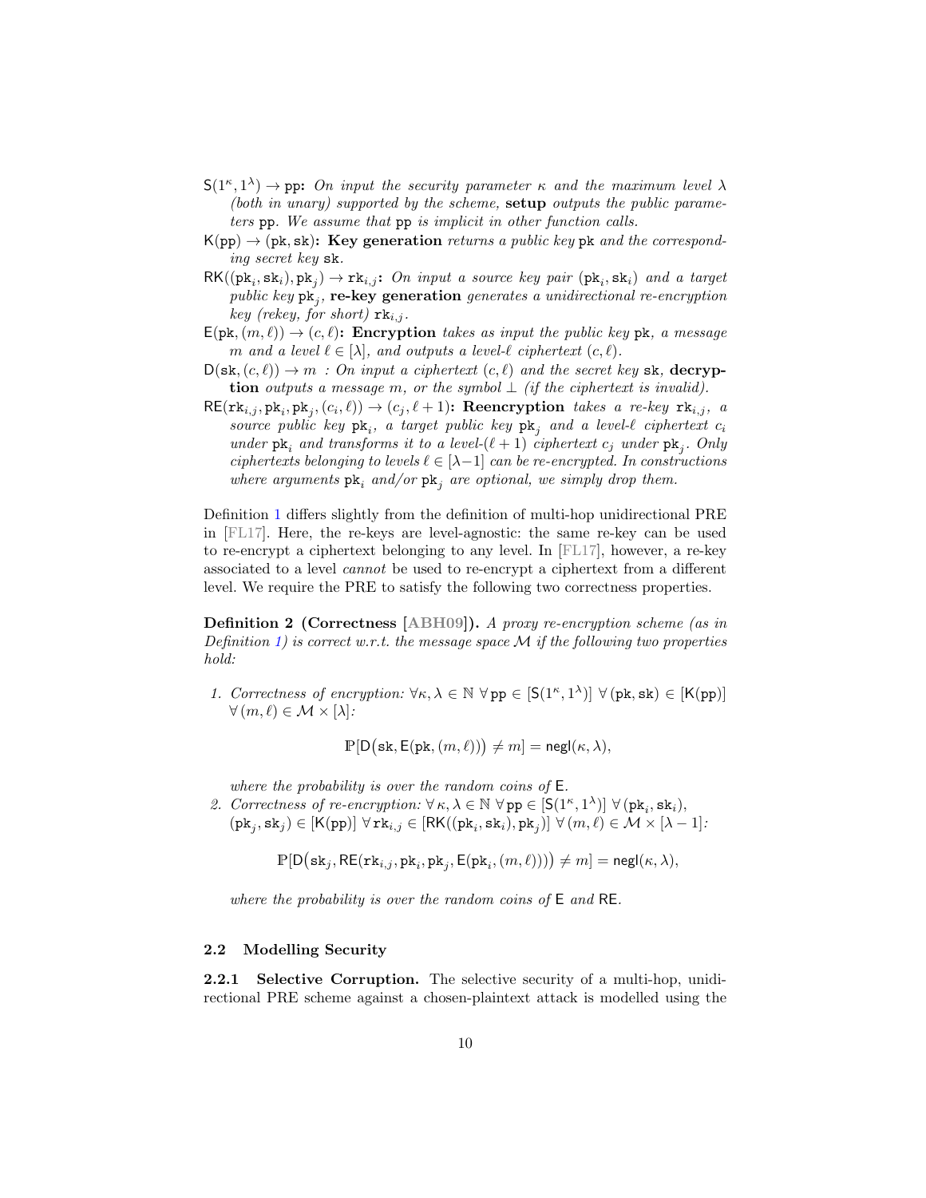- $\mathsf{S}(1^\kappa, 1^\lambda) \to \mathtt{pp}$**:** *On input the security parameter $\kappa$ and the maximum level $\lambda$ (both in unary) supported by the scheme,* **setup** *outputs the public parameters* $\mathtt{pp}$*. We assume that* $\mathtt{pp}$ *is implicit in other function calls.*
- $\mathsf{K}(\mathtt{pp}) \to (\mathtt{pk}, \mathtt{sk})$**: Key generation** *returns a public key* $\mathtt{pk}$ *and the corresponding secret key* $\mathtt{sk}$*.*
- $\mathsf{RK}((\mathtt{pk}_i, \mathtt{sk}_i), \mathtt{pk}_j) \to \mathtt{rk}_{i,j}$**:** *On input a source key pair* $(\mathtt{pk}_i, \mathtt{sk}_i)$ *and a target public key* $\mathtt{pk}_j$*,* **re-key generation** *generates a unidirectional re-encryption key (rekey, for short)* $\mathtt{rk}_{i,j}$*.*
- $\mathsf{E}(\mathtt{pk}, (m, \ell)) \to (c, \ell)$**: Encryption** *takes as input the public key* $\mathtt{pk}$*, a message* $m$ *and a level* $\ell \in [\lambda]$*, and outputs a level-*$\ell$ *ciphertext* $(c, \ell)$*.*
- $\mathsf{D}(\mathtt{sk}, (c, \ell)) \to m$ **:** *On input a ciphertext* $(c, \ell)$ *and the secret key* $\mathtt{sk}$*,* **decryption** *outputs a message* $m$*, or the symbol* $\perp$ *(if the ciphertext is invalid).*
- $\mathsf{RE}(\mathtt{rk}_{i,j}, \mathtt{pk}_i, \mathtt{pk}_j, (c_i, \ell)) \to (c_j, \ell + 1)$**: Reencryption** *takes a re-key* $\mathtt{rk}_{i,j}$*, a source public key* $\mathtt{pk}_i$*, a target public key* $\mathtt{pk}_j$ *and a level-*$\ell$ *ciphertext* $c_i$ *under* $\mathtt{pk}_i$ *and transforms it to a level-*$(\ell + 1)$ *ciphertext* $c_j$ *under* $\mathtt{pk}_j$*. Only ciphertexts belonging to levels* $\ell \in [\lambda - 1]$ *can be re-encrypted. In constructions where arguments* $\mathtt{pk}_i$ *and/or* $\mathtt{pk}_j$ *are optional, we simply drop them.*

Definition 1 differs slightly from the definition of multi-hop unidirectional PRE in [FL17]. Here, the re-keys are level-agnostic: the same re-key can be used to re-encrypt a ciphertext belonging to any level. In [FL17], however, a re-key associated to a level *cannot* be used to re-encrypt a ciphertext from a different level. We require the PRE to satisfy the following two correctness properties.

**Definition 2 (Correctness [ABH09]).** *A proxy re-encryption scheme (as in Definition 1) is correct w.r.t. the message space* $\mathcal{M}$ *if the following two properties hold:*

1. *Correctness of encryption:* $\forall \kappa, \lambda \in \mathbb{N}\ \forall\, \mathtt{pp} \in [\mathsf{S}(1^\kappa, 1^\lambda)]\ \forall\, (\mathtt{pk}, \mathtt{sk}) \in [\mathsf{K}(\mathtt{pp})]\ \forall\, (m, \ell) \in \mathcal{M} \times [\lambda]$*:*
$$\mathbb{P}[\mathsf{D}\big(\mathtt{sk}, \mathsf{E}(\mathtt{pk}, (m, \ell))\big) \neq m] = \mathsf{negl}(\kappa, \lambda),$$
*where the probability is over the random coins of* $\mathsf{E}$*.*
2. *Correctness of re-encryption:* $\forall\, \kappa, \lambda \in \mathbb{N}\ \forall\, \mathtt{pp} \in [\mathsf{S}(1^\kappa, 1^\lambda)]\ \forall\, (\mathtt{pk}_i, \mathtt{sk}_i)$*,* $(\mathtt{pk}_j, \mathtt{sk}_j) \in [\mathsf{K}(\mathtt{pp})]\ \forall\, \mathtt{rk}_{i,j} \in [\mathsf{RK}((\mathtt{pk}_i, \mathtt{sk}_i), \mathtt{pk}_j)]\ \forall\, (m, \ell) \in \mathcal{M} \times [\lambda - 1]$*:*
$$\mathbb{P}[\mathsf{D}\big(\mathtt{sk}_j, \mathsf{RE}(\mathtt{rk}_{i,j}, \mathtt{pk}_i, \mathtt{pk}_j, \mathsf{E}(\mathtt{pk}_i, (m, \ell)))\big) \neq m] = \mathsf{negl}(\kappa, \lambda),$$
*where the probability is over the random coins of* $\mathsf{E}$ *and* $\mathsf{RE}$*.*

### 2.2 Modelling Security

**2.2.1 Selective Corruption.** The selective security of a multi-hop, unidirectional PRE scheme against a chosen-plaintext attack is modelled using the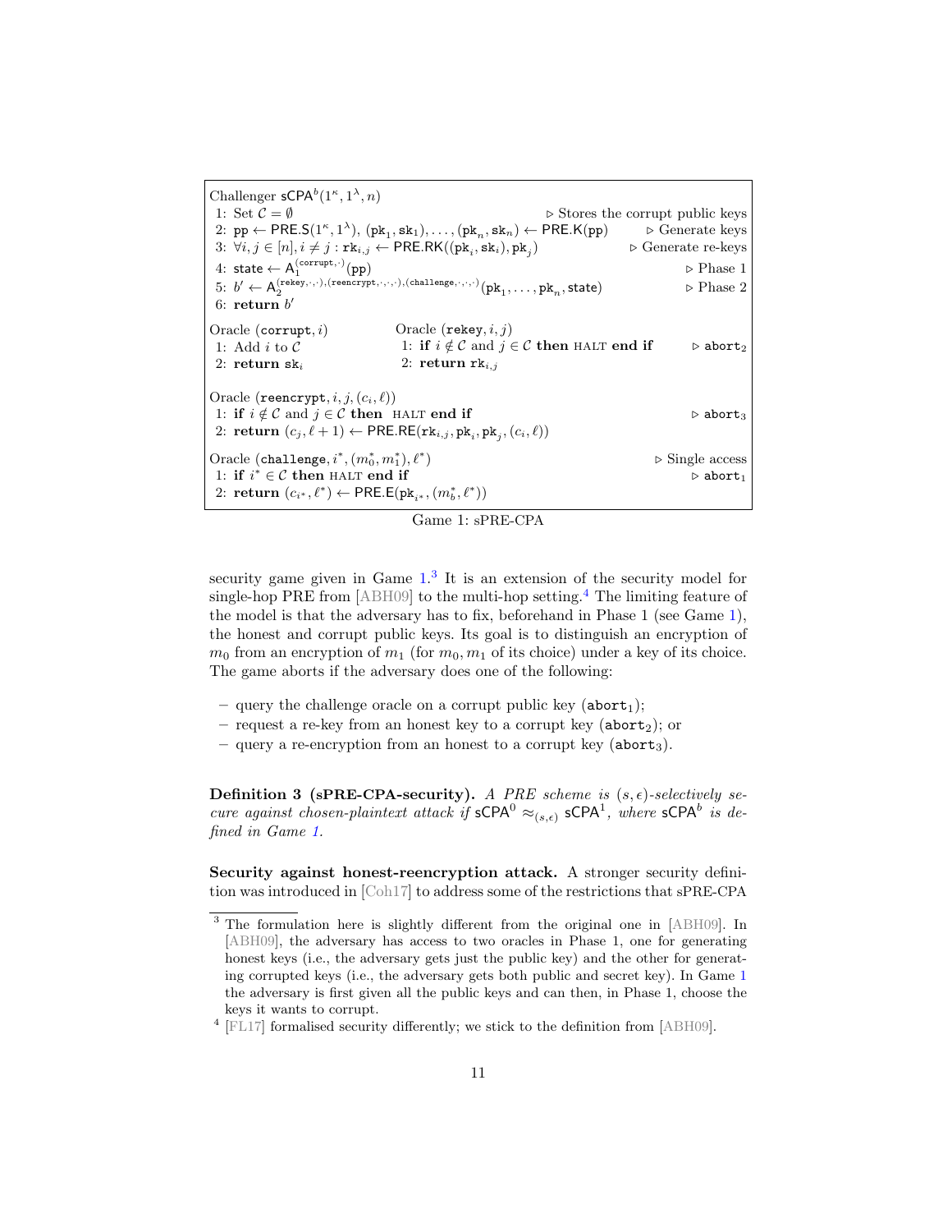```
Challenger sCPA^b(1^κ, 1^λ, n)
 1: Set C = ∅                                                    ▷ Stores the corrupt public keys
 2: pp ← PRE.S(1^κ, 1^λ), (pk_1, sk_1), ..., (pk_n, sk_n) ← PRE.K(pp)     ▷ Generate keys
 3: ∀i, j ∈ [n], i ≠ j : rk_{i,j} ← PRE.RK((pk_i, sk_i), pk_j)           ▷ Generate re-keys
 4: state ← A_1^{(corrupt,·)}(pp)                                          ▷ Phase 1
 5: b' ← A_2^{(rekey,·,·),(reencrypt,·,·,·),(challenge,·,·,·)}(pk_1, ..., pk_n, state)   ▷ Phase 2
 6: return b'

Oracle (corrupt, i)              Oracle (rekey, i, j)
 1: Add i to C                    1: if i ∉ C and j ∈ C then HALT end if       ▷ abort_2
 2: return sk_i                   2: return rk_{i,j}

Oracle (reencrypt, i, j, (c_i, ℓ))
 1: if i ∉ C and j ∈ C then HALT end if                                    ▷ abort_3
 2: return (c_j, ℓ + 1) ← PRE.RE(rk_{i,j}, pk_i, pk_j, (c_i, ℓ))

Oracle (challenge, i*, (m*_0, m*_1), ℓ*)                                    ▷ Single access
 1: if i* ∈ C then HALT end if                                             ▷ abort_1
 2: return (c_{i*}, ℓ*) ← PRE.E(pk_{i*}, (m*_b, ℓ*))
```

Game 1: sPRE-CPA

security game given in Game 1.[3] It is an extension of the security model for single-hop PRE from [ABH09] to the multi-hop setting.[4] The limiting feature of the model is that the adversary has to fix, beforehand in Phase 1 (see Game 1), the honest and corrupt public keys. Its goal is to distinguish an encryption of $m_0$ from an encryption of $m_1$ (for $m_0, m_1$ of its choice) under a key of its choice. The game aborts if the adversary does one of the following:

- query the challenge oracle on a corrupt public key ($\mathtt{abort}_1$);
- request a re-key from an honest key to a corrupt key ($\mathtt{abort}_2$); or
- query a re-encryption from an honest to a corrupt key ($\mathtt{abort}_3$).

**Definition 3 (sPRE-CPA-security).** *A PRE scheme is $(s, \epsilon)$-selectively secure against chosen-plaintext attack if $\mathsf{sCPA}^0 \approx_{(s,\epsilon)} \mathsf{sCPA}^1$, where $\mathsf{sCPA}^b$ is defined in Game 1.*

**Security against honest-reencryption attack.** A stronger security definition was introduced in [Coh17] to address some of the restrictions that sPRE-CPA

[3] The formulation here is slightly different from the original one in [ABH09]. In [ABH09], the adversary has access to two oracles in Phase 1, one for generating honest keys (i.e., the adversary gets just the public key) and the other for generating corrupted keys (i.e., the adversary gets both public and secret key). In Game 1 the adversary is first given all the public keys and can then, in Phase 1, choose the keys it wants to corrupt.

[4] [FL17] formalised security differently; we stick to the definition from [ABH09].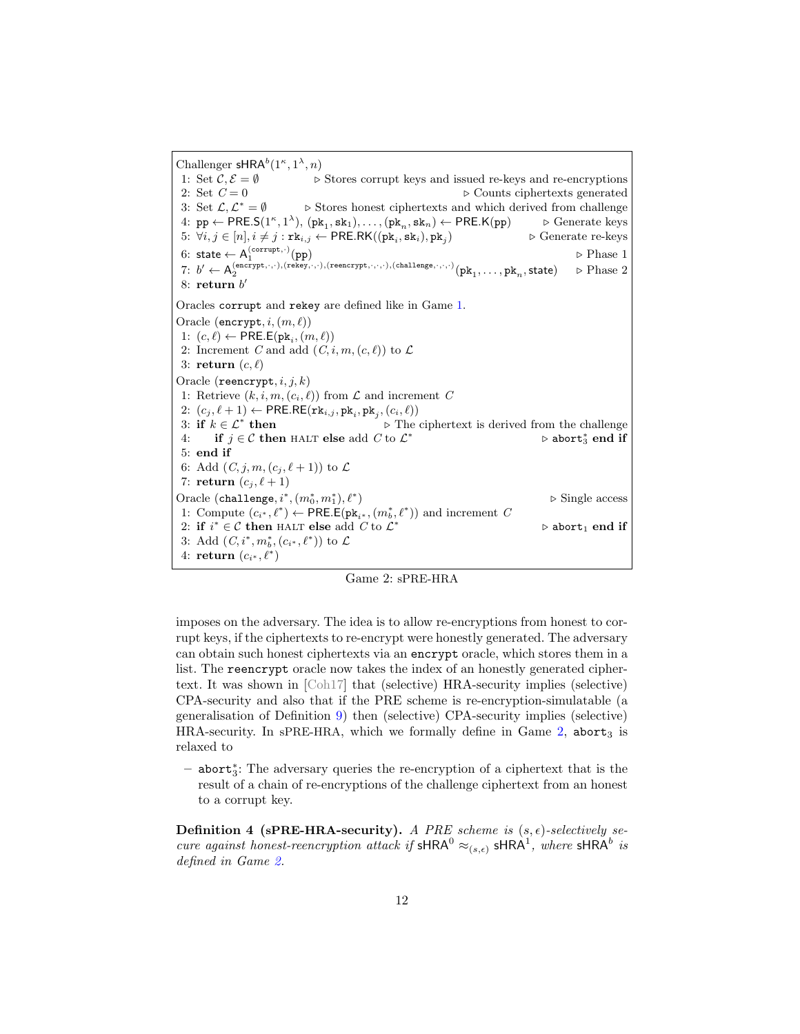Challenger $\mathsf{sHRA}^b(1^\kappa, 1^\lambda, n)$

1: Set $\mathcal{C}, \mathcal{E} = \emptyset$ ▷ Stores corrupt keys and issued re-keys and re-encryptions
2: Set $C = 0$ ▷ Counts ciphertexts generated
3: Set $\mathcal{L}, \mathcal{L}^* = \emptyset$ ▷ Stores honest ciphertexts and which derived from challenge
4: $\mathtt{pp} \leftarrow \mathsf{PRE.S}(1^\kappa, 1^\lambda)$, $(\mathtt{pk}_1, \mathtt{sk}_1), \ldots, (\mathtt{pk}_n, \mathtt{sk}_n) \leftarrow \mathsf{PRE.K}(\mathtt{pp})$ ▷ Generate keys
5: $\forall i, j \in [n], i \neq j : \mathtt{rk}_{i,j} \leftarrow \mathsf{PRE.RK}((\mathtt{pk}_i, \mathtt{sk}_i), \mathtt{pk}_j)$ ▷ Generate re-keys
6: $\mathsf{state} \leftarrow \mathsf{A}_1^{(\mathtt{corrupt},\cdot)}(\mathtt{pp})$ ▷ Phase 1
7: $b' \leftarrow \mathsf{A}_2^{(\mathtt{encrypt},\cdot,\cdot),(\mathtt{rekey},\cdot,\cdot),(\mathtt{reencrypt},\cdot,\cdot,\cdot),(\mathtt{challenge},\cdot,\cdot,\cdot)}(\mathtt{pk}_1, \ldots, \mathtt{pk}_n, \mathsf{state})$ ▷ Phase 2
8: **return** $b'$

Oracles `corrupt` and `rekey` are defined like in Game 1.

Oracle (`encrypt`, $i, (m, \ell)$)
1: $(c, \ell) \leftarrow \mathsf{PRE.E}(\mathtt{pk}_i, (m, \ell))$
2: Increment $C$ and add $(C, i, m, (c, \ell))$ to $\mathcal{L}$
3: **return** $(c, \ell)$

Oracle (`reencrypt`, $i, j, k$)
1: Retrieve $(k, i, m, (c_i, \ell))$ from $\mathcal{L}$ and increment $C$
2: $(c_j, \ell + 1) \leftarrow \mathsf{PRE.RE}(\mathtt{rk}_{i,j}, \mathtt{pk}_i, \mathtt{pk}_j, (c_i, \ell))$
3: **if** $k \in \mathcal{L}^*$ **then** ▷ The ciphertext is derived from the challenge
4: **if** $j \in \mathcal{C}$ **then** HALT **else** add $C$ to $\mathcal{L}^*$ ▷ $\mathtt{abort}_3^*$ **end if**
5: **end if**
6: Add $(C, j, m, (c_j, \ell + 1))$ to $\mathcal{L}$
7: **return** $(c_j, \ell + 1)$

Oracle (`challenge`, $i^*, (m_0^*, m_1^*), \ell^*$) ▷ Single access
1: Compute $(c_{i^*}, \ell^*) \leftarrow \mathsf{PRE.E}(\mathtt{pk}_{i^*}, (m_b^*, \ell^*))$ and increment $C$
2: **if** $i^* \in \mathcal{C}$ **then** HALT **else** add $C$ to $\mathcal{L}^*$ ▷ $\mathtt{abort}_1$ **end if**
3: Add $(C, i^*, m_b^*, (c_{i^*}, \ell^*))$ to $\mathcal{L}$
4: **return** $(c_{i^*}, \ell^*)$

Game 2: sPRE-HRA

imposes on the adversary. The idea is to allow re-encryptions from honest to corrupt keys, if the ciphertexts to re-encrypt were honestly generated. The adversary can obtain such honest ciphertexts via an `encrypt` oracle, which stores them in a list. The `reencrypt` oracle now takes the index of an honestly generated ciphertext. It was shown in [Coh17] that (selective) HRA-security implies (selective) CPA-security and also that if the PRE scheme is re-encryption-simulatable (a generalisation of Definition 9) then (selective) CPA-security implies (selective) HRA-security. In sPRE-HRA, which we formally define in Game 2, $\mathtt{abort}_3$ is relaxed to

- $\mathtt{abort}_3^*$: The adversary queries the re-encryption of a ciphertext that is the result of a chain of re-encryptions of the challenge ciphertext from an honest to a corrupt key.

**Definition 4 (sPRE-HRA-security).** *A PRE scheme is $(s, \epsilon)$-selectively secure against honest-reencryption attack if $\mathsf{sHRA}^0 \approx_{(s,\epsilon)} \mathsf{sHRA}^1$, where $\mathsf{sHRA}^b$ is defined in Game 2.*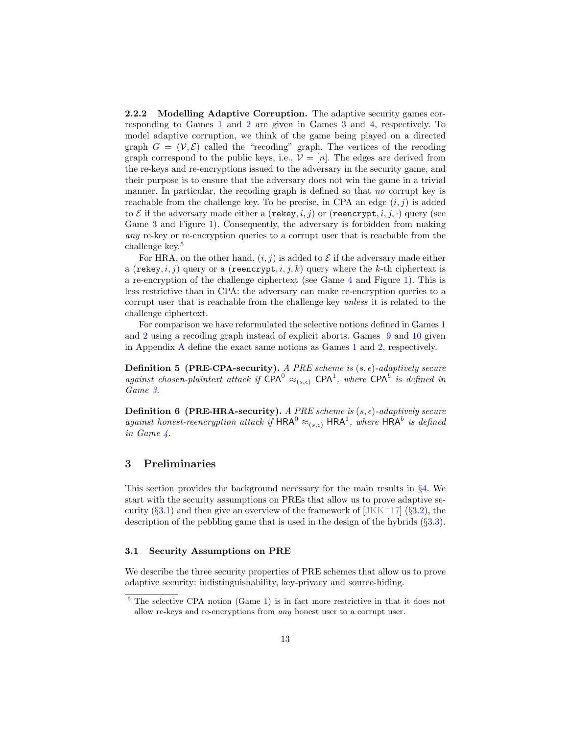#### 2.2.2 Modelling Adaptive Corruption.

The adaptive security games corresponding to Games 1 and 2 are given in Games 3 and 4, respectively. To model adaptive corruption, we think of the game being played on a directed graph $G = (\mathcal{V}, \mathcal{E})$ called the "recoding" graph. The vertices of the recoding graph correspond to the public keys, i.e., $\mathcal{V} = [n]$. The edges are derived from the re-keys and re-encryptions issued to the adversary in the security game, and their purpose is to ensure that the adversary does not win the game in a trivial manner. In particular, the recoding graph is defined so that *no* corrupt key is reachable from the challenge key. To be precise, in CPA an edge $(i, j)$ is added to $\mathcal{E}$ if the adversary made either a $(\texttt{rekey}, i, j)$ or $(\texttt{reencrypt}, i, j, \cdot)$ query (see Game 3 and Figure 1). Consequently, the adversary is forbidden from making *any* re-key or re-encryption queries to a corrupt user that is reachable from the challenge key.[5]

For HRA, on the other hand, $(i, j)$ is added to $\mathcal{E}$ if the adversary made either a $(\texttt{rekey}, i, j)$ query or a $(\texttt{reencrypt}, i, j, k)$ query where the $k$-th ciphertext is a re-encryption of the challenge ciphertext (see Game 4 and Figure 1). This is less restrictive than in CPA: the adversary can make re-encryption queries to a corrupt user that is reachable from the challenge key *unless* it is related to the challenge ciphertext.

For comparison we have reformulated the selective notions defined in Games 1 and 2 using a recoding graph instead of explicit aborts. Games 9 and 10 given in Appendix A define the exact same notions as Games 1 and 2, respectively.

**Definition 5 (PRE-CPA-security).** *A PRE scheme is $(s, \epsilon)$-adaptively secure against chosen-plaintext attack if $\mathsf{CPA}^0 \approx_{(s,\epsilon)} \mathsf{CPA}^1$, where $\mathsf{CPA}^b$ is defined in Game 3.*

**Definition 6 (PRE-HRA-security).** *A PRE scheme is $(s, \epsilon)$-adaptively secure against honest-reencryption attack if $\mathsf{HRA}^0 \approx_{(s,\epsilon)} \mathsf{HRA}^1$, where $\mathsf{HRA}^b$ is defined in Game 4.*

## 3 Preliminaries

This section provides the background necessary for the main results in §4. We start with the security assumptions on PREs that allow us to prove adaptive security (§3.1) and then give an overview of the framework of [JKK+17] (§3.2), the description of the pebbling game that is used in the design of the hybrids (§3.3).

### 3.1 Security Assumptions on PRE

We describe the three security properties of PRE schemes that allow us to prove adaptive security: indistinguishability, key-privacy and source-hiding.

[5] The selective CPA notion (Game 1) is in fact more restrictive in that it does not allow re-keys and re-encryptions from *any* honest user to a corrupt user.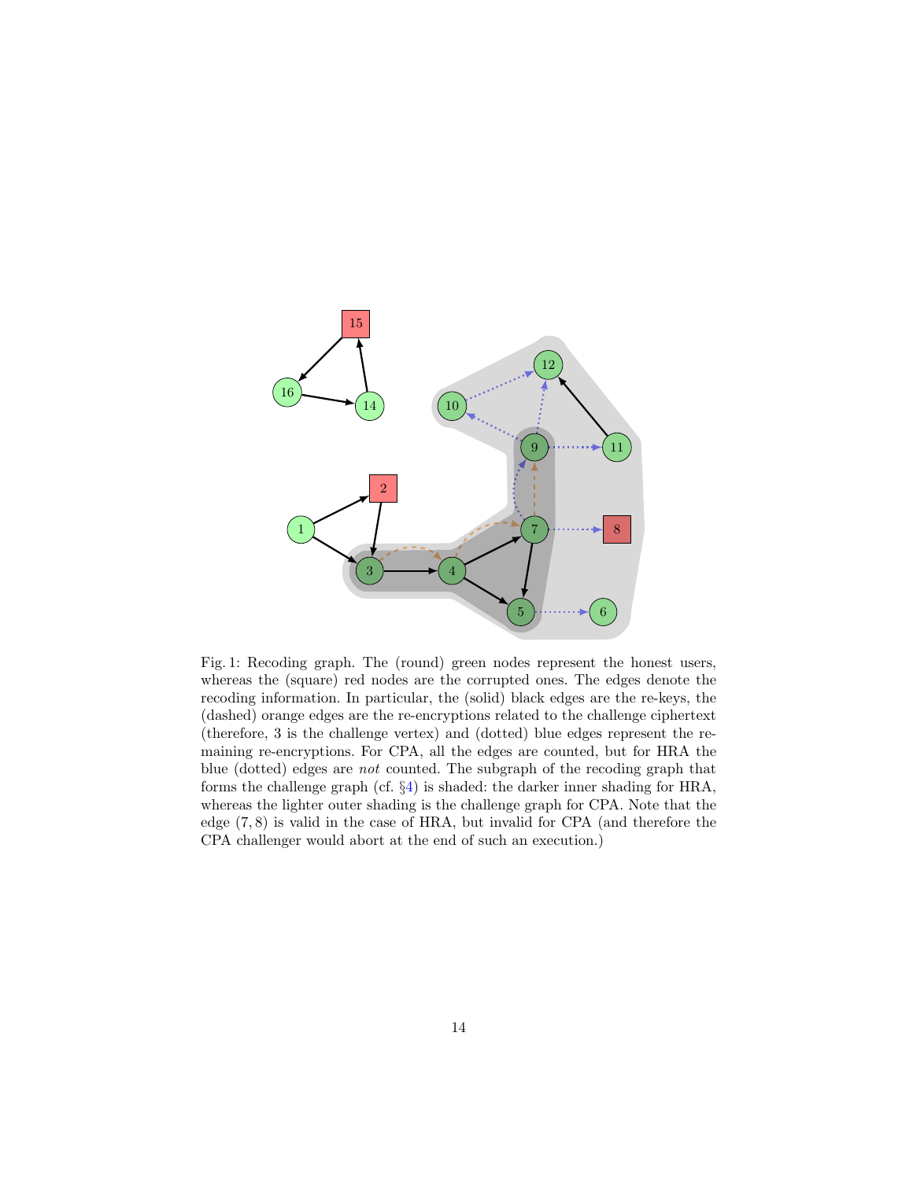Fig. 1: Recoding graph. The (round) green nodes represent the honest users, whereas the (square) red nodes are the corrupted ones. The edges denote the recoding information. In particular, the (solid) black edges are the re-keys, the (dashed) orange edges are the re-encryptions related to the challenge ciphertext (therefore, 3 is the challenge vertex) and (dotted) blue edges represent the remaining re-encryptions. For CPA, all the edges are counted, but for HRA the blue (dotted) edges are *not* counted. The subgraph of the recoding graph that forms the challenge graph (cf. §4) is shaded: the darker inner shading for HRA, whereas the lighter outer shading is the challenge graph for CPA. Note that the edge $(7, 8)$ is valid in the case of HRA, but invalid for CPA (and therefore the CPA challenger would abort at the end of such an execution.)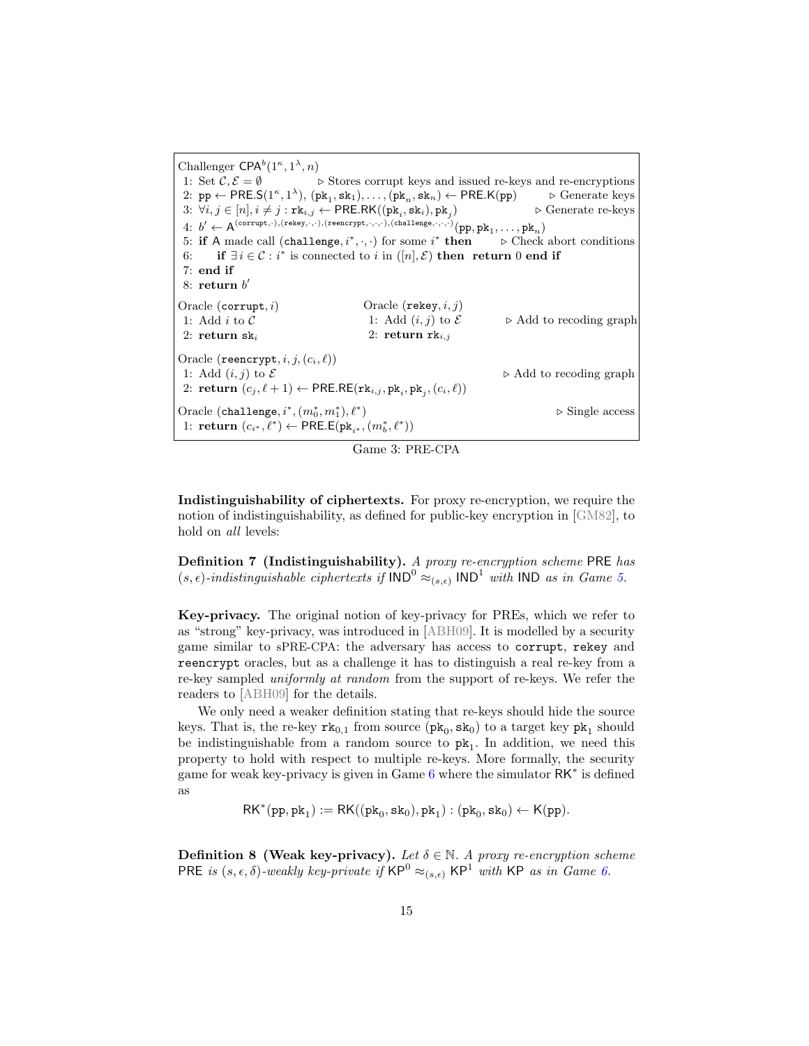```
Challenger CPA^b(1^κ, 1^λ, n)
 1: Set C, E = ∅                          ▷ Stores corrupt keys and issued re-keys and re-encryptions
 2: pp ← PRE.S(1^κ, 1^λ), (pk_1, sk_1), ..., (pk_n, sk_n) ← PRE.K(pp)        ▷ Generate keys
 3: ∀i, j ∈ [n], i ≠ j : rk_{i,j} ← PRE.RK((pk_i, sk_i), pk_j)              ▷ Generate re-keys
 4: b' ← A^{(corrupt,·),(rekey,·,·),(reencrypt,·,·,·),(challenge,·,·,·)}(pp, pk_1, ..., pk_n)
 5: if A made call (challenge, i*, ·, ·) for some i* then     ▷ Check abort conditions
 6:     if ∃ i ∈ C : i* is connected to i in ([n], E) then return 0 end if
 7: end if
 8: return b'

Oracle (corrupt, i)                Oracle (rekey, i, j)
 1: Add i to C                       1: Add (i, j) to E          ▷ Add to recoding graph
 2: return sk_i                      2: return rk_{i,j}

Oracle (reencrypt, i, j, (c_i, ℓ))
 1: Add (i, j) to E                                               ▷ Add to recoding graph
 2: return (c_j, ℓ + 1) ← PRE.RE(rk_{i,j}, pk_i, pk_j, (c_i, ℓ))

Oracle (challenge, i*, (m*_0, m*_1), ℓ*)                          ▷ Single access
 1: return (c_{i*}, ℓ*) ← PRE.E(pk_{i*}, (m*_b, ℓ*))
```

Game 3: PRE-CPA

**Indistinguishability of ciphertexts.** For proxy re-encryption, we require the notion of indistinguishability, as defined for public-key encryption in [GM82], to hold on *all* levels:

**Definition 7 (Indistinguishability).** *A proxy re-encryption scheme* PRE *has* $(s, \epsilon)$*-indistinguishable ciphertexts if* $\mathsf{IND}^0 \approx_{(s,\epsilon)} \mathsf{IND}^1$ *with* IND *as in Game 5.*

**Key-privacy.** The original notion of key-privacy for PREs, which we refer to as "strong" key-privacy, was introduced in [ABH09]. It is modelled by a security game similar to sPRE-CPA: the adversary has access to `corrupt`, `rekey` and `reencrypt` oracles, but as a challenge it has to distinguish a real re-key from a re-key sampled *uniformly at random* from the support of re-keys. We refer the readers to [ABH09] for the details.

We only need a weaker definition stating that re-keys should hide the source keys. That is, the re-key $\mathtt{rk}_{0,1}$ from source $(\mathtt{pk}_0, \mathtt{sk}_0)$ to a target key $\mathtt{pk}_1$ should be indistinguishable from a random source to $\mathtt{pk}_1$. In addition, we need this property to hold with respect to multiple re-keys. More formally, the security game for weak key-privacy is given in Game 6 where the simulator $\mathsf{RK}^*$ is defined as

$$\mathsf{RK}^*(\mathtt{pp}, \mathtt{pk}_1) := \mathsf{RK}((\mathtt{pk}_0, \mathtt{sk}_0), \mathtt{pk}_1) : (\mathtt{pk}_0, \mathtt{sk}_0) \leftarrow \mathsf{K}(\mathtt{pp}).$$

**Definition 8 (Weak key-privacy).** *Let* $\delta \in \mathbb{N}$*. A proxy re-encryption scheme* PRE *is* $(s, \epsilon, \delta)$*-weakly key-private if* $\mathsf{KP}^0 \approx_{(s,\epsilon)} \mathsf{KP}^1$ *with* KP *as in Game 6.*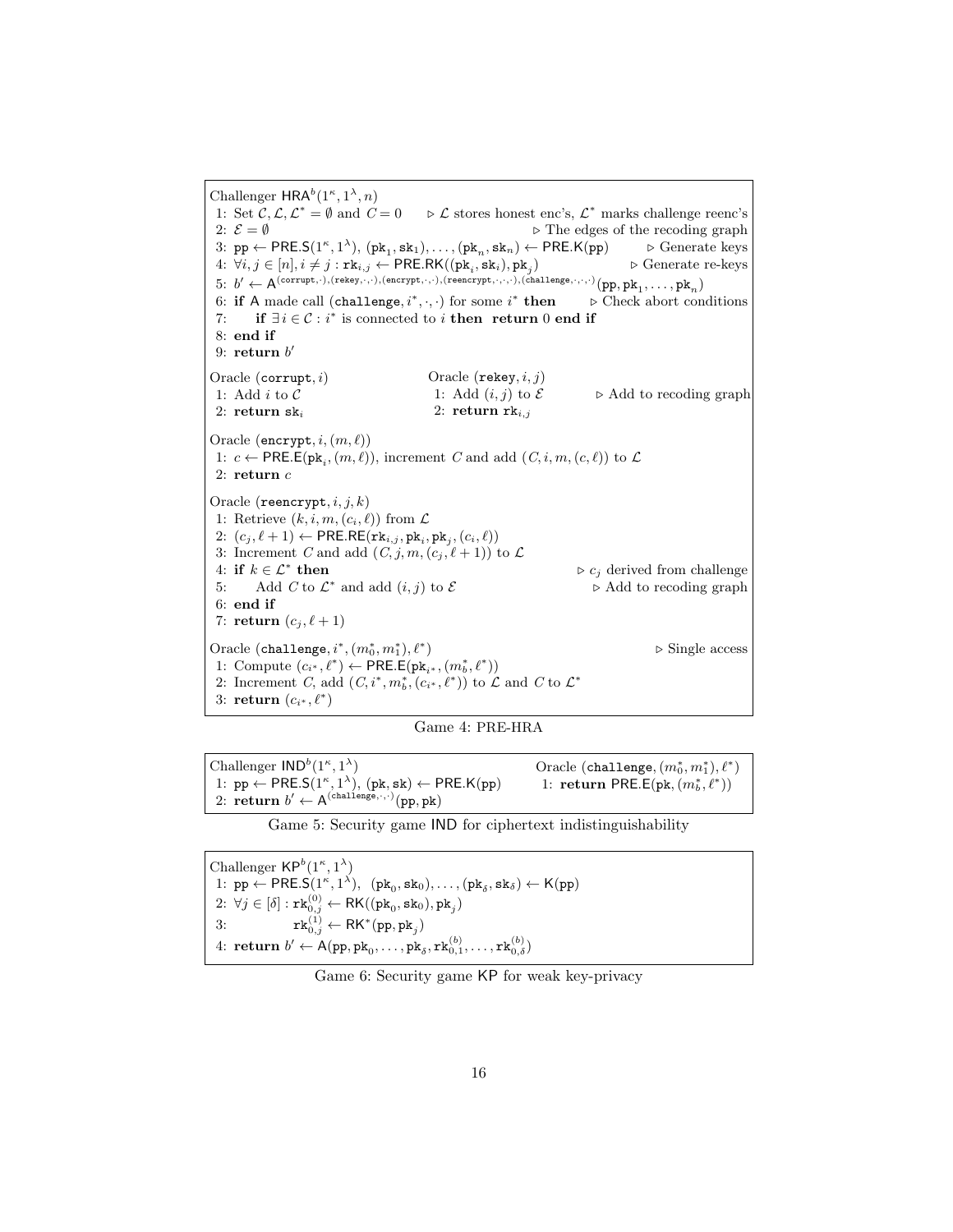```
Challenger HRA^b(1^κ, 1^λ, n)
1: Set C, L, L* = ∅ and C = 0          ▷ L stores honest enc's, L* marks challenge reenc's
2: E = ∅                                              ▷ The edges of the recoding graph
3: pp ← PRE.S(1^κ, 1^λ), (pk_1, sk_1), ..., (pk_n, sk_n) ← PRE.K(pp)       ▷ Generate keys
4: ∀i, j ∈ [n], i ≠ j : rk_{i,j} ← PRE.RK((pk_i, sk_i), pk_j)              ▷ Generate re-keys
5: b' ← A^{(corrupt,·),(rekey,·,·),(encrypt,·,·),(reencrypt,·,·,·),(challenge,·,·,·)}(pp, pk_1, ..., pk_n)
6: if A made call (challenge, i*, ·, ·) for some i* then        ▷ Check abort conditions
7:     if ∃i ∈ C : i* is connected to i then return 0 end if
8: end if
9: return b'

Oracle (corrupt, i)                 Oracle (rekey, i, j)
1: Add i to C                       1: Add (i, j) to E          ▷ Add to recoding graph
2: return sk_i                      2: return rk_{i,j}

Oracle (encrypt, i, (m, ℓ))
1: c ← PRE.E(pk_i, (m, ℓ)), increment C and add (C, i, m, (c, ℓ)) to L
2: return c

Oracle (reencrypt, i, j, k)
1: Retrieve (k, i, m, (c_i, ℓ)) from L
2: (c_j, ℓ + 1) ← PRE.RE(rk_{i,j}, pk_i, pk_j, (c_i, ℓ))
3: Increment C and add (C, j, m, (c_j, ℓ + 1)) to L
4: if k ∈ L* then                                   ▷ c_j derived from challenge
5:     Add C to L* and add (i, j) to E               ▷ Add to recoding graph
6: end if
7: return (c_j, ℓ + 1)

Oracle (challenge, i*, (m*_0, m*_1), ℓ*)                         ▷ Single access
1: Compute (c_{i*}, ℓ*) ← PRE.E(pk_{i*}, (m*_b, ℓ*))
2: Increment C, add (C, i*, m*_b, (c_{i*}, ℓ*)) to L and C to L*
3: return (c_{i*}, ℓ*)
```

Game 4: PRE-HRA

```
Challenger IND^b(1^κ, 1^λ)                                  Oracle (challenge, (m*_0, m*_1), ℓ*)
1: pp ← PRE.S(1^κ, 1^λ), (pk, sk) ← PRE.K(pp)               1: return PRE.E(pk, (m*_b, ℓ*))
2: return b' ← A^{(challenge,·,·)}(pp, pk)
```

Game 5: Security game IND for ciphertext indistinguishability

```
Challenger KP^b(1^κ, 1^λ)
1: pp ← PRE.S(1^κ, 1^λ),  (pk_0, sk_0), ..., (pk_δ, sk_δ) ← K(pp)
2: ∀j ∈ [δ] : rk^{(0)}_{0,j} ← RK((pk_0, sk_0), pk_j)
3:            rk^{(1)}_{0,j} ← RK*(pp, pk_j)
4: return b' ← A(pp, pk_0, ..., pk_δ, rk^{(b)}_{0,1}, ..., rk^{(b)}_{0,δ})
```

Game 6: Security game KP for weak key-privacy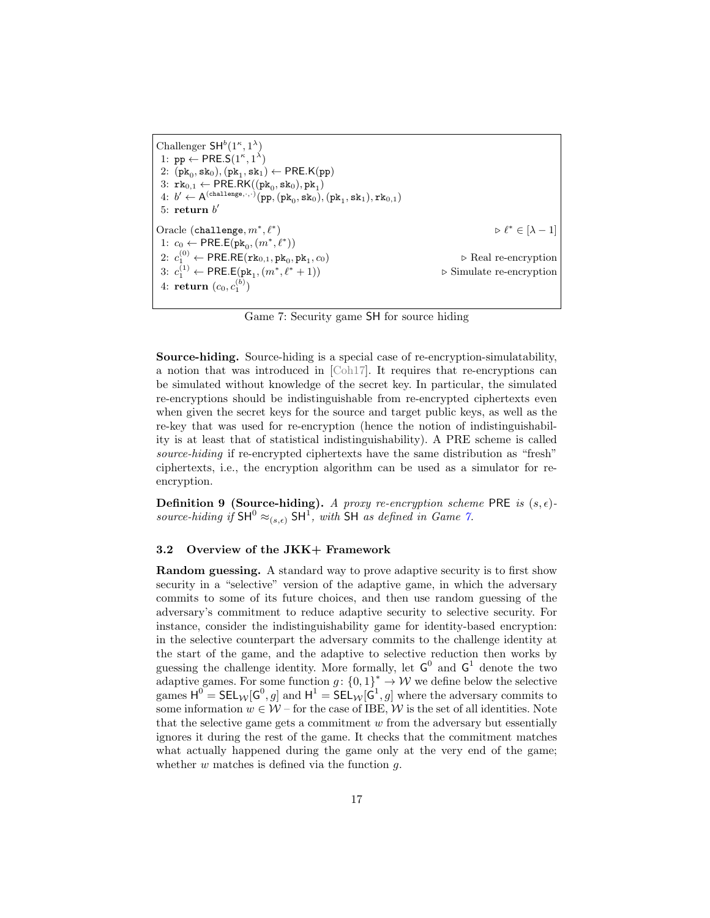```
Challenger SH^b(1^κ, 1^λ)
1: pp ← PRE.S(1^κ, 1^λ)
2: (pk_0, sk_0), (pk_1, sk_1) ← PRE.K(pp)
3: rk_{0,1} ← PRE.RK((pk_0, sk_0), pk_1)
4: b' ← A^(challenge,·,·)(pp, (pk_0, sk_0), (pk_1, sk_1), rk_{0,1})
5: return b'

Oracle (challenge, m*, ℓ*)                              ▷ ℓ* ∈ [λ − 1]
1: c_0 ← PRE.E(pk_0, (m*, ℓ*))
2: c_1^(0) ← PRE.RE(rk_{0,1}, pk_0, pk_1, c_0)           ▷ Real re-encryption
3: c_1^(1) ← PRE.E(pk_1, (m*, ℓ* + 1))                  ▷ Simulate re-encryption
4: return (c_0, c_1^(b))
```

Game 7: Security game $\mathsf{SH}$ for source hiding

**Source-hiding.** Source-hiding is a special case of re-encryption-simulatability, a notion that was introduced in [Coh17]. It requires that re-encryptions can be simulated without knowledge of the secret key. In particular, the simulated re-encryptions should be indistinguishable from re-encrypted ciphertexts even when given the secret keys for the source and target public keys, as well as the re-key that was used for re-encryption (hence the notion of indistinguishability is at least that of statistical indistinguishability). A PRE scheme is called *source-hiding* if re-encrypted ciphertexts have the same distribution as "fresh" ciphertexts, i.e., the encryption algorithm can be used as a simulator for re-encryption.

**Definition 9 (Source-hiding).** *A proxy re-encryption scheme* $\mathsf{PRE}$ *is* $(s, \epsilon)$*-source-hiding if* $\mathsf{SH}^0 \approx_{(s,\epsilon)} \mathsf{SH}^1$*, with* $\mathsf{SH}$ *as defined in Game 7.*

### 3.2 Overview of the JKK+ Framework

**Random guessing.** A standard way to prove adaptive security is to first show security in a "selective" version of the adaptive game, in which the adversary commits to some of its future choices, and then use random guessing of the adversary's commitment to reduce adaptive security to selective security. For instance, consider the indistinguishability game for identity-based encryption: in the selective counterpart the adversary commits to the challenge identity at the start of the game, and the adaptive to selective reduction then works by guessing the challenge identity. More formally, let $\mathsf{G}^0$ and $\mathsf{G}^1$ denote the two adaptive games. For some function $g\colon \{0,1\}^* \to \mathcal{W}$ we define below the selective games $\mathsf{H}^0 = \mathsf{SEL}_{\mathcal{W}}[\mathsf{G}^0, g]$ and $\mathsf{H}^1 = \mathsf{SEL}_{\mathcal{W}}[\mathsf{G}^1, g]$ where the adversary commits to some information $w \in \mathcal{W}$ – for the case of IBE, $\mathcal{W}$ is the set of all identities. Note that the selective game gets a commitment $w$ from the adversary but essentially ignores it during the rest of the game. It checks that the commitment matches what actually happened during the game only at the very end of the game; whether $w$ matches is defined via the function $g$.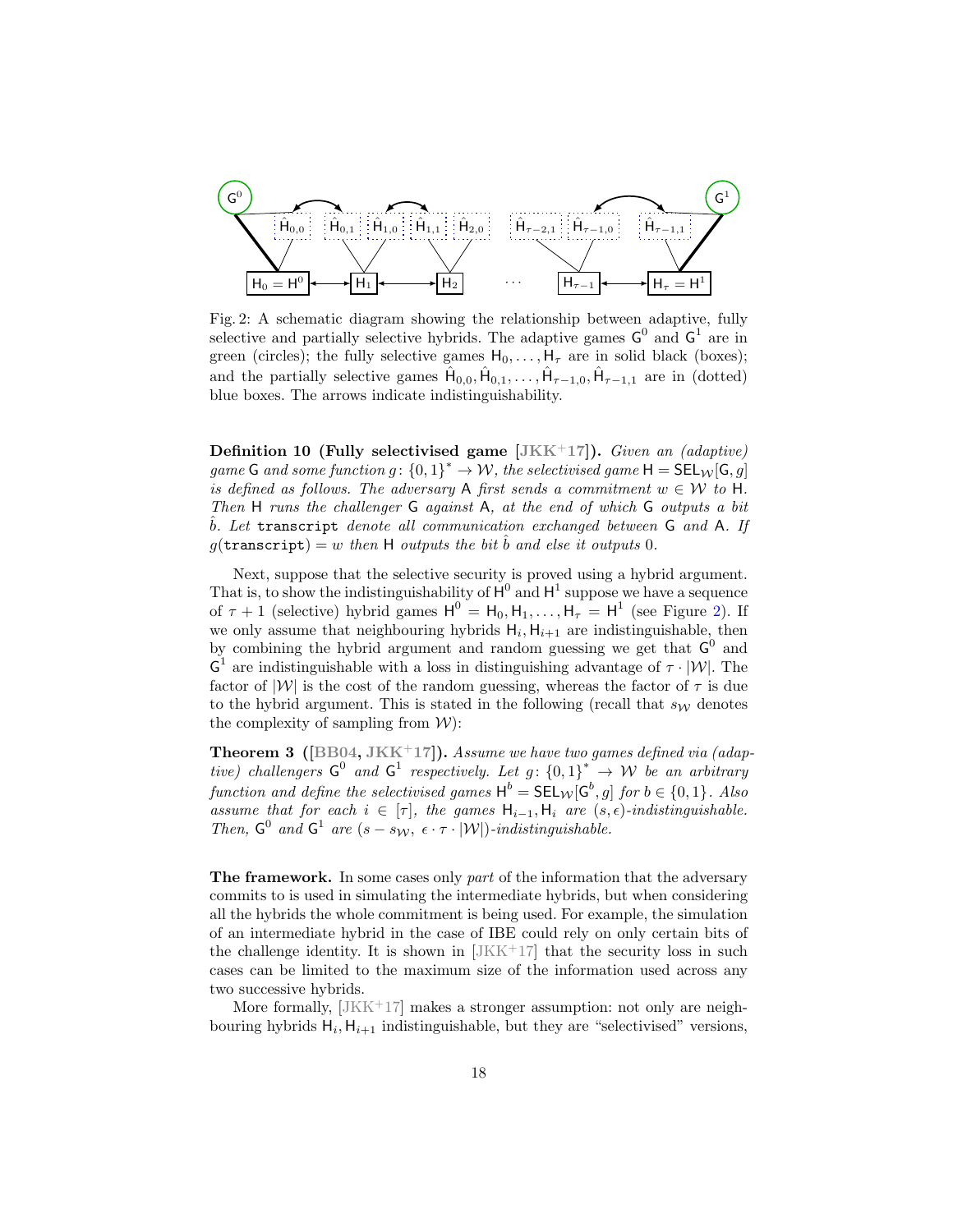Fig. 2: A schematic diagram showing the relationship between adaptive, fully selective and partially selective hybrids. The adaptive games $\mathsf{G}^0$ and $\mathsf{G}^1$ are in green (circles); the fully selective games $\mathsf{H}_0, \ldots, \mathsf{H}_\tau$ are in solid black (boxes); and the partially selective games $\hat{\mathsf{H}}_{0,0}, \hat{\mathsf{H}}_{0,1}, \ldots, \hat{\mathsf{H}}_{\tau-1,0}, \hat{\mathsf{H}}_{\tau-1,1}$ are in (dotted) blue boxes. The arrows indicate indistinguishability.

**Definition 10 (Fully selectivised game [JKK+17]).** *Given an (adaptive) game* $\mathsf{G}$ *and some function* $g\colon \{0,1\}^* \to \mathcal{W}$*, the selectivised game* $\mathsf{H} = \mathsf{SEL}_{\mathcal{W}}[\mathsf{G}, g]$ *is defined as follows. The adversary* $\mathsf{A}$ *first sends a commitment* $w \in \mathcal{W}$ *to* $\mathsf{H}$*. Then* $\mathsf{H}$ *runs the challenger* $\mathsf{G}$ *against* $\mathsf{A}$*, at the end of which* $\mathsf{G}$ *outputs a bit* $\hat{b}$*. Let* `transcript` *denote all communication exchanged between* $\mathsf{G}$ *and* $\mathsf{A}$*. If* $g(\texttt{transcript}) = w$ *then* $\mathsf{H}$ *outputs the bit* $\hat{b}$ *and else it outputs* 0*.*

Next, suppose that the selective security is proved using a hybrid argument. That is, to show the indistinguishability of $\mathsf{H}^0$ and $\mathsf{H}^1$ suppose we have a sequence of $\tau + 1$ (selective) hybrid games $\mathsf{H}^0 = \mathsf{H}_0, \mathsf{H}_1, \ldots, \mathsf{H}_\tau = \mathsf{H}^1$ (see Figure 2). If we only assume that neighbouring hybrids $\mathsf{H}_i, \mathsf{H}_{i+1}$ are indistinguishable, then by combining the hybrid argument and random guessing we get that $\mathsf{G}^0$ and $\mathsf{G}^1$ are indistinguishable with a loss in distinguishing advantage of $\tau \cdot |\mathcal{W}|$. The factor of $|\mathcal{W}|$ is the cost of the random guessing, whereas the factor of $\tau$ is due to the hybrid argument. This is stated in the following (recall that $s_{\mathcal{W}}$ denotes the complexity of sampling from $\mathcal{W}$):

**Theorem 3 ([BB04, JKK+17]).** *Assume we have two games defined via (adaptive) challengers* $\mathsf{G}^0$ *and* $\mathsf{G}^1$ *respectively. Let* $g\colon \{0,1\}^* \to \mathcal{W}$ *be an arbitrary function and define the selectivised games* $\mathsf{H}^b = \mathsf{SEL}_{\mathcal{W}}[\mathsf{G}^b, g]$ *for* $b \in \{0,1\}$*. Also assume that for each* $i \in [\tau]$*, the games* $\mathsf{H}_{i-1}, \mathsf{H}_i$ *are* $(s, \epsilon)$*-indistinguishable. Then,* $\mathsf{G}^0$ *and* $\mathsf{G}^1$ *are* $(s - s_{\mathcal{W}},\ \epsilon \cdot \tau \cdot |\mathcal{W}|)$*-indistinguishable.*

**The framework.** In some cases only *part* of the information that the adversary commits to is used in simulating the intermediate hybrids, but when considering all the hybrids the whole commitment is being used. For example, the simulation of an intermediate hybrid in the case of IBE could rely on only certain bits of the challenge identity. It is shown in [JKK+17] that the security loss in such cases can be limited to the maximum size of the information used across any two successive hybrids.

More formally, [JKK+17] makes a stronger assumption: not only are neighbouring hybrids $\mathsf{H}_i, \mathsf{H}_{i+1}$ indistinguishable, but they are "selectivised" versions,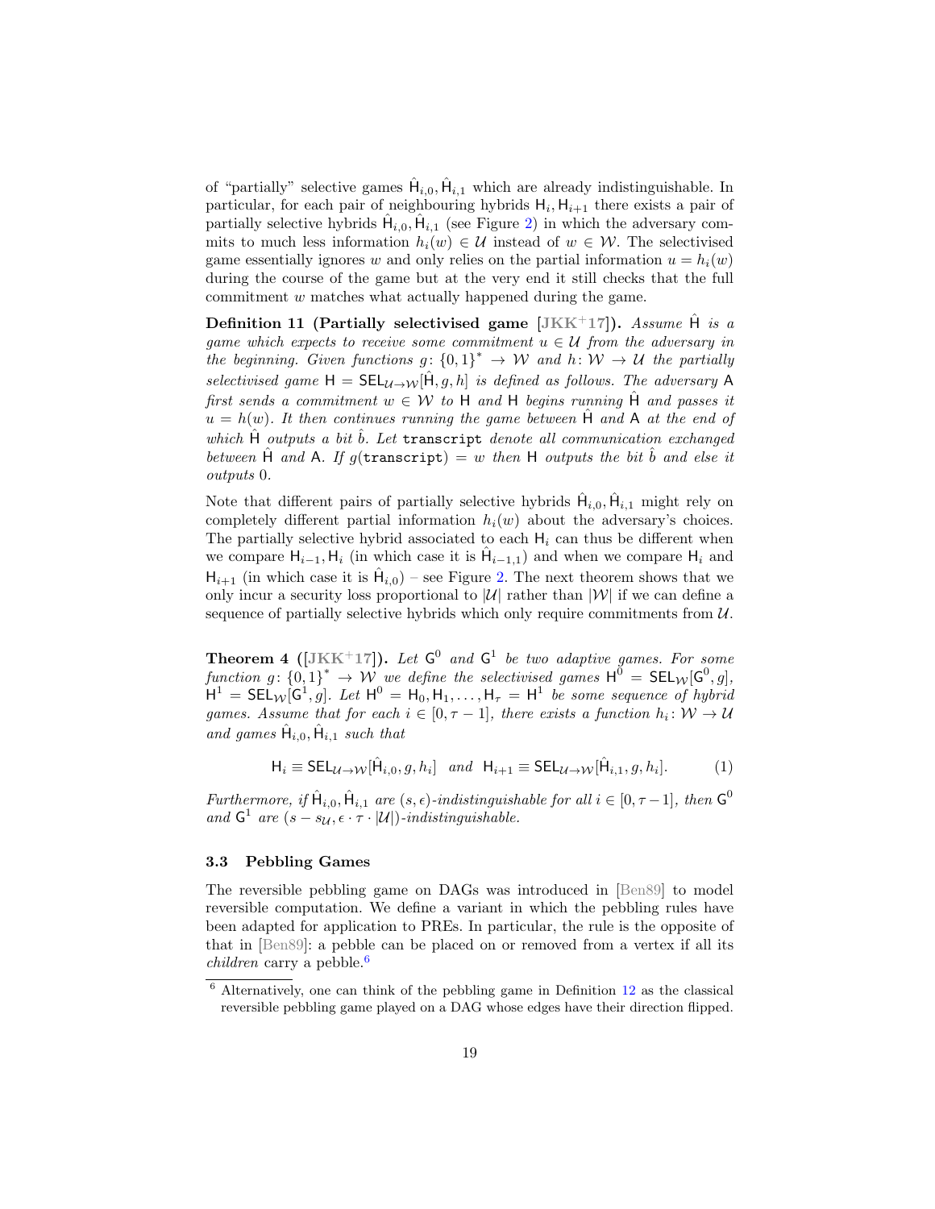of "partially" selective games $\hat{\mathsf{H}}_{i,0}, \hat{\mathsf{H}}_{i,1}$ which are already indistinguishable. In particular, for each pair of neighbouring hybrids $\mathsf{H}_i, \mathsf{H}_{i+1}$ there exists a pair of partially selective hybrids $\hat{\mathsf{H}}_{i,0}, \hat{\mathsf{H}}_{i,1}$ (see Figure 2) in which the adversary commits to much less information $h_i(w) \in \mathcal{U}$ instead of $w \in \mathcal{W}$. The selectivised game essentially ignores $w$ and only relies on the partial information $u = h_i(w)$ during the course of the game but at the very end it still checks that the full commitment $w$ matches what actually happened during the game.

**Definition 11 (Partially selectivised game [JKK+17]).** *Assume $\hat{\mathsf{H}}$ is a game which expects to receive some commitment $u \in \mathcal{U}$ from the adversary in the beginning. Given functions $g \colon \{0,1\}^* \to \mathcal{W}$ and $h \colon \mathcal{W} \to \mathcal{U}$ the partially selectivised game $\mathsf{H} = \mathsf{SEL}_{\mathcal{U}\to\mathcal{W}}[\hat{\mathsf{H}}, g, h]$ is defined as follows. The adversary $\mathsf{A}$ first sends a commitment $w \in \mathcal{W}$ to $\mathsf{H}$ and $\mathsf{H}$ begins running $\hat{\mathsf{H}}$ and passes it $u = h(w)$. It then continues running the game between $\hat{\mathsf{H}}$ and $\mathsf{A}$ at the end of which $\hat{\mathsf{H}}$ outputs a bit $\hat{b}$. Let* `transcript` *denote all communication exchanged between $\hat{\mathsf{H}}$ and $\mathsf{A}$. If $g(\texttt{transcript}) = w$ then $\mathsf{H}$ outputs the bit $\hat{b}$ and else it outputs 0.*

Note that different pairs of partially selective hybrids $\hat{\mathsf{H}}_{i,0}, \hat{\mathsf{H}}_{i,1}$ might rely on completely different partial information $h_i(w)$ about the adversary's choices. The partially selective hybrid associated to each $\mathsf{H}_i$ can thus be different when we compare $\mathsf{H}_{i-1}, \mathsf{H}_i$ (in which case it is $\hat{\mathsf{H}}_{i-1,1}$) and when we compare $\mathsf{H}_i$ and $\mathsf{H}_{i+1}$ (in which case it is $\hat{\mathsf{H}}_{i,0}$) – see Figure 2. The next theorem shows that we only incur a security loss proportional to $|\mathcal{U}|$ rather than $|\mathcal{W}|$ if we can define a sequence of partially selective hybrids which only require commitments from $\mathcal{U}$.

**Theorem 4 ([JKK+17]).** *Let $\mathsf{G}^0$ and $\mathsf{G}^1$ be two adaptive games. For some function $g \colon \{0,1\}^* \to \mathcal{W}$ we define the selectivised games $\mathsf{H}^0 = \mathsf{SEL}_{\mathcal{W}}[\mathsf{G}^0, g]$, $\mathsf{H}^1 = \mathsf{SEL}_{\mathcal{W}}[\mathsf{G}^1, g]$. Let $\mathsf{H}^0 = \mathsf{H}_0, \mathsf{H}_1, \ldots, \mathsf{H}_\tau = \mathsf{H}^1$ be some sequence of hybrid games. Assume that for each $i \in [0, \tau-1]$, there exists a function $h_i \colon \mathcal{W} \to \mathcal{U}$ and games $\hat{\mathsf{H}}_{i,0}, \hat{\mathsf{H}}_{i,1}$ such that*

$$\mathsf{H}_i \equiv \mathsf{SEL}_{\mathcal{U}\to\mathcal{W}}[\hat{\mathsf{H}}_{i,0}, g, h_i] \quad \text{and} \quad \mathsf{H}_{i+1} \equiv \mathsf{SEL}_{\mathcal{U}\to\mathcal{W}}[\hat{\mathsf{H}}_{i,1}, g, h_i]. \tag{1}$$

*Furthermore, if $\hat{\mathsf{H}}_{i,0}, \hat{\mathsf{H}}_{i,1}$ are $(s, \epsilon)$-indistinguishable for all $i \in [0, \tau-1]$, then $\mathsf{G}^0$ and $\mathsf{G}^1$ are $(s - s_{\mathcal{U}}, \epsilon \cdot \tau \cdot |\mathcal{U}|)$-indistinguishable.*

### 3.3 Pebbling Games

The reversible pebbling game on DAGs was introduced in [Ben89] to model reversible computation. We define a variant in which the pebbling rules have been adapted for application to PREs. In particular, the rule is the opposite of that in [Ben89]: a pebble can be placed on or removed from a vertex if all its *children* carry a pebble.[6]

[6] Alternatively, one can think of the pebbling game in Definition 12 as the classical reversible pebbling game played on a DAG whose edges have their direction flipped.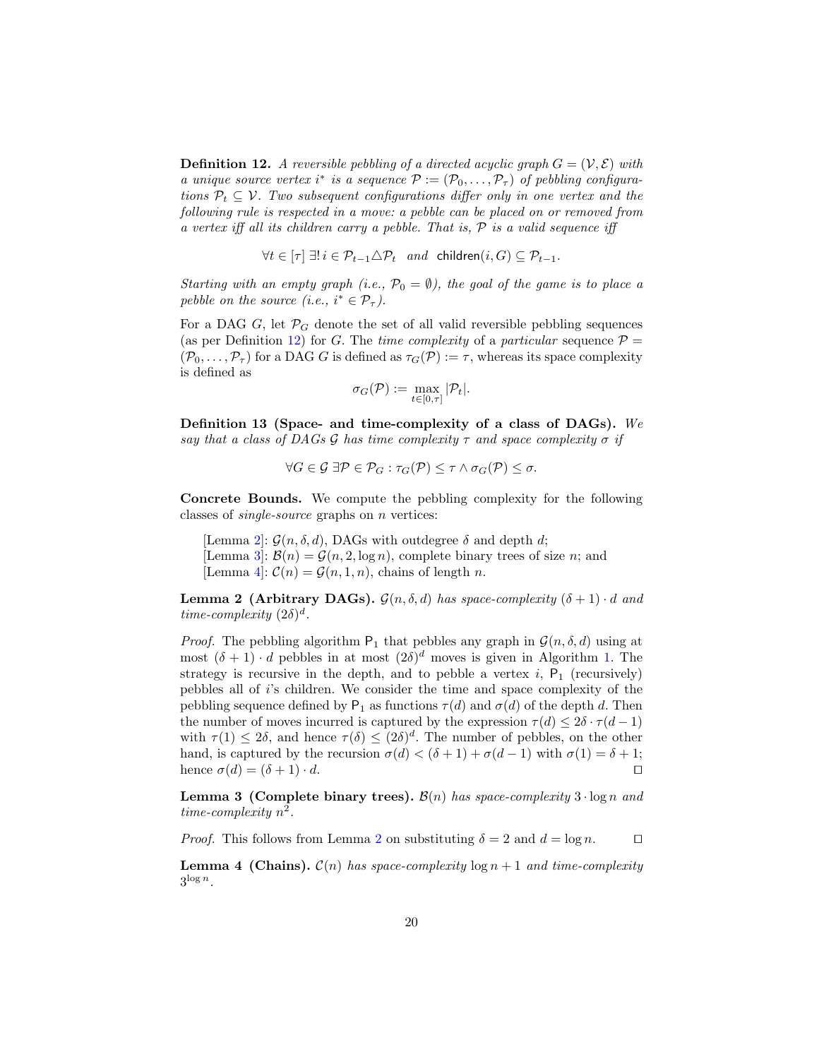**Definition 12.** *A reversible pebbling of a directed acyclic graph $G = (\mathcal{V}, \mathcal{E})$ with a unique source vertex $i^*$ is a sequence $\mathcal{P} := (\mathcal{P}_0, \ldots, \mathcal{P}_\tau)$ of pebbling configurations $\mathcal{P}_t \subseteq \mathcal{V}$. Two subsequent configurations differ only in one vertex and the following rule is respected in a move: a pebble can be placed on or removed from a vertex iff all its children carry a pebble. That is, $\mathcal{P}$ is a valid sequence iff*

$$\forall t \in [\tau] \; \exists! \, i \in \mathcal{P}_{t-1} \triangle \mathcal{P}_t \quad \text{and} \quad \mathsf{children}(i, G) \subseteq \mathcal{P}_{t-1}.$$

*Starting with an empty graph (i.e., $\mathcal{P}_0 = \emptyset$), the goal of the game is to place a pebble on the source (i.e., $i^* \in \mathcal{P}_\tau$).*

For a DAG $G$, let $\mathcal{P}_G$ denote the set of all valid reversible pebbling sequences (as per Definition 12) for $G$. The *time complexity* of a *particular* sequence $\mathcal{P} = (\mathcal{P}_0, \ldots, \mathcal{P}_\tau)$ for a DAG $G$ is defined as $\tau_G(\mathcal{P}) := \tau$, whereas its space complexity is defined as

$$\sigma_G(\mathcal{P}) := \max_{t \in [0,\tau]} |\mathcal{P}_t|.$$

**Definition 13 (Space- and time-complexity of a class of DAGs).** *We say that a class of DAGs $\mathcal{G}$ has time complexity $\tau$ and space complexity $\sigma$ if*

$$\forall G \in \mathcal{G} \; \exists \mathcal{P} \in \mathcal{P}_G : \tau_G(\mathcal{P}) \leq \tau \wedge \sigma_G(\mathcal{P}) \leq \sigma.$$

**Concrete Bounds.** We compute the pebbling complexity for the following classes of *single-source* graphs on $n$ vertices:

[Lemma 2]: $\mathcal{G}(n, \delta, d)$, DAGs with outdegree $\delta$ and depth $d$;
[Lemma 3]: $\mathcal{B}(n) = \mathcal{G}(n, 2, \log n)$, complete binary trees of size $n$; and
[Lemma 4]: $\mathcal{C}(n) = \mathcal{G}(n, 1, n)$, chains of length $n$.

**Lemma 2 (Arbitrary DAGs).** *$\mathcal{G}(n, \delta, d)$ has space-complexity $(\delta + 1) \cdot d$ and time-complexity $(2\delta)^d$.*

*Proof.* The pebbling algorithm $\mathsf{P}_1$ that pebbles any graph in $\mathcal{G}(n, \delta, d)$ using at most $(\delta + 1) \cdot d$ pebbles in at most $(2\delta)^d$ moves is given in Algorithm 1. The strategy is recursive in the depth, and to pebble a vertex $i$, $\mathsf{P}_1$ (recursively) pebbles all of $i$'s children. We consider the time and space complexity of the pebbling sequence defined by $\mathsf{P}_1$ as functions $\tau(d)$ and $\sigma(d)$ of the depth $d$. Then the number of moves incurred is captured by the expression $\tau(d) \leq 2\delta \cdot \tau(d-1)$ with $\tau(1) \leq 2\delta$, and hence $\tau(\delta) \leq (2\delta)^d$. The number of pebbles, on the other hand, is captured by the recursion $\sigma(d) < (\delta + 1) + \sigma(d-1)$ with $\sigma(1) = \delta + 1$; hence $\sigma(d) = (\delta + 1) \cdot d$. ◻

**Lemma 3 (Complete binary trees).** *$\mathcal{B}(n)$ has space-complexity $3 \cdot \log n$ and time-complexity $n^2$.*

*Proof.* This follows from Lemma 2 on substituting $\delta = 2$ and $d = \log n$. ◻

**Lemma 4 (Chains).** *$\mathcal{C}(n)$ has space-complexity $\log n + 1$ and time-complexity $3^{\log n}$.*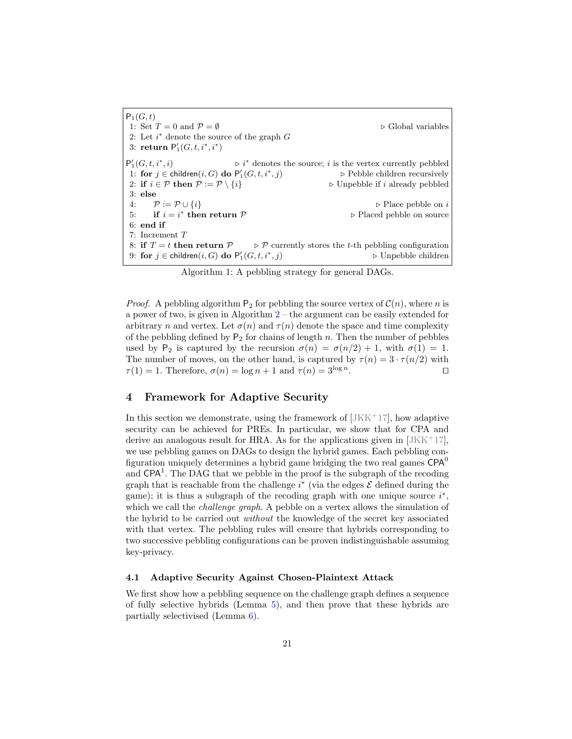```
P_1(G, t)
1: Set T = 0 and P = ∅                                          ▷ Global variables
2: Let i* denote the source of the graph G
3: return P'_1(G, t, i*, i*)

P'_1(G, t, i*, i)           ▷ i* denotes the source; i is the vertex currently pebbled
1: for j ∈ children(i, G) do P'_1(G, t, i*, j)          ▷ Pebble children recursively
2: if i ∈ P then P := P \ {i}                            ▷ Unpebble if i already pebbled
3: else
4:     P := P ∪ {i}                                                  ▷ Place pebble on i
5:     if i = i* then return P                                ▷ Placed pebble on source
6: end if
7: Increment T
8: if T = t then return P       ▷ P currently stores the t-th pebbling configuration
9: for j ∈ children(i, G) do P'_1(G, t, i*, j)                     ▷ Unpebble children
```

Algorithm 1: A pebbling strategy for general DAGs.

*Proof.* A pebbling algorithm $\mathsf{P}_2$ for pebbling the source vertex of $\mathcal{C}(n)$, where $n$ is a power of two, is given in Algorithm 2 – the argument can be easily extended for arbitrary $n$ and vertex. Let $\sigma(n)$ and $\tau(n)$ denote the space and time complexity of the pebbling defined by $\mathsf{P}_2$ for chains of length $n$. Then the number of pebbles used by $\mathsf{P}_2$ is captured by the recursion $\sigma(n) = \sigma(n/2) + 1$, with $\sigma(1) = 1$. The number of moves, on the other hand, is captured by $\tau(n) = 3 \cdot \tau(n/2)$ with $\tau(1) = 1$. Therefore, $\sigma(n) = \log n + 1$ and $\tau(n) = 3^{\log n}$. ◻

## 4 Framework for Adaptive Security

In this section we demonstrate, using the framework of [JKK+17], how adaptive security can be achieved for PREs. In particular, we show that for CPA and derive an analogous result for HRA. As for the applications given in [JKK+17], we use pebbling games on DAGs to design the hybrid games. Each pebbling configuration uniquely determines a hybrid game bridging the two real games $\mathsf{CPA}^0$ and $\mathsf{CPA}^1$. The DAG that we pebble in the proof is the subgraph of the recoding graph that is reachable from the challenge $i^*$ (via the edges $\mathcal{E}$ defined during the game); it is thus a subgraph of the recoding graph with one unique source $i^*$, which we call the *challenge graph*. A pebble on a vertex allows the simulation of the hybrid to be carried out *without* the knowledge of the secret key associated with that vertex. The pebbling rules will ensure that hybrids corresponding to two successive pebbling configurations can be proven indistinguishable assuming key-privacy.

### 4.1 Adaptive Security Against Chosen-Plaintext Attack

We first show how a pebbling sequence on the challenge graph defines a sequence of fully selective hybrids (Lemma 5), and then prove that these hybrids are partially selectivised (Lemma 6).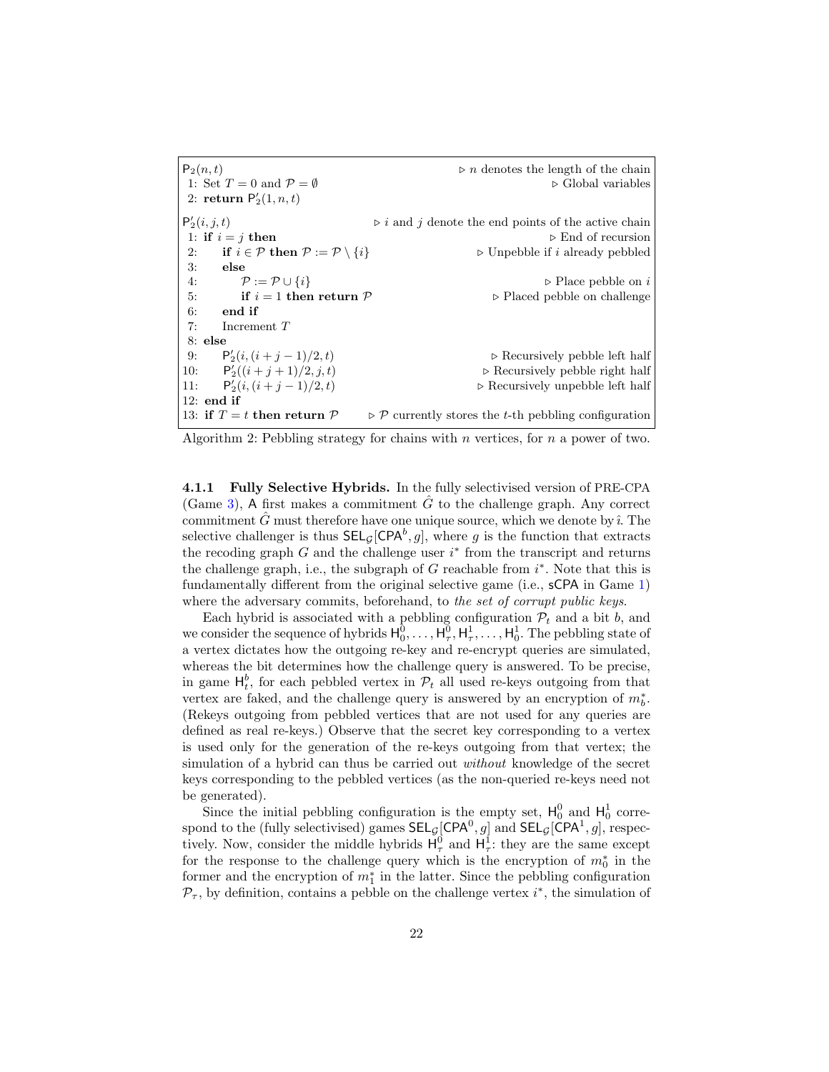```
P_2(n, t)                                         ▷ n denotes the length of the chain
 1: Set T = 0 and P = ∅                                              ▷ Global variables
 2: return P'_2(1, n, t)

P'_2(i, j, t)                          ▷ i and j denote the end points of the active chain
 1: if i = j then                                                  ▷ End of recursion
 2:     if i ∈ P then P := P \ {i}                       ▷ Unpebble if i already pebbled
 3:     else
 4:         P := P ∪ {i}                                               ▷ Place pebble on i
 5:         if i = 1 then return P                           ▷ Placed pebble on challenge
 6:     end if
 7:     Increment T
 8: else
 9:     P'_2(i, (i + j − 1)/2, t)                            ▷ Recursively pebble left half
10:     P'_2((i + j + 1)/2, j, t)                           ▷ Recursively pebble right half
11:     P'_2(i, (i + j − 1)/2, t)                          ▷ Recursively unpebble left half
12: end if
13: if T = t then return P          ▷ P currently stores the t-th pebbling configuration
```

Algorithm 2: Pebbling strategy for chains with $n$ vertices, for $n$ a power of two.

**4.1.1 Fully Selective Hybrids.** In the fully selectivised version of PRE-CPA (Game 3), A first makes a commitment $\hat{G}$ to the challenge graph. Any correct commitment $\hat{G}$ must therefore have one unique source, which we denote by $\hat{\imath}$. The selective challenger is thus $\mathsf{SEL}_{\mathcal{G}}[\mathsf{CPA}^b, g]$, where $g$ is the function that extracts the recoding graph $G$ and the challenge user $i^*$ from the transcript and returns the challenge graph, i.e., the subgraph of $G$ reachable from $i^*$. Note that this is fundamentally different from the original selective game (i.e., sCPA in Game 1) where the adversary commits, beforehand, to *the set of corrupt public keys*.

Each hybrid is associated with a pebbling configuration $\mathcal{P}_t$ and a bit $b$, and we consider the sequence of hybrids $\mathsf{H}_0^0, \ldots, \mathsf{H}_\tau^0, \mathsf{H}_\tau^1, \ldots, \mathsf{H}_0^1$. The pebbling state of a vertex dictates how the outgoing re-key and re-encrypt queries are simulated, whereas the bit determines how the challenge query is answered. To be precise, in game $\mathsf{H}_t^b$, for each pebbled vertex in $\mathcal{P}_t$ all used re-keys outgoing from that vertex are faked, and the challenge query is answered by an encryption of $m_b^*$. (Rekeys outgoing from pebbled vertices that are not used for any queries are defined as real re-keys.) Observe that the secret key corresponding to a vertex is used only for the generation of the re-keys outgoing from that vertex; the simulation of a hybrid can thus be carried out *without* knowledge of the secret keys corresponding to the pebbled vertices (as the non-queried re-keys need not be generated).

Since the initial pebbling configuration is the empty set, $\mathsf{H}_0^0$ and $\mathsf{H}_0^1$ correspond to the (fully selectivised) games $\mathsf{SEL}_{\mathcal{G}}[\mathsf{CPA}^0, g]$ and $\mathsf{SEL}_{\mathcal{G}}[\mathsf{CPA}^1, g]$, respectively. Now, consider the middle hybrids $\mathsf{H}_\tau^0$ and $\mathsf{H}_\tau^1$: they are the same except for the response to the challenge query which is the encryption of $m_0^*$ in the former and the encryption of $m_1^*$ in the latter. Since the pebbling configuration $\mathcal{P}_\tau$, by definition, contains a pebble on the challenge vertex $i^*$, the simulation of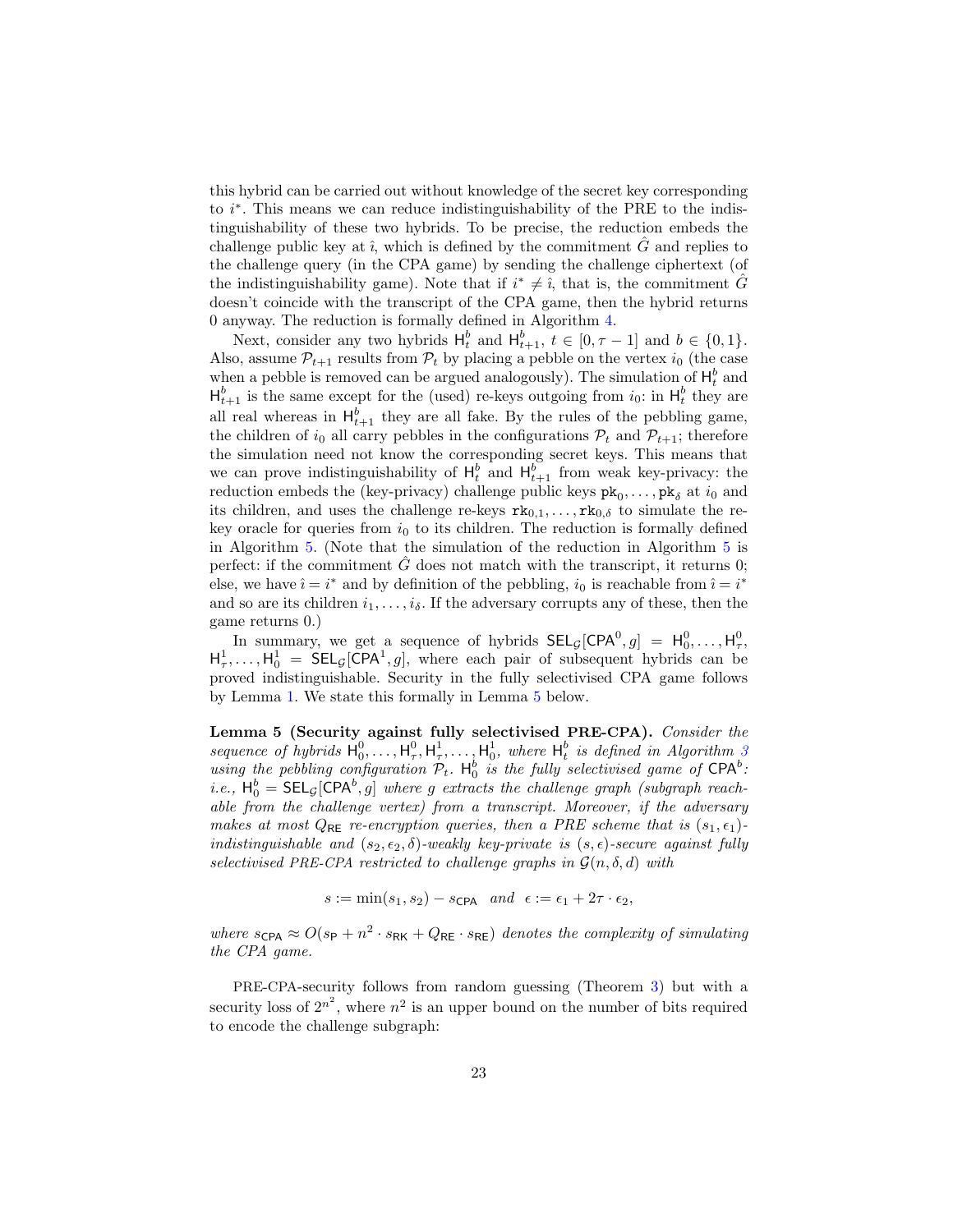this hybrid can be carried out without knowledge of the secret key corresponding to $i^*$. This means we can reduce indistinguishability of the PRE to the indistinguishability of these two hybrids. To be precise, the reduction embeds the challenge public key at $\hat{\imath}$, which is defined by the commitment $\hat{G}$ and replies to the challenge query (in the CPA game) by sending the challenge ciphertext (of the indistinguishability game). Note that if $i^* \neq \hat{\imath}$, that is, the commitment $\hat{G}$ doesn't coincide with the transcript of the CPA game, then the hybrid returns 0 anyway. The reduction is formally defined in Algorithm 4.

Next, consider any two hybrids $\mathsf{H}_t^b$ and $\mathsf{H}_{t+1}^b$, $t \in [0, \tau - 1]$ and $b \in \{0, 1\}$. Also, assume $\mathcal{P}_{t+1}$ results from $\mathcal{P}_t$ by placing a pebble on the vertex $i_0$ (the case when a pebble is removed can be argued analogously). The simulation of $\mathsf{H}_t^b$ and $\mathsf{H}_{t+1}^b$ is the same except for the (used) re-keys outgoing from $i_0$: in $\mathsf{H}_t^b$ they are all real whereas in $\mathsf{H}_{t+1}^b$ they are all fake. By the rules of the pebbling game, the children of $i_0$ all carry pebbles in the configurations $\mathcal{P}_t$ and $\mathcal{P}_{t+1}$; therefore the simulation need not know the corresponding secret keys. This means that we can prove indistinguishability of $\mathsf{H}_t^b$ and $\mathsf{H}_{t+1}^b$ from weak key-privacy: the reduction embeds the (key-privacy) challenge public keys $\mathtt{pk}_0, \ldots, \mathtt{pk}_\delta$ at $i_0$ and its children, and uses the challenge re-keys $\mathtt{rk}_{0,1}, \ldots, \mathtt{rk}_{0,\delta}$ to simulate the re-key oracle for queries from $i_0$ to its children. The reduction is formally defined in Algorithm 5. (Note that the simulation of the reduction in Algorithm 5 is perfect: if the commitment $\hat{G}$ does not match with the transcript, it returns 0; else, we have $\hat{\imath} = i^*$ and by definition of the pebbling, $i_0$ is reachable from $\hat{\imath} = i^*$ and so are its children $i_1, \ldots, i_\delta$. If the adversary corrupts any of these, then the game returns 0.)

In summary, we get a sequence of hybrids $\mathsf{SEL}_{\mathcal{G}}[\mathsf{CPA}^0, g] = \mathsf{H}_0^0, \ldots, \mathsf{H}_\tau^0, \mathsf{H}_\tau^1, \ldots, \mathsf{H}_0^1 = \mathsf{SEL}_{\mathcal{G}}[\mathsf{CPA}^1, g]$, where each pair of subsequent hybrids can be proved indistinguishable. Security in the fully selectivised CPA game follows by Lemma 1. We state this formally in Lemma 5 below.

**Lemma 5 (Security against fully selectivised PRE-CPA).** *Consider the sequence of hybrids $\mathsf{H}_0^0, \ldots, \mathsf{H}_\tau^0, \mathsf{H}_\tau^1, \ldots, \mathsf{H}_0^1$, where $\mathsf{H}_t^b$ is defined in Algorithm 3 using the pebbling configuration $\mathcal{P}_t$. $\mathsf{H}_0^b$ is the fully selectivised game of $\mathsf{CPA}^b$: i.e., $\mathsf{H}_0^b = \mathsf{SEL}_{\mathcal{G}}[\mathsf{CPA}^b, g]$ where $g$ extracts the challenge graph (subgraph reachable from the challenge vertex) from a transcript. Moreover, if the adversary makes at most $Q_{\mathsf{RE}}$ re-encryption queries, then a PRE scheme that is $(s_1, \epsilon_1)$-indistinguishable and $(s_2, \epsilon_2, \delta)$-weakly key-private is $(s, \epsilon)$-secure against fully selectivised PRE-CPA restricted to challenge graphs in $\mathcal{G}(n, \delta, d)$ with*

$$s := \min(s_1, s_2) - s_{\mathsf{CPA}} \quad \text{and} \quad \epsilon := \epsilon_1 + 2\tau \cdot \epsilon_2,$$

*where $s_{\mathsf{CPA}} \approx O(s_{\mathsf{P}} + n^2 \cdot s_{\mathsf{RK}} + Q_{\mathsf{RE}} \cdot s_{\mathsf{RE}})$ denotes the complexity of simulating the CPA game.*

PRE-CPA-security follows from random guessing (Theorem 3) but with a security loss of $2^{n^2}$, where $n^2$ is an upper bound on the number of bits required to encode the challenge subgraph: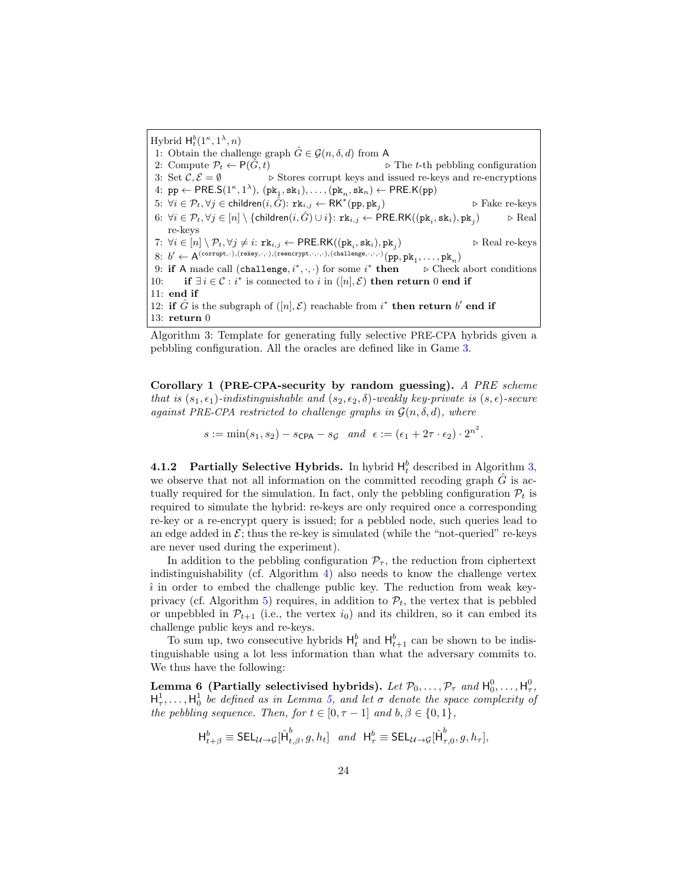```
Hybrid H^b_t(1^κ, 1^λ, n)
 1: Obtain the challenge graph Ĝ ∈ G(n, δ, d) from A
 2: Compute P_t ← P(Ĝ, t)                                   ▷ The t-th pebbling configuration
 3: Set C, E = ∅                    ▷ Stores corrupt keys and issued re-keys and re-encryptions
 4: pp ← PRE.S(1^κ, 1^λ), (pk_1, sk_1), ..., (pk_n, sk_n) ← PRE.K(pp)
 5: ∀i ∈ P_t, ∀j ∈ children(i, Ĝ): rk_{i,j} ← RK*(pp, pk_j)                   ▷ Fake re-keys
 6: ∀i ∈ P_t, ∀j ∈ [n] \ {children(i, Ĝ) ∪ i}: rk_{i,j} ← PRE.RK((pk_i, sk_i), pk_j)   ▷ Real
    re-keys
 7: ∀i ∈ [n] \ P_t, ∀j ≠ i: rk_{i,j} ← PRE.RK((pk_i, sk_i), pk_j)               ▷ Real re-keys
 8: b' ← A^{(corrupt,·),(rekey,·,·),(reencrypt,·,·,·),(challenge,·,·,·)}(pp, pk_1, ..., pk_n)
 9: if A made call (challenge, i*, ·, ·) for some i* then        ▷ Check abort conditions
10:     if ∃ i ∈ C : i* is connected to i in ([n], E) then return 0 end if
11: end if
12: if Ĝ is the subgraph of ([n], E) reachable from i* then return b' end if
13: return 0
```

Algorithm 3: Template for generating fully selective PRE-CPA hybrids given a pebbling configuration. All the oracles are defined like in Game 3.

**Corollary 1 (PRE-CPA-security by random guessing).** *A PRE scheme that is $(s_1, \epsilon_1)$-indistinguishable and $(s_2, \epsilon_2, \delta)$-weakly key-private is $(s, \epsilon)$-secure against PRE-CPA restricted to challenge graphs in $\mathcal{G}(n, \delta, d)$, where*

$$s := \min(s_1, s_2) - s_{\mathsf{CPA}} - s_{\mathcal{G}} \quad \text{and} \quad \epsilon := (\epsilon_1 + 2\tau \cdot \epsilon_2) \cdot 2^{n^2}.$$

#### 4.1.2 Partially Selective Hybrids.

In hybrid $\mathsf{H}^b_t$ described in Algorithm 3, we observe that not all information on the committed recoding graph $\hat{G}$ is actually required for the simulation. In fact, only the pebbling configuration $\mathcal{P}_t$ is required to simulate the hybrid: re-keys are only required once a corresponding re-key or a re-encrypt query is issued; for a pebbled node, such queries lead to an edge added in $\mathcal{E}$; thus the re-key is simulated (while the "not-queried" re-keys are never used during the experiment).

In addition to the pebbling configuration $\mathcal{P}_\tau$, the reduction from ciphertext indistinguishability (cf. Algorithm 4) also needs to know the challenge vertex $\hat{\imath}$ in order to embed the challenge public key. The reduction from weak key-privacy (cf. Algorithm 5) requires, in addition to $\mathcal{P}_t$, the vertex that is pebbled or unpebbled in $\mathcal{P}_{t+1}$ (i.e., the vertex $i_0$) and its children, so it can embed its challenge public keys and re-keys.

To sum up, two consecutive hybrids $\mathsf{H}^b_t$ and $\mathsf{H}^b_{t+1}$ can be shown to be indistinguishable using a lot less information than what the adversary commits to. We thus have the following:

**Lemma 6 (Partially selectivised hybrids).** *Let $\mathcal{P}_0, \ldots, \mathcal{P}_\tau$ and $\mathsf{H}^0_0, \ldots, \mathsf{H}^0_\tau$, $\mathsf{H}^1_\tau, \ldots, \mathsf{H}^1_0$ be defined as in Lemma 5, and let $\sigma$ denote the space complexity of the pebbling sequence. Then, for $t \in [0, \tau - 1]$ and $b, \beta \in \{0, 1\}$,*

$$\mathsf{H}^b_{t+\beta} \equiv \mathsf{SEL}_{\mathcal{U}\to\mathcal{G}}[\hat{\mathsf{H}}^b_{t,\beta}, g, h_t] \quad \text{and} \quad \mathsf{H}^b_\tau \equiv \mathsf{SEL}_{\mathcal{U}\to\mathcal{G}}[\hat{\mathsf{H}}^b_{\tau,0}, g, h_\tau],$$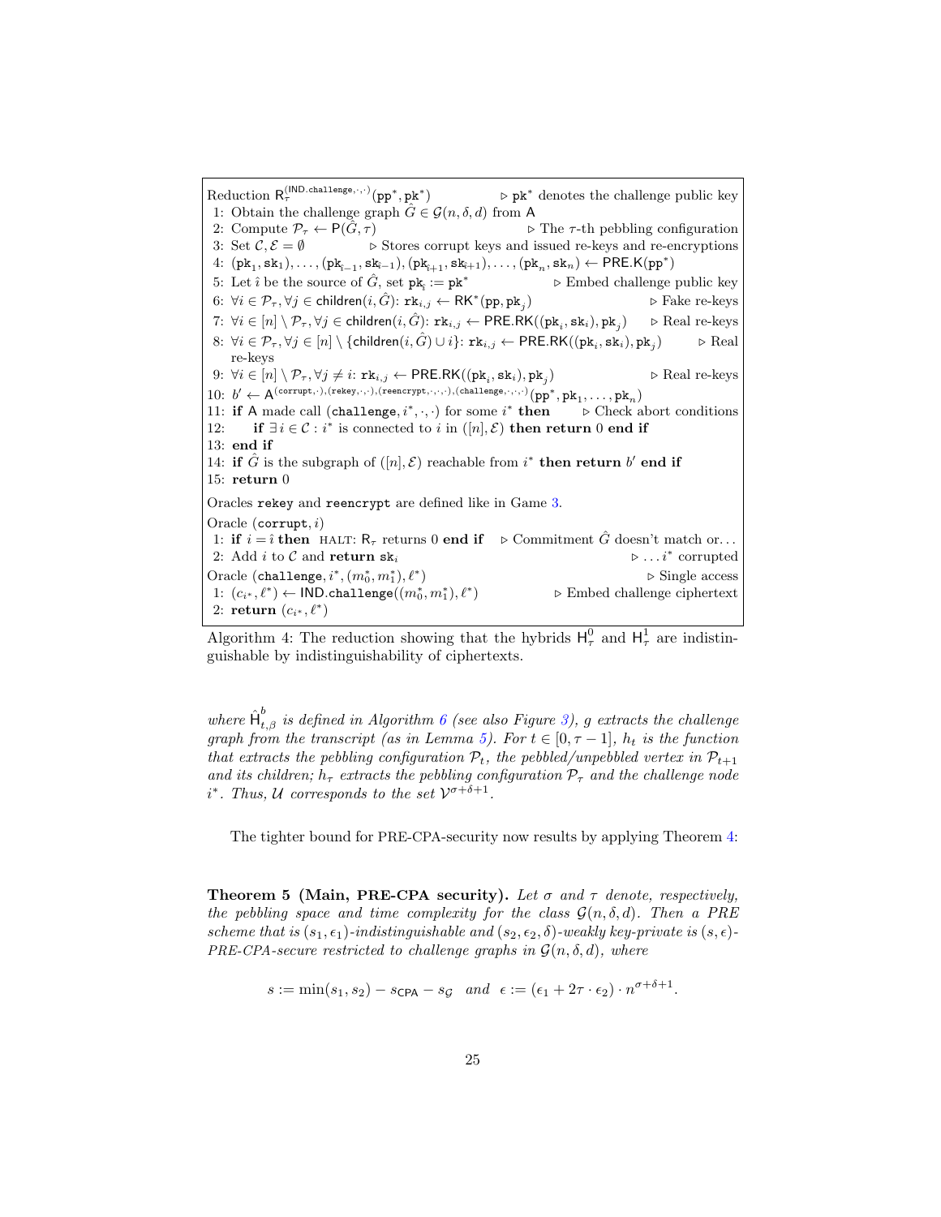```
Reduction R_τ^(IND.challenge,·,·)(pp*, pk*)                    ▷ pk* denotes the challenge public key
 1: Obtain the challenge graph Ĝ ∈ 𝒢(n, δ, d) from A
 2: Compute 𝒫_τ ← P(Ĝ, τ)                                       ▷ The τ-th pebbling configuration
 3: Set 𝒞, ℰ = ∅                 ▷ Stores corrupt keys and issued re-keys and re-encryptions
 4: (pk_1, sk_1), ..., (pk_{î−1}, sk_{î−1}), (pk_{î+1}, sk_{î+1}), ..., (pk_n, sk_n) ← PRE.K(pp*)
 5: Let î be the source of Ĝ, set pk_î := pk*                    ▷ Embed challenge public key
 6: ∀i ∈ 𝒫_τ, ∀j ∈ children(i, Ĝ): rk_{i,j} ← RK*(pp, pk_j)                      ▷ Fake re-keys
 7: ∀i ∈ [n] \ 𝒫_τ, ∀j ∈ children(i, Ĝ): rk_{i,j} ← PRE.RK((pk_i, sk_i), pk_j)    ▷ Real re-keys
 8: ∀i ∈ 𝒫_τ, ∀j ∈ [n] \ {children(i, Ĝ) ∪ i}: rk_{i,j} ← PRE.RK((pk_i, sk_i), pk_j)   ▷ Real
    re-keys
 9: ∀i ∈ [n] \ 𝒫_τ, ∀j ≠ i: rk_{i,j} ← PRE.RK((pk_i, sk_i), pk_j)                 ▷ Real re-keys
10: b' ← A^((corrupt,·),(rekey,·,·),(reencrypt,·,·,·),(challenge,·,·,·))(pp*, pk_1, ..., pk_n)
11: if A made call (challenge, i*, ·, ·) for some i* then          ▷ Check abort conditions
12:     if ∃i ∈ 𝒞 : i* is connected to i in ([n], ℰ) then return 0 end if
13: end if
14: if Ĝ is the subgraph of ([n], ℰ) reachable from i* then return b' end if
15: return 0

Oracles rekey and reencrypt are defined like in Game 3.

Oracle (corrupt, i)
 1: if i = î then HALT: R_τ returns 0 end if        ▷ Commitment Ĝ doesn't match or...
 2: Add i to 𝒞 and return sk_i                                           ▷ ... i* corrupted

Oracle (challenge, i*, (m*_0, m*_1), ℓ*)                                     ▷ Single access
 1: (c_{i*}, ℓ*) ← IND.challenge((m*_0, m*_1), ℓ*)           ▷ Embed challenge ciphertext
 2: return (c_{i*}, ℓ*)
```

Algorithm 4: The reduction showing that the hybrids $\mathsf{H}^0_\tau$ and $\mathsf{H}^1_\tau$ are indistinguishable by indistinguishability of ciphertexts.

*where $\hat{\mathsf{H}}^b_{t,\beta}$ is defined in Algorithm 6 (see also Figure 3), $g$ extracts the challenge graph from the transcript (as in Lemma 5). For $t \in [0, \tau - 1]$, $h_t$ is the function that extracts the pebbling configuration $\mathcal{P}_t$, the pebbled/unpebbled vertex in $\mathcal{P}_{t+1}$ and its children; $h_\tau$ extracts the pebbling configuration $\mathcal{P}_\tau$ and the challenge node $i^*$. Thus, $\mathcal{U}$ corresponds to the set $\mathcal{V}^{\sigma+\delta+1}$.*

The tighter bound for PRE-CPA-security now results by applying Theorem 4:

**Theorem 5 (Main, PRE-CPA security).** *Let $\sigma$ and $\tau$ denote, respectively, the pebbling space and time complexity for the class $\mathcal{G}(n, \delta, d)$. Then a PRE scheme that is $(s_1, \epsilon_1)$-indistinguishable and $(s_2, \epsilon_2, \delta)$-weakly key-private is $(s, \epsilon)$-PRE-CPA-secure restricted to challenge graphs in $\mathcal{G}(n, \delta, d)$, where*

$$s := \min(s_1, s_2) - s_{\mathsf{CPA}} - s_{\mathcal{G}} \quad \text{and} \quad \epsilon := (\epsilon_1 + 2\tau \cdot \epsilon_2) \cdot n^{\sigma+\delta+1}.$$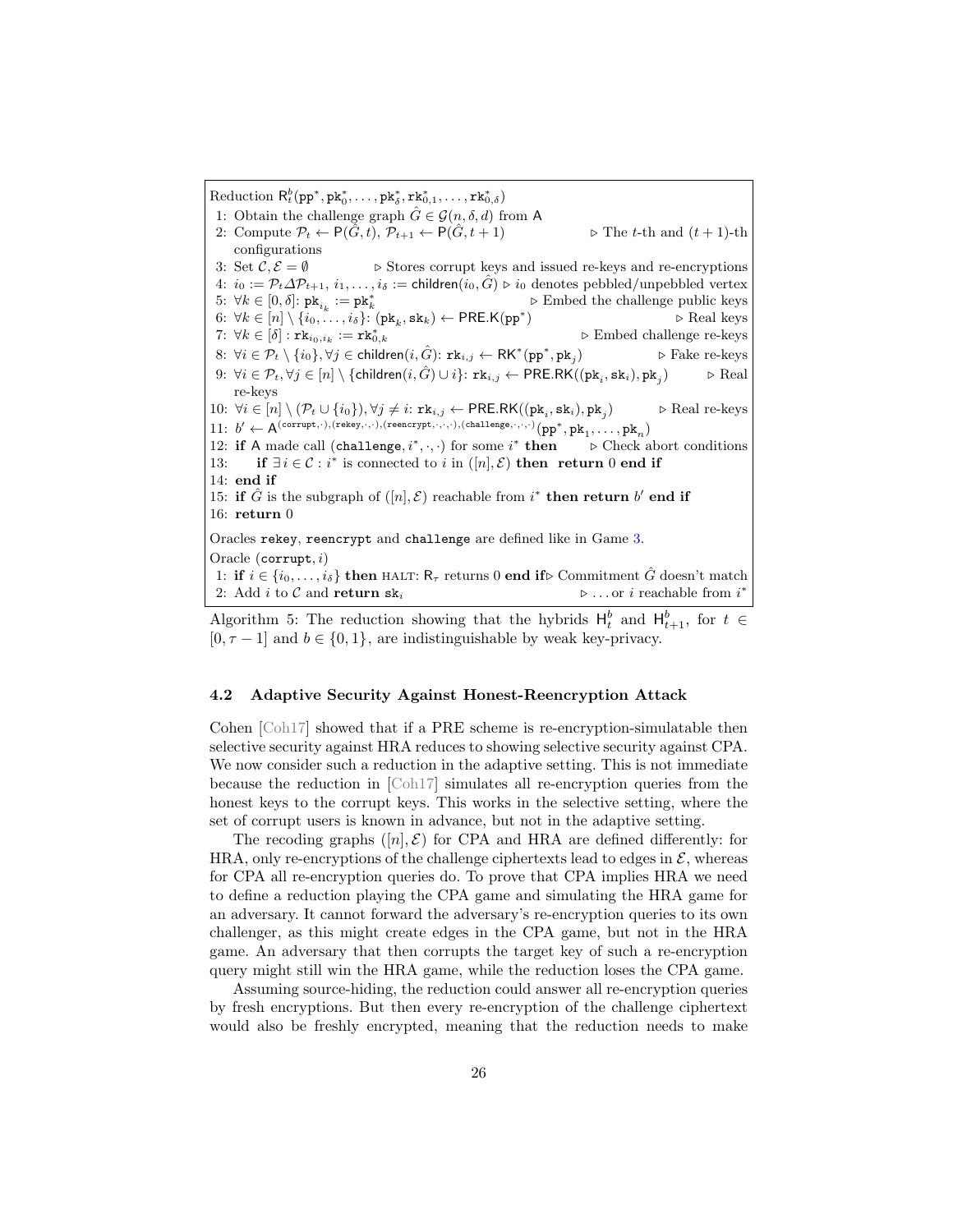Reduction $\mathsf{R}^b_t(\mathtt{pp}^*, \mathtt{pk}^*_0, \ldots, \mathtt{pk}^*_\delta, \mathtt{rk}^*_{0,1}, \ldots, \mathtt{rk}^*_{0,\delta})$

```
1: Obtain the challenge graph Ĝ ∈ G(n, δ, d) from A
2: Compute P_t ← P(Ĝ, t), P_{t+1} ← P(Ĝ, t+1)              ▷ The t-th and (t+1)-th configurations
3: Set C, E = ∅             ▷ Stores corrupt keys and issued re-keys and re-encryptions
4: i_0 := P_t Δ P_{t+1}, i_1, ..., i_δ := children(i_0, Ĝ) ▷ i_0 denotes pebbled/unpebbled vertex
5: ∀k ∈ [0, δ]: pk_{i_k} := pk*_k                           ▷ Embed the challenge public keys
6: ∀k ∈ [n] \ {i_0, ..., i_δ}: (pk_k, sk_k) ← PRE.K(pp*)                        ▷ Real keys
7: ∀k ∈ [δ] : rk_{i_0,i_k} := rk*_{0,k}                              ▷ Embed challenge re-keys
8: ∀i ∈ P_t \ {i_0}, ∀j ∈ children(i, Ĝ): rk_{i,j} ← RK*(pp*, pk_j)           ▷ Fake re-keys
9: ∀i ∈ P_t, ∀j ∈ [n] \ {children(i, Ĝ) ∪ i}: rk_{i,j} ← PRE.RK((pk_i, sk_i), pk_j)   ▷ Real re-keys
10: ∀i ∈ [n] \ (P_t ∪ {i_0}), ∀j ≠ i: rk_{i,j} ← PRE.RK((pk_i, sk_i), pk_j)        ▷ Real re-keys
11: b' ← A^{(corrupt,·),(rekey,·,·),(reencrypt,·,·,·),(challenge,·,·,·)}(pp*, pk_1, ..., pk_n)
12: if A made call (challenge, i*, ·, ·) for some i* then        ▷ Check abort conditions
13:     if ∃i ∈ C : i* is connected to i in ([n], E) then return 0 end if
14: end if
15: if Ĝ is the subgraph of ([n], E) reachable from i* then return b' end if
16: return 0
```

Oracles `rekey`, `reencrypt` and `challenge` are defined like in Game 3.

Oracle $(\mathtt{corrupt}, i)$

```
1: if i ∈ {i_0, ..., i_δ} then HALT: R_τ returns 0 end if ▷ Commitment Ĝ doesn't match
2: Add i to C and return sk_i                               ▷ ... or i reachable from i*
```

Algorithm 5: The reduction showing that the hybrids $\mathsf{H}^b_t$ and $\mathsf{H}^b_{t+1}$, for $t \in [0, \tau - 1]$ and $b \in \{0, 1\}$, are indistinguishable by weak key-privacy.

### 4.2 Adaptive Security Against Honest-Reencryption Attack

Cohen [Coh17] showed that if a PRE scheme is re-encryption-simulatable then selective security against HRA reduces to showing selective security against CPA. We now consider such a reduction in the adaptive setting. This is not immediate because the reduction in [Coh17] simulates all re-encryption queries from the honest keys to the corrupt keys. This works in the selective setting, where the set of corrupt users is known in advance, but not in the adaptive setting.

The recoding graphs $([n], \mathcal{E})$ for CPA and HRA are defined differently: for HRA, only re-encryptions of the challenge ciphertexts lead to edges in $\mathcal{E}$, whereas for CPA all re-encryption queries do. To prove that CPA implies HRA we need to define a reduction playing the CPA game and simulating the HRA game for an adversary. It cannot forward the adversary's re-encryption queries to its own challenger, as this might create edges in the CPA game, but not in the HRA game. An adversary that then corrupts the target key of such a re-encryption query might still win the HRA game, while the reduction loses the CPA game.

Assuming source-hiding, the reduction could answer all re-encryption queries by fresh encryptions. But then every re-encryption of the challenge ciphertext would also be freshly encrypted, meaning that the reduction needs to make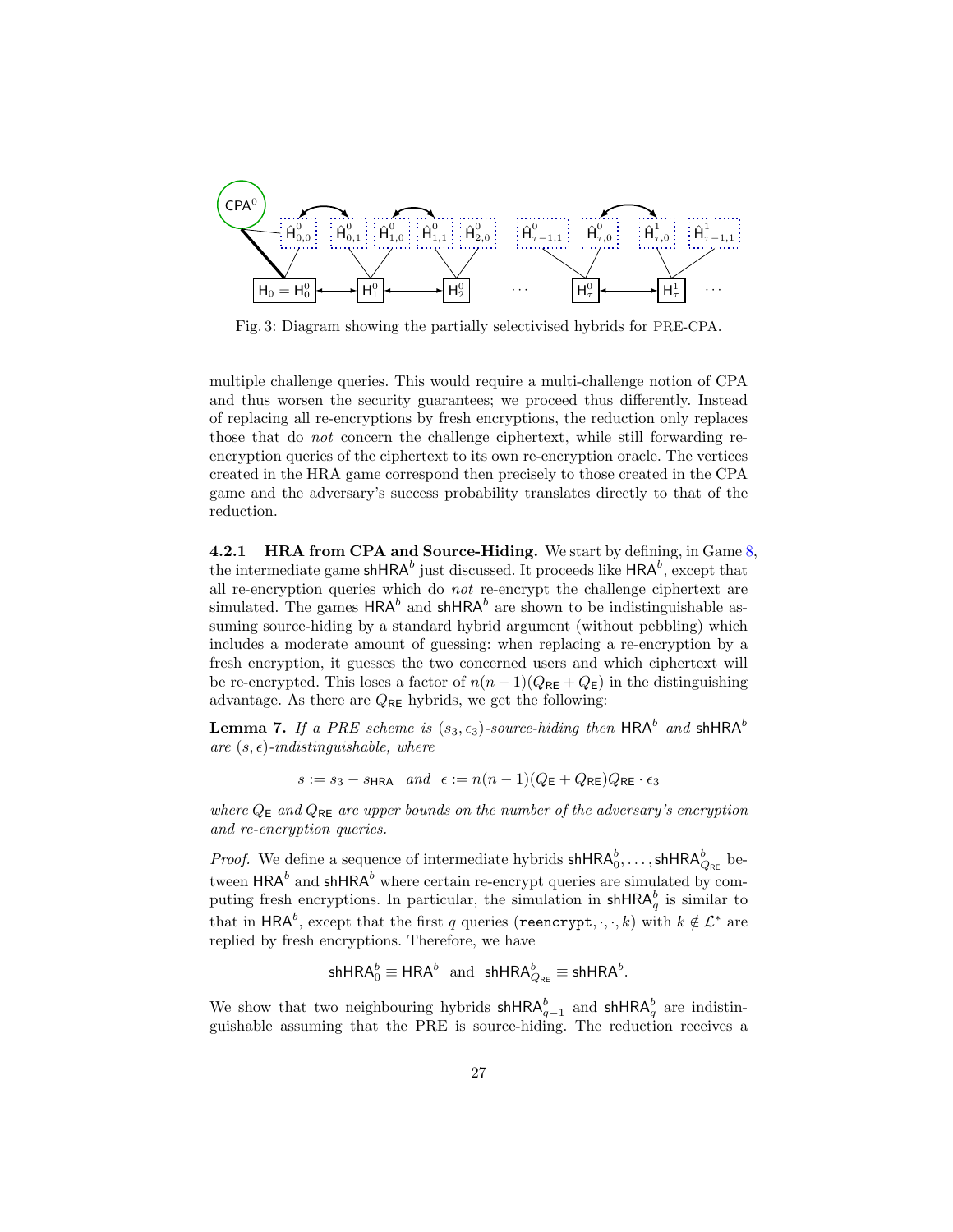Fig. 3: Diagram showing the partially selectivised hybrids for PRE-CPA.

multiple challenge queries. This would require a multi-challenge notion of CPA and thus worsen the security guarantees; we proceed thus differently. Instead of replacing all re-encryptions by fresh encryptions, the reduction only replaces those that do *not* concern the challenge ciphertext, while still forwarding re-encryption queries of the ciphertext to its own re-encryption oracle. The vertices created in the HRA game correspond then precisely to those created in the CPA game and the adversary's success probability translates directly to that of the reduction.

#### 4.2.1 HRA from CPA and Source-Hiding.

We start by defining, in Game 8, the intermediate game $\mathsf{shHRA}^b$ just discussed. It proceeds like $\mathsf{HRA}^b$, except that all re-encryption queries which do *not* re-encrypt the challenge ciphertext are simulated. The games $\mathsf{HRA}^b$ and $\mathsf{shHRA}^b$ are shown to be indistinguishable assuming source-hiding by a standard hybrid argument (without pebbling) which includes a moderate amount of guessing: when replacing a re-encryption by a fresh encryption, it guesses the two concerned users and which ciphertext will be re-encrypted. This loses a factor of $n(n-1)(Q_{\mathsf{RE}} + Q_{\mathsf{E}})$ in the distinguishing advantage. As there are $Q_{\mathsf{RE}}$ hybrids, we get the following:

**Lemma 7.** *If a PRE scheme is $(s_3, \epsilon_3)$-source-hiding then $\mathsf{HRA}^b$ and $\mathsf{shHRA}^b$ are $(s, \epsilon)$-indistinguishable, where*

$$s := s_3 - s_{\mathsf{HRA}} \quad \text{and} \quad \epsilon := n(n-1)(Q_{\mathsf{E}} + Q_{\mathsf{RE}})Q_{\mathsf{RE}} \cdot \epsilon_3$$

*where $Q_{\mathsf{E}}$ and $Q_{\mathsf{RE}}$ are upper bounds on the number of the adversary's encryption and re-encryption queries.*

*Proof.* We define a sequence of intermediate hybrids $\mathsf{shHRA}^b_0, \ldots, \mathsf{shHRA}^b_{Q_{\mathsf{RE}}}$ between $\mathsf{HRA}^b$ and $\mathsf{shHRA}^b$ where certain re-encrypt queries are simulated by computing fresh encryptions. In particular, the simulation in $\mathsf{shHRA}^b_q$ is similar to that in $\mathsf{HRA}^b$, except that the first $q$ queries $(\mathtt{reencrypt}, \cdot, \cdot, k)$ with $k \notin \mathcal{L}^*$ are replied by fresh encryptions. Therefore, we have

$$\mathsf{shHRA}^b_0 \equiv \mathsf{HRA}^b \quad \text{and} \quad \mathsf{shHRA}^b_{Q_{\mathsf{RE}}} \equiv \mathsf{shHRA}^b.$$

We show that two neighbouring hybrids $\mathsf{shHRA}^b_{q-1}$ and $\mathsf{shHRA}^b_q$ are indistinguishable assuming that the PRE is source-hiding. The reduction receives a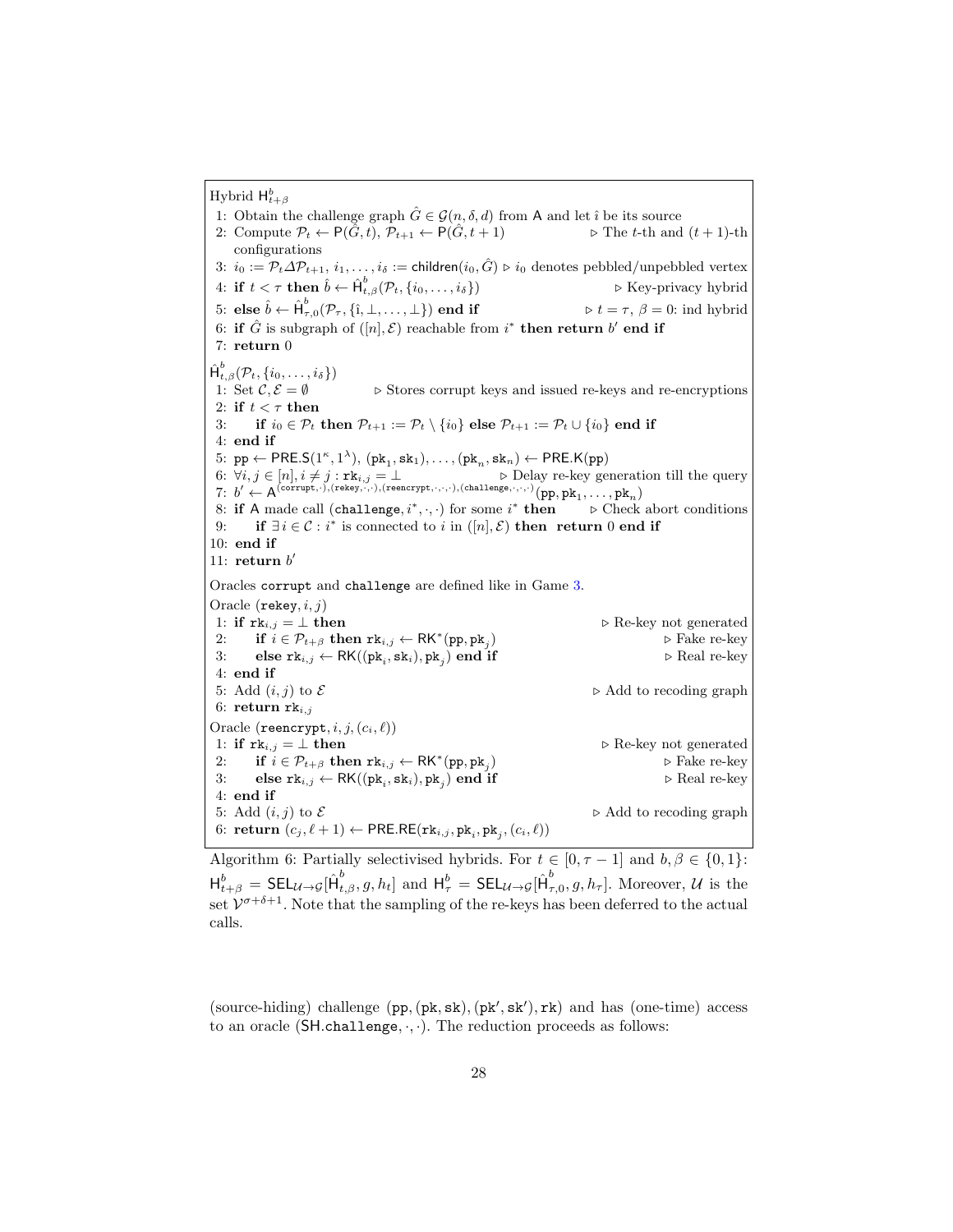```
Hybrid H^b_{t+β}
1: Obtain the challenge graph Ĝ ∈ G(n, δ, d) from A and let î be its source
2: Compute P_t ← P(Ĝ, t), P_{t+1} ← P(Ĝ, t+1)          ▷ The t-th and (t+1)-th configurations
3: i_0 := P_t Δ P_{t+1}, i_1, ..., i_δ := children(i_0, Ĝ) ▷ i_0 denotes pebbled/unpebbled vertex
4: if t < τ then b̂ ← Ĥ^b_{t,β}(P_t, {i_0, ..., i_δ})     ▷ Key-privacy hybrid
5: else b̂ ← Ĥ^b_{τ,0}(P_τ, {î, ⊥, ..., ⊥}) end if          ▷ t = τ, β = 0: ind hybrid
6: if Ĝ is subgraph of ([n], E) reachable from i* then return b' end if
7: return 0

Ĥ^b_{t,β}(P_t, {i_0, ..., i_δ})
1: Set C, E = ∅          ▷ Stores corrupt keys and issued re-keys and re-encryptions
2: if t < τ then
3:     if i_0 ∈ P_t then P_{t+1} := P_t \ {i_0} else P_{t+1} := P_t ∪ {i_0} end if
4: end if
5: pp ← PRE.S(1^κ, 1^λ), (pk_1, sk_1), ..., (pk_n, sk_n) ← PRE.K(pp)
6: ∀i, j ∈ [n], i ≠ j : rk_{i,j} = ⊥          ▷ Delay re-key generation till the query
7: b' ← A^{(corrupt,·),(rekey,·,·),(reencrypt,·,·,·),(challenge,·,·,·)}(pp, pk_1, ..., pk_n)
8: if A made call (challenge, i*, ·, ·) for some i* then     ▷ Check abort conditions
9:     if ∃i ∈ C : i* is connected to i in ([n], E) then return 0 end if
10: end if
11: return b'

Oracles corrupt and challenge are defined like in Game 3.

Oracle (rekey, i, j)
1: if rk_{i,j} = ⊥ then                                  ▷ Re-key not generated
2:     if i ∈ P_{t+β} then rk_{i,j} ← RK*(pp, pk_j)        ▷ Fake re-key
3:     else rk_{i,j} ← RK((pk_i, sk_i), pk_j) end if       ▷ Real re-key
4: end if
5: Add (i, j) to E                                       ▷ Add to recoding graph
6: return rk_{i,j}

Oracle (reencrypt, i, j, (c_i, ℓ))
1: if rk_{i,j} = ⊥ then                                  ▷ Re-key not generated
2:     if i ∈ P_{t+β} then rk_{i,j} ← RK*(pp, pk_j)        ▷ Fake re-key
3:     else rk_{i,j} ← RK((pk_i, sk_i), pk_j) end if       ▷ Real re-key
4: end if
5: Add (i, j) to E                                       ▷ Add to recoding graph
6: return (c_j, ℓ+1) ← PRE.RE(rk_{i,j}, pk_i, pk_j, (c_i, ℓ))
```

Algorithm 6: Partially selectivised hybrids. For $t \in [0, \tau - 1]$ and $b, \beta \in \{0,1\}$: $\mathsf{H}^b_{t+\beta} = \mathsf{SEL}_{\mathcal{U}\to\mathcal{G}}[\hat{\mathsf{H}}^b_{t,\beta}, g, h_t]$ and $\mathsf{H}^b_\tau = \mathsf{SEL}_{\mathcal{U}\to\mathcal{G}}[\hat{\mathsf{H}}^b_{\tau,0}, g, h_\tau]$. Moreover, $\mathcal{U}$ is the set $\mathcal{V}^{\sigma+\delta+1}$. Note that the sampling of the re-keys has been deferred to the actual calls.

(source-hiding) challenge $(\mathtt{pp}, (\mathtt{pk}, \mathtt{sk}), (\mathtt{pk}', \mathtt{sk}'), \mathtt{rk})$ and has (one-time) access to an oracle $(\mathsf{SH}.\mathtt{challenge}, \cdot, \cdot)$. The reduction proceeds as follows: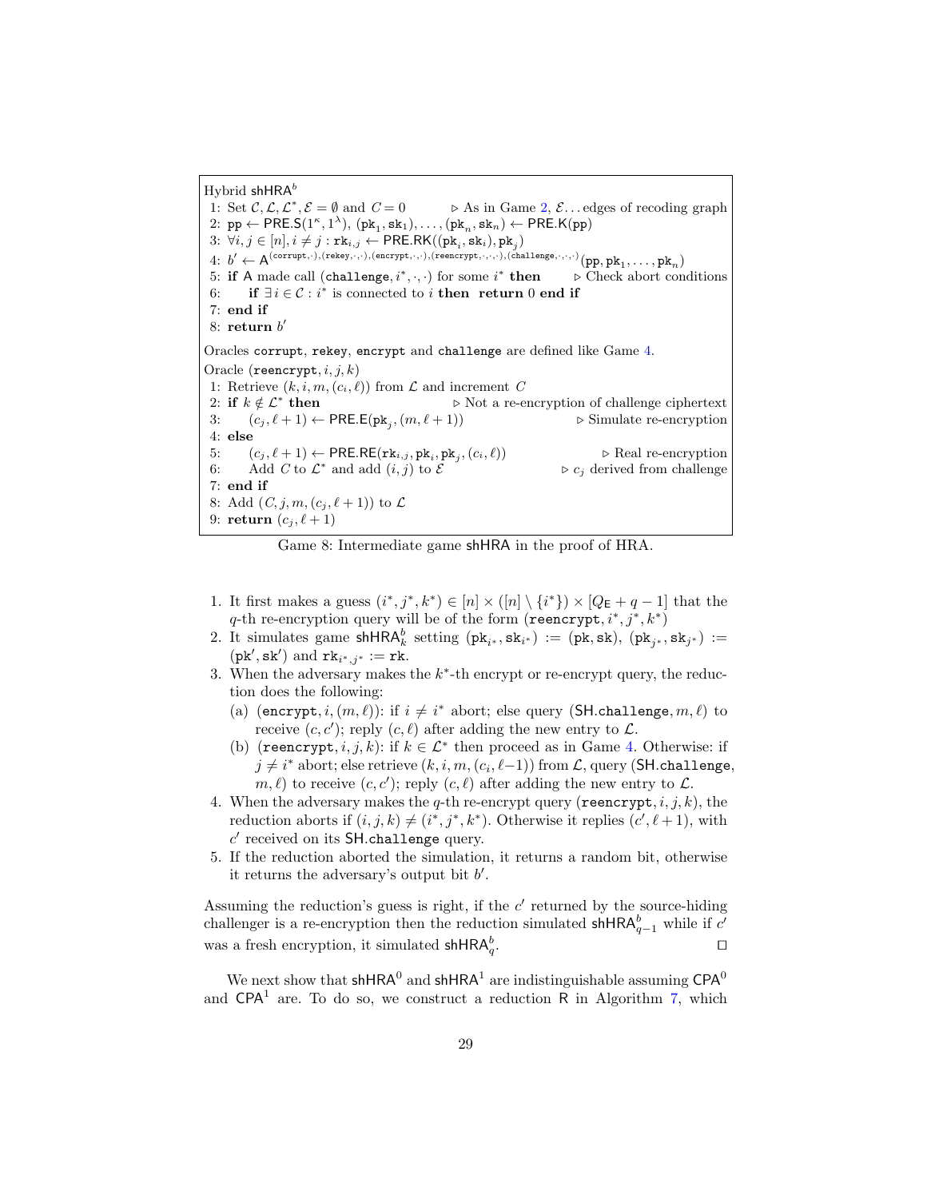```
Hybrid shHRA^b
1: Set C, L, L*, E = ∅ and C = 0          ▷ As in Game 2, E... edges of recoding graph
2: pp ← PRE.S(1^κ, 1^λ), (pk_1, sk_1), ..., (pk_n, sk_n) ← PRE.K(pp)
3: ∀i, j ∈ [n], i ≠ j : rk_{i,j} ← PRE.RK((pk_i, sk_i), pk_j)
4: b' ← A^{(corrupt,·),(rekey,·,·),(encrypt,·,·),(reencrypt,·,·,·),(challenge,·,·,·)}(pp, pk_1, ..., pk_n)
5: if A made call (challenge, i*, ·, ·) for some i* then      ▷ Check abort conditions
6:     if ∃ i ∈ C : i* is connected to i then return 0 end if
7: end if
8: return b'

Oracles corrupt, rekey, encrypt and challenge are defined like Game 4.
Oracle (reencrypt, i, j, k)
1: Retrieve (k, i, m, (c_i, ℓ)) from L and increment C
2: if k ∉ L* then                          ▷ Not a re-encryption of challenge ciphertext
3:     (c_j, ℓ + 1) ← PRE.E(pk_j, (m, ℓ + 1))                 ▷ Simulate re-encryption
4: else
5:     (c_j, ℓ + 1) ← PRE.RE(rk_{i,j}, pk_i, pk_j, (c_i, ℓ))   ▷ Real re-encryption
6:     Add C to L* and add (i, j) to E               ▷ c_j derived from challenge
7: end if
8: Add (C, j, m, (c_j, ℓ + 1)) to L
9: return (c_j, ℓ + 1)
```

Game 8: Intermediate game shHRA in the proof of HRA.

1. It first makes a guess $(i^*, j^*, k^*) \in [n] \times ([n] \setminus \{i^*\}) \times [Q_\mathsf{E} + q - 1]$ that the $q$-th re-encryption query will be of the form $(\texttt{reencrypt}, i^*, j^*, k^*)$
2. It simulates game $\mathsf{shHRA}^b_k$ setting $(\mathtt{pk}_{i^*}, \mathtt{sk}_{i^*}) := (\mathtt{pk}, \mathtt{sk})$, $(\mathtt{pk}_{j^*}, \mathtt{sk}_{j^*}) := (\mathtt{pk}', \mathtt{sk}')$ and $\mathtt{rk}_{i^*, j^*} := \mathtt{rk}$.
3. When the adversary makes the $k^*$-th encrypt or re-encrypt query, the reduction does the following:
   (a) $(\texttt{encrypt}, i, (m, \ell))$: if $i \neq i^*$ abort; else query $(\mathsf{SH}.\texttt{challenge}, m, \ell)$ to receive $(c, c')$; reply $(c, \ell)$ after adding the new entry to $\mathcal{L}$.
   (b) $(\texttt{reencrypt}, i, j, k)$: if $k \in \mathcal{L}^*$ then proceed as in Game 4. Otherwise: if $j \neq i^*$ abort; else retrieve $(k, i, m, (c_i, \ell{-}1))$ from $\mathcal{L}$, query $(\mathsf{SH}.\texttt{challenge}, m, \ell)$ to receive $(c, c')$; reply $(c, \ell)$ after adding the new entry to $\mathcal{L}$.
4. When the adversary makes the $q$-th re-encrypt query $(\texttt{reencrypt}, i, j, k)$, the reduction aborts if $(i, j, k) \neq (i^*, j^*, k^*)$. Otherwise it replies $(c', \ell + 1)$, with $c'$ received on its $\mathsf{SH}.\texttt{challenge}$ query.
5. If the reduction aborted the simulation, it returns a random bit, otherwise it returns the adversary's output bit $b'$.

Assuming the reduction's guess is right, if the $c'$ returned by the source-hiding challenger is a re-encryption then the reduction simulated $\mathsf{shHRA}^b_{q-1}$ while if $c'$ was a fresh encryption, it simulated $\mathsf{shHRA}^b_q$. □

We next show that $\mathsf{shHRA}^0$ and $\mathsf{shHRA}^1$ are indistinguishable assuming $\mathsf{CPA}^0$ and $\mathsf{CPA}^1$ are. To do so, we construct a reduction $\mathsf{R}$ in Algorithm 7, which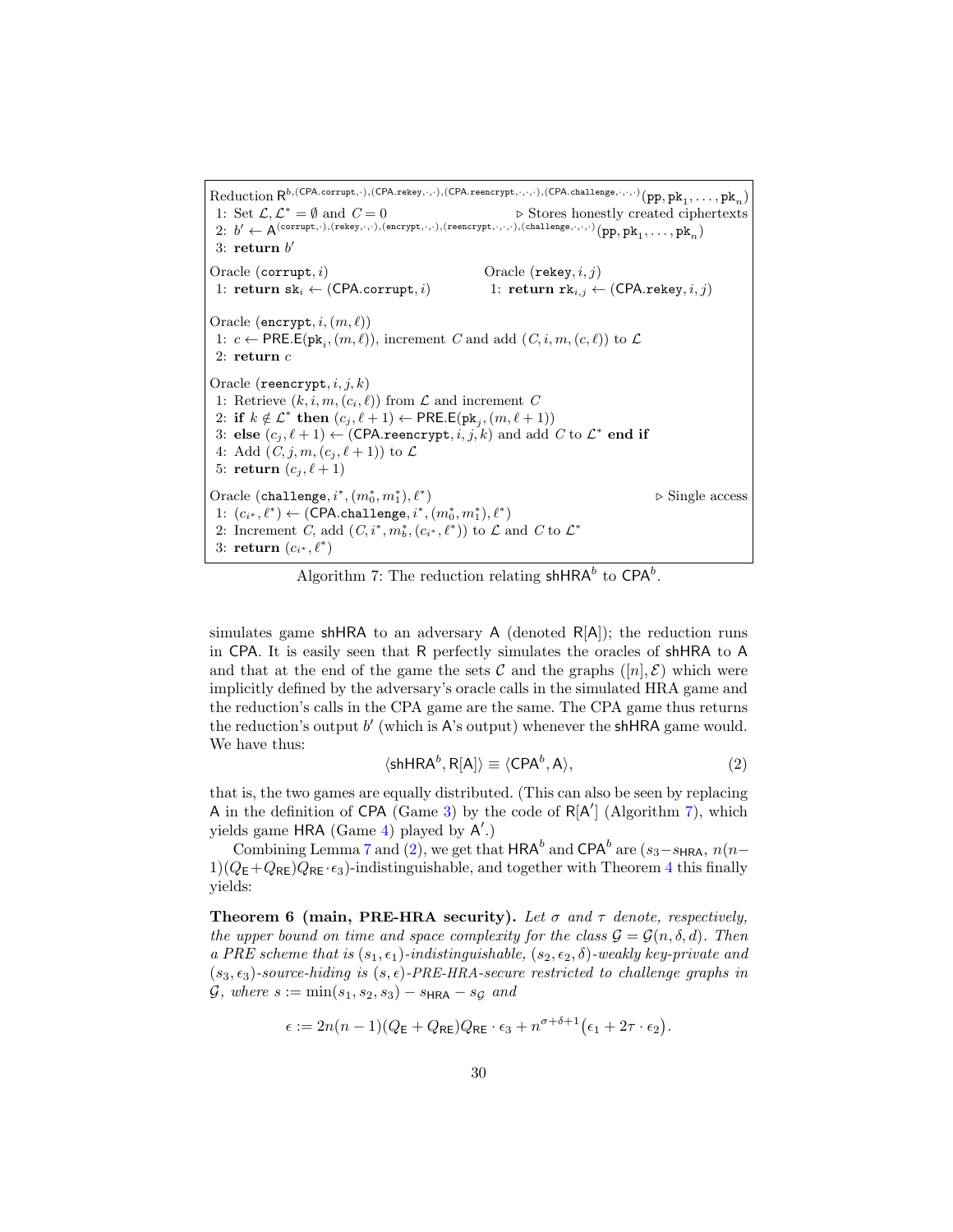```
Reduction R^{b,(CPA.corrupt,·),(CPA.rekey,·,·),(CPA.reencrypt,·,·,·),(CPA.challenge,·,·,·)}(pp, pk_1, ..., pk_n)
1: Set L, L* = ∅ and C = 0                                    ▷ Stores honestly created ciphertexts
2: b' ← A^{(corrupt,·),(rekey,·,·),(encrypt,·,·),(reencrypt,·,·,·),(challenge,·,·,·)}(pp, pk_1, ..., pk_n)
3: return b'

Oracle (corrupt, i)                          Oracle (rekey, i, j)
1: return sk_i ← (CPA.corrupt, i)            1: return rk_{i,j} ← (CPA.rekey, i, j)

Oracle (encrypt, i, (m, ℓ))
1: c ← PRE.E(pk_i, (m, ℓ)), increment C and add (C, i, m, (c, ℓ)) to L
2: return c

Oracle (reencrypt, i, j, k)
1: Retrieve (k, i, m, (c_i, ℓ)) from L and increment C
2: if k ∉ L* then (c_j, ℓ+1) ← PRE.E(pk_j, (m, ℓ+1))
3: else (c_j, ℓ+1) ← (CPA.reencrypt, i, j, k) and add C to L* end if
4: Add (C, j, m, (c_j, ℓ+1)) to L
5: return (c_j, ℓ+1)

Oracle (challenge, i*, (m*_0, m*_1), ℓ*)                      ▷ Single access
1: (c_{i*}, ℓ*) ← (CPA.challenge, i*, (m*_0, m*_1), ℓ*)
2: Increment C, add (C, i*, m*_b, (c_{i*}, ℓ*)) to L and C to L*
3: return (c_{i*}, ℓ*)
```

Algorithm 7: The reduction relating $\mathsf{shHRA}^b$ to $\mathsf{CPA}^b$.

simulates game $\mathsf{shHRA}$ to an adversary $\mathsf{A}$ (denoted $\mathsf{R}[\mathsf{A}]$); the reduction runs in $\mathsf{CPA}$. It is easily seen that $\mathsf{R}$ perfectly simulates the oracles of $\mathsf{shHRA}$ to $\mathsf{A}$ and that at the end of the game the sets $\mathcal{C}$ and the graphs $([n], \mathcal{E})$ which were implicitly defined by the adversary's oracle calls in the simulated HRA game and the reduction's calls in the CPA game are the same. The CPA game thus returns the reduction's output $b'$ (which is $\mathsf{A}$'s output) whenever the $\mathsf{shHRA}$ game would. We have thus:

$$\langle \mathsf{shHRA}^b, \mathsf{R}[\mathsf{A}] \rangle \equiv \langle \mathsf{CPA}^b, \mathsf{A} \rangle, \tag{2}$$

that is, the two games are equally distributed. (This can also be seen by replacing $\mathsf{A}$ in the definition of $\mathsf{CPA}$ (Game 3) by the code of $\mathsf{R}[\mathsf{A}']$ (Algorithm 7), which yields game $\mathsf{HRA}$ (Game 4) played by $\mathsf{A}'$.)

Combining Lemma 7 and (2), we get that $\mathsf{HRA}^b$ and $\mathsf{CPA}^b$ are $(s_3 - s_{\mathsf{HRA}},\ n(n-1)(Q_{\mathsf{E}} + Q_{\mathsf{RE}})Q_{\mathsf{RE}} \cdot \epsilon_3)$-indistinguishable, and together with Theorem 4 this finally yields:

**Theorem 6 (main, PRE-HRA security).** *Let $\sigma$ and $\tau$ denote, respectively, the upper bound on time and space complexity for the class $\mathcal{G} = \mathcal{G}(n, \delta, d)$. Then a PRE scheme that is $(s_1, \epsilon_1)$-indistinguishable, $(s_2, \epsilon_2, \delta)$-weakly key-private and $(s_3, \epsilon_3)$-source-hiding is $(s, \epsilon)$-PRE-HRA-secure restricted to challenge graphs in $\mathcal{G}$, where $s := \min(s_1, s_2, s_3) - s_{\mathsf{HRA}} - s_{\mathcal{G}}$ and*

$$\epsilon := 2n(n-1)(Q_{\mathsf{E}} + Q_{\mathsf{RE}})Q_{\mathsf{RE}} \cdot \epsilon_3 + n^{\sigma+\delta+1}\big(\epsilon_1 + 2\tau \cdot \epsilon_2\big).$$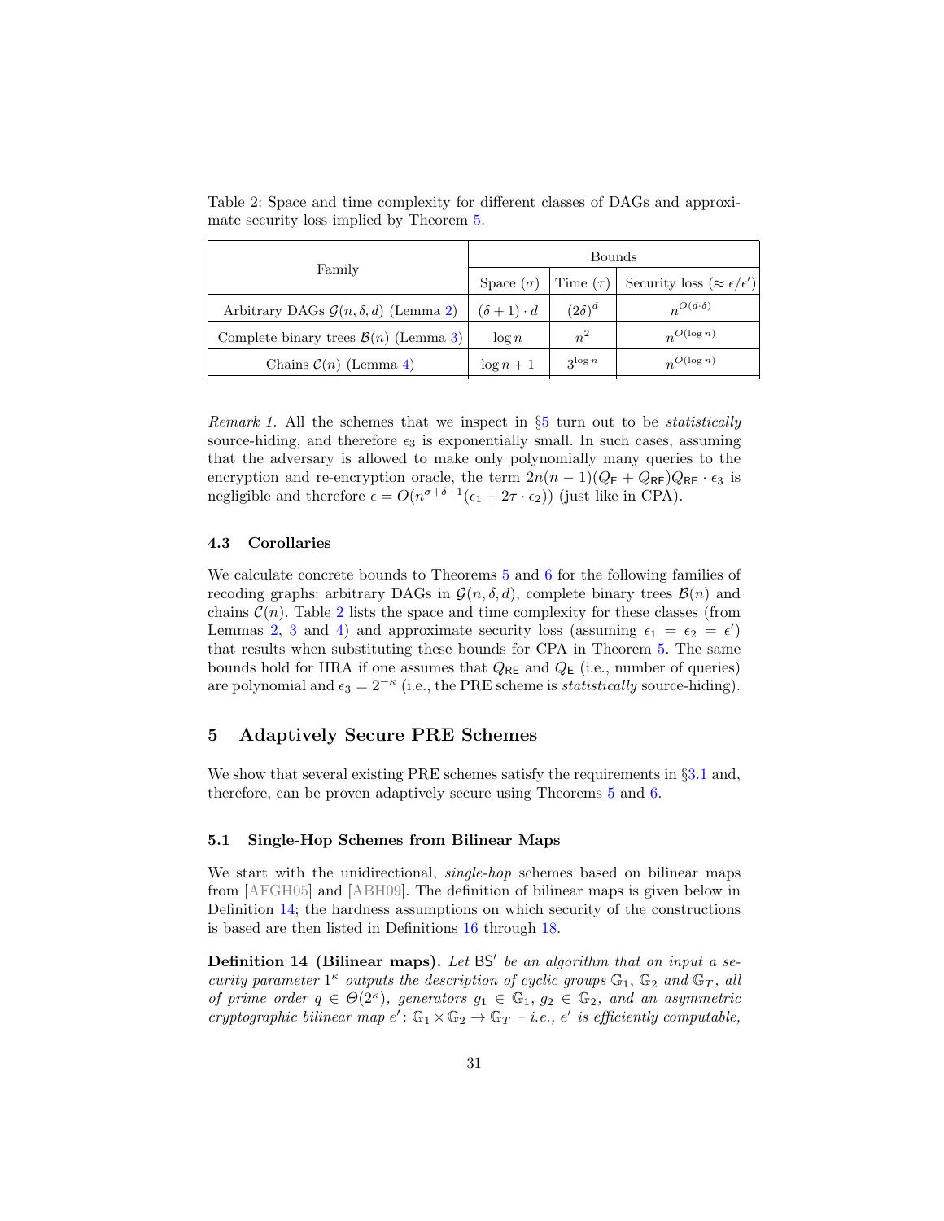Table 2: Space and time complexity for different classes of DAGs and approximate security loss implied by Theorem 5.

| Family | Bounds | | |
|---|---|---|---|
| | Space ($\sigma$) | Time ($\tau$) | Security loss ($\approx \epsilon/\epsilon'$) |
| Arbitrary DAGs $\mathcal{G}(n,\delta,d)$ (Lemma 2) | $(\delta+1)\cdot d$ | $(2\delta)^d$ | $n^{O(d\cdot\delta)}$ |
| Complete binary trees $\mathcal{B}(n)$ (Lemma 3) | $\log n$ | $n^2$ | $n^{O(\log n)}$ |
| Chains $\mathcal{C}(n)$ (Lemma 4) | $\log n + 1$ | $3^{\log n}$ | $n^{O(\log n)}$ |

*Remark 1.* All the schemes that we inspect in §5 turn out to be *statistically* source-hiding, and therefore $\epsilon_3$ is exponentially small. In such cases, assuming that the adversary is allowed to make only polynomially many queries to the encryption and re-encryption oracle, the term $2n(n-1)(Q_{\mathsf{E}}+Q_{\mathsf{RE}})Q_{\mathsf{RE}}\cdot\epsilon_3$ is negligible and therefore $\epsilon = O(n^{\sigma+\delta+1}(\epsilon_1 + 2\tau\cdot\epsilon_2))$ (just like in CPA).

### 4.3 Corollaries

We calculate concrete bounds to Theorems 5 and 6 for the following families of recoding graphs: arbitrary DAGs in $\mathcal{G}(n,\delta,d)$, complete binary trees $\mathcal{B}(n)$ and chains $\mathcal{C}(n)$. Table 2 lists the space and time complexity for these classes (from Lemmas 2, 3 and 4) and approximate security loss (assuming $\epsilon_1 = \epsilon_2 = \epsilon'$) that results when substituting these bounds for CPA in Theorem 5. The same bounds hold for HRA if one assumes that $Q_{\mathsf{RE}}$ and $Q_{\mathsf{E}}$ (i.e., number of queries) are polynomial and $\epsilon_3 = 2^{-\kappa}$ (i.e., the PRE scheme is *statistically* source-hiding).

## 5 Adaptively Secure PRE Schemes

We show that several existing PRE schemes satisfy the requirements in §3.1 and, therefore, can be proven adaptively secure using Theorems 5 and 6.

### 5.1 Single-Hop Schemes from Bilinear Maps

We start with the unidirectional, *single-hop* schemes based on bilinear maps from [AFGH05] and [ABH09]. The definition of bilinear maps is given below in Definition 14; the hardness assumptions on which security of the constructions is based are then listed in Definitions 16 through 18.

**Definition 14 (Bilinear maps).** *Let $\mathsf{BS}'$ be an algorithm that on input a security parameter $1^\kappa$ outputs the description of cyclic groups $\mathbb{G}_1$, $\mathbb{G}_2$ and $\mathbb{G}_T$, all of prime order $q \in \Theta(2^\kappa)$, generators $g_1 \in \mathbb{G}_1$, $g_2 \in \mathbb{G}_2$, and an asymmetric cryptographic bilinear map $e' : \mathbb{G}_1 \times \mathbb{G}_2 \to \mathbb{G}_T$ – i.e., $e'$ is efficiently computable,*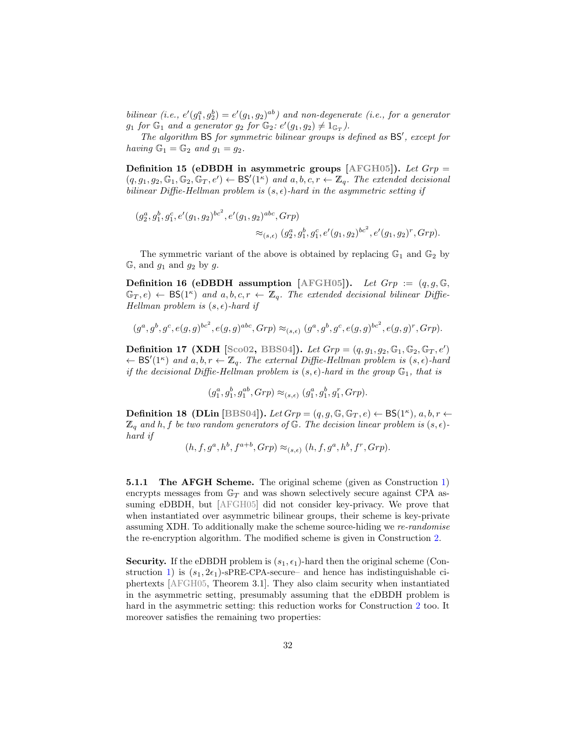*bilinear (i.e., $e'(g_1^a, g_2^b) = e'(g_1, g_2)^{ab}$) and non-degenerate (i.e., for a generator $g_1$ for $\mathbb{G}_1$ and a generator $g_2$ for $\mathbb{G}_2$: $e'(g_1, g_2) \neq 1_{\mathbb{G}_T}$).*

*The algorithm $\mathsf{BS}$ for symmetric bilinear groups is defined as $\mathsf{BS}'$, except for having $\mathbb{G}_1 = \mathbb{G}_2$ and $g_1 = g_2$.*

**Definition 15 (eDBDH in asymmetric groups [AFGH05]).** *Let $Grp = (q, g_1, g_2, \mathbb{G}_1, \mathbb{G}_2, \mathbb{G}_T, e') \leftarrow \mathsf{BS}'(1^\kappa)$ and $a, b, c, r \leftarrow \mathbb{Z}_q$. The extended decisional bilinear Diffie-Hellman problem is $(s, \epsilon)$-hard in the asymmetric setting if*

$$(g_2^a, g_1^b, g_1^c, e'(g_1, g_2)^{bc^2}, e'(g_1, g_2)^{abc}, Grp) \approx_{(s,\epsilon)} (g_2^a, g_1^b, g_1^c, e'(g_1, g_2)^{bc^2}, e'(g_1, g_2)^r, Grp).$$

The symmetric variant of the above is obtained by replacing $\mathbb{G}_1$ and $\mathbb{G}_2$ by $\mathbb{G}$, and $g_1$ and $g_2$ by $g$.

**Definition 16 (eDBDH assumption [AFGH05]).** *Let $Grp := (q, g, \mathbb{G}, \mathbb{G}_T, e) \leftarrow \mathsf{BS}(1^\kappa)$ and $a, b, c, r \leftarrow \mathbb{Z}_q$. The extended decisional bilinear Diffie-Hellman problem is $(s, \epsilon)$-hard if*

$$(g^a, g^b, g^c, e(g, g)^{bc^2}, e(g, g)^{abc}, Grp) \approx_{(s,\epsilon)} (g^a, g^b, g^c, e(g, g)^{bc^2}, e(g, g)^r, Grp).$$

**Definition 17 (XDH [Sco02, BBS04]).** *Let $Grp = (q, g_1, g_2, \mathbb{G}_1, \mathbb{G}_2, \mathbb{G}_T, e') \leftarrow \mathsf{BS}'(1^\kappa)$ and $a, b, r \leftarrow \mathbb{Z}_q$. The external Diffie-Hellman problem is $(s, \epsilon)$-hard if the decisional Diffie-Hellman problem is $(s, \epsilon)$-hard in the group $\mathbb{G}_1$, that is*

$$(g_1^a, g_1^b, g_1^{ab}, Grp) \approx_{(s,\epsilon)} (g_1^a, g_1^b, g_1^r, Grp).$$

**Definition 18 (DLin [BBS04]).** *Let $Grp = (q, g, \mathbb{G}, \mathbb{G}_T, e) \leftarrow \mathsf{BS}(1^\kappa)$, $a, b, r \leftarrow \mathbb{Z}_q$ and $h, f$ be two random generators of $\mathbb{G}$. The decision linear problem is $(s, \epsilon)$-hard if*

$$(h, f, g^a, h^b, f^{a+b}, Grp) \approx_{(s,\epsilon)} (h, f, g^a, h^b, f^r, Grp).$$

**5.1.1 The AFGH Scheme.** The original scheme (given as Construction 1) encrypts messages from $\mathbb{G}_T$ and was shown selectively secure against CPA assuming eDBDH, but [AFGH05] did not consider key-privacy. We prove that when instantiated over asymmetric bilinear groups, their scheme is key-private assuming XDH. To additionally make the scheme source-hiding we *re-randomise* the re-encryption algorithm. The modified scheme is given in Construction 2.

**Security.** If the eDBDH problem is $(s_1, \epsilon_1)$-hard then the original scheme (Construction 1) is $(s_1, 2\epsilon_1)$-sPRE-CPA-secure– and hence has indistinguishable ciphertexts [AFGH05, Theorem 3.1]. They also claim security when instantiated in the asymmetric setting, presumably assuming that the eDBDH problem is hard in the asymmetric setting: this reduction works for Construction 2 too. It moreover satisfies the remaining two properties: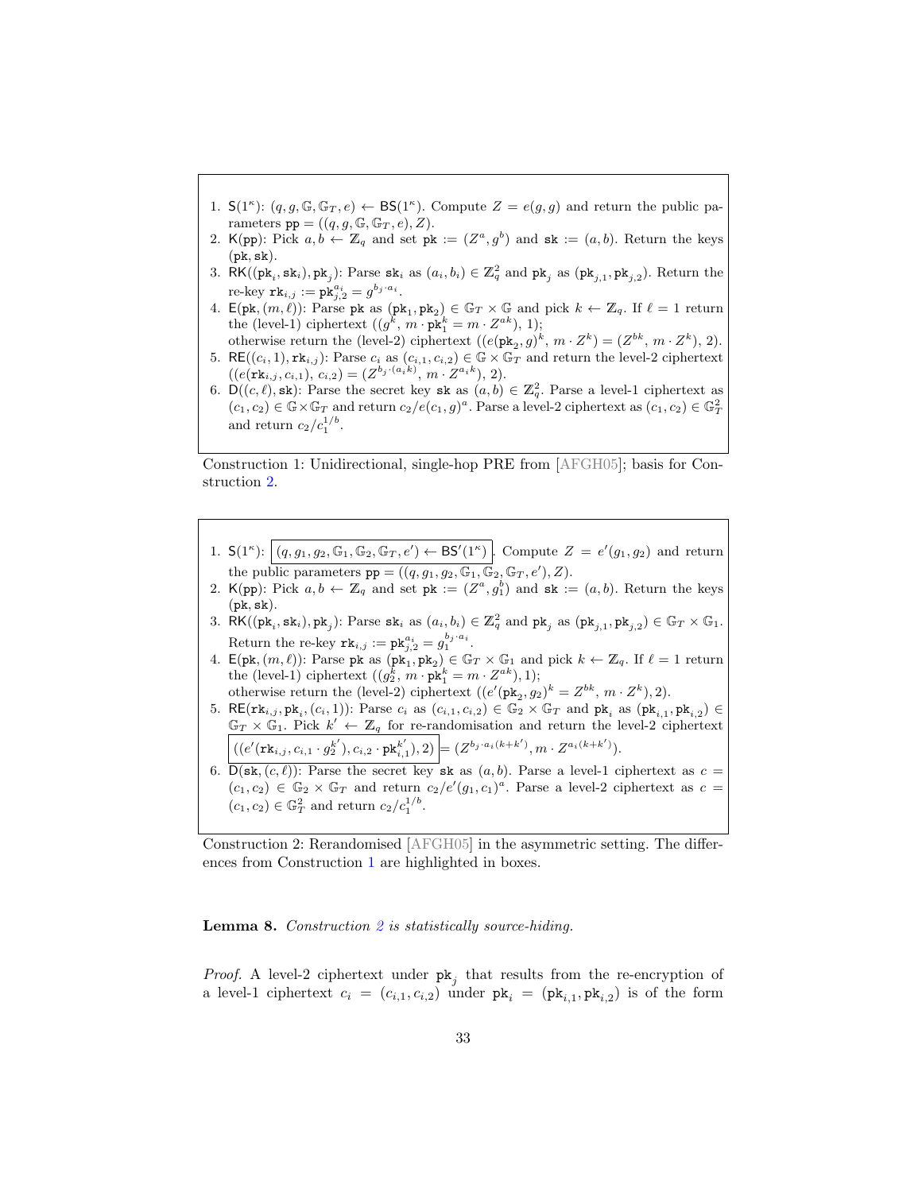1. $\mathsf{S}(1^\kappa)$: $(q, g, \mathbb{G}, \mathbb{G}_T, e) \leftarrow \mathsf{BS}(1^\kappa)$. Compute $Z = e(g, g)$ and return the public parameters $\mathtt{pp} = ((q, g, \mathbb{G}, \mathbb{G}_T, e), Z)$.
2. $\mathsf{K}(\mathtt{pp})$: Pick $a, b \leftarrow \mathbb{Z}_q$ and set $\mathtt{pk} := (Z^a, g^b)$ and $\mathtt{sk} := (a, b)$. Return the keys $(\mathtt{pk}, \mathtt{sk})$.
3. $\mathsf{RK}((\mathtt{pk}_i, \mathtt{sk}_i), \mathtt{pk}_j)$: Parse $\mathtt{sk}_i$ as $(a_i, b_i) \in \mathbb{Z}_q^2$ and $\mathtt{pk}_j$ as $(\mathtt{pk}_{j,1}, \mathtt{pk}_{j,2})$. Return the re-key $\mathtt{rk}_{i,j} := \mathtt{pk}_{j,2}^{a_i} = g^{b_j \cdot a_i}$.
4. $\mathsf{E}(\mathtt{pk}, (m, \ell))$: Parse $\mathtt{pk}$ as $(\mathtt{pk}_1, \mathtt{pk}_2) \in \mathbb{G}_T \times \mathbb{G}$ and pick $k \leftarrow \mathbb{Z}_q$. If $\ell = 1$ return the (level-1) ciphertext $((g^k, m \cdot \mathtt{pk}_1^k = m \cdot Z^{ak}), 1)$;
   otherwise return the (level-2) ciphertext $((e(\mathtt{pk}_2, g)^k, m \cdot Z^k) = (Z^{bk}, m \cdot Z^k), 2)$.
5. $\mathsf{RE}((c_i, 1), \mathtt{rk}_{i,j})$: Parse $c_i$ as $(c_{i,1}, c_{i,2}) \in \mathbb{G} \times \mathbb{G}_T$ and return the level-2 ciphertext $((e(\mathtt{rk}_{i,j}, c_{i,1}), c_{i,2}) = (Z^{b_j \cdot (a_i k)}, m \cdot Z^{a_i k}), 2)$.
6. $\mathsf{D}((c, \ell), \mathtt{sk})$: Parse the secret key $\mathtt{sk}$ as $(a, b) \in \mathbb{Z}_q^2$. Parse a level-1 ciphertext as $(c_1, c_2) \in \mathbb{G} \times \mathbb{G}_T$ and return $c_2 / e(c_1, g)^a$. Parse a level-2 ciphertext as $(c_1, c_2) \in \mathbb{G}_T^2$ and return $c_2 / c_1^{1/b}$.

Construction 1: Unidirectional, single-hop PRE from [AFGH05]; basis for Construction 2.

1. $\mathsf{S}(1^\kappa)$: $\boxed{(q, g_1, g_2, \mathbb{G}_1, \mathbb{G}_2, \mathbb{G}_T, e') \leftarrow \mathsf{BS}'(1^\kappa)}$. Compute $Z = e'(g_1, g_2)$ and return the public parameters $\mathtt{pp} = ((q, g_1, g_2, \mathbb{G}_1, \mathbb{G}_2, \mathbb{G}_T, e'), Z)$.
2. $\mathsf{K}(\mathtt{pp})$: Pick $a, b \leftarrow \mathbb{Z}_q$ and set $\mathtt{pk} := (Z^a, g_1^b)$ and $\mathtt{sk} := (a, b)$. Return the keys $(\mathtt{pk}, \mathtt{sk})$.
3. $\mathsf{RK}((\mathtt{pk}_i, \mathtt{sk}_i), \mathtt{pk}_j)$: Parse $\mathtt{sk}_i$ as $(a_i, b_i) \in \mathbb{Z}_q^2$ and $\mathtt{pk}_j$ as $(\mathtt{pk}_{j,1}, \mathtt{pk}_{j,2}) \in \mathbb{G}_T \times \mathbb{G}_1$. Return the re-key $\mathtt{rk}_{i,j} := \mathtt{pk}_{j,2}^{a_i} = g_1^{b_j \cdot a_i}$.
4. $\mathsf{E}(\mathtt{pk}, (m, \ell))$: Parse $\mathtt{pk}$ as $(\mathtt{pk}_1, \mathtt{pk}_2) \in \mathbb{G}_T \times \mathbb{G}_1$ and pick $k \leftarrow \mathbb{Z}_q$. If $\ell = 1$ return the (level-1) ciphertext $((g_2^k, m \cdot \mathtt{pk}_1^k = m \cdot Z^{ak}), 1)$;
   otherwise return the (level-2) ciphertext $((e'(\mathtt{pk}_2, g_2)^k = Z^{bk}, m \cdot Z^k), 2)$.
5. $\mathsf{RE}(\mathtt{rk}_{i,j}, \mathtt{pk}_i, (c_i, 1))$: Parse $c_i$ as $(c_{i,1}, c_{i,2}) \in \mathbb{G}_2 \times \mathbb{G}_T$ and $\mathtt{pk}_i$ as $(\mathtt{pk}_{i,1}, \mathtt{pk}_{i,2}) \in \mathbb{G}_T \times \mathbb{G}_1$. Pick $k' \leftarrow \mathbb{Z}_q$ for re-randomisation and return the level-2 ciphertext $\boxed{((e'(\mathtt{rk}_{i,j}, c_{i,1} \cdot g_2^{k'}), c_{i,2} \cdot \mathtt{pk}_{i,1}^{k'}), 2)} = (Z^{b_j \cdot a_i (k + k')}, m \cdot Z^{a_i (k + k')})$.
6. $\mathsf{D}(\mathtt{sk}, (c, \ell))$: Parse the secret key $\mathtt{sk}$ as $(a, b)$. Parse a level-1 ciphertext as $c = (c_1, c_2) \in \mathbb{G}_2 \times \mathbb{G}_T$ and return $c_2 / e'(g_1, c_1)^a$. Parse a level-2 ciphertext as $c = (c_1, c_2) \in \mathbb{G}_T^2$ and return $c_2 / c_1^{1/b}$.

Construction 2: Rerandomised [AFGH05] in the asymmetric setting. The differences from Construction 1 are highlighted in boxes.

**Lemma 8.** *Construction 2 is statistically source-hiding.*

*Proof.* A level-2 ciphertext under $\mathtt{pk}_j$ that results from the re-encryption of a level-1 ciphertext $c_i = (c_{i,1}, c_{i,2})$ under $\mathtt{pk}_i = (\mathtt{pk}_{i,1}, \mathtt{pk}_{i,2})$ is of the form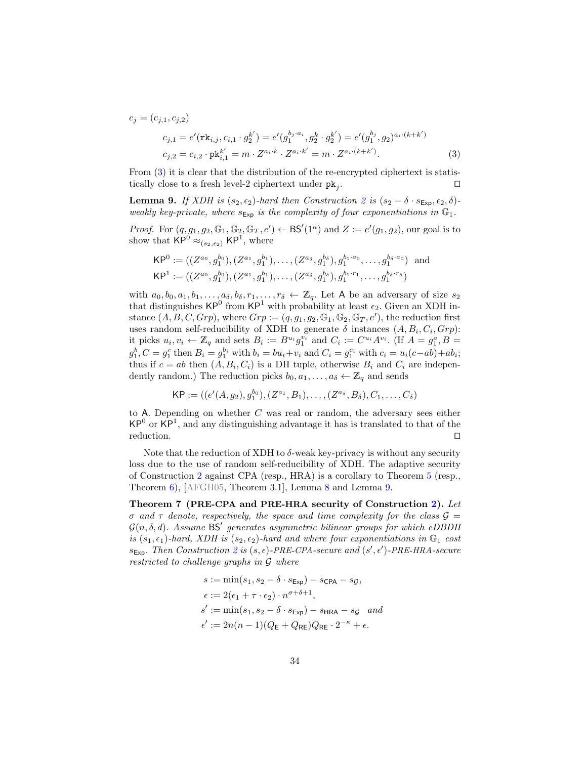$c_j = (c_{j,1}, c_{j,2})$

$$c_{j,1} = e'(\mathtt{rk}_{i,j}, c_{i,1} \cdot g_2^{k'}) = e'(g_1^{b_j \cdot a_i}, g_2^k \cdot g_2^{k'}) = e'(g_1^{b_j}, g_2)^{a_i \cdot (k+k')}$$

$$c_{j,2} = c_{i,2} \cdot \mathtt{pk}_{i,1}^{k'} = m \cdot Z^{a_i \cdot k} \cdot Z^{a_i \cdot k'} = m \cdot Z^{a_i \cdot (k+k')}. \tag{3}$$

From (3) it is clear that the distribution of the re-encrypted ciphertext is statistically close to a fresh level-2 ciphertext under $\mathtt{pk}_j$. $\square$

**Lemma 9.** *If XDH is $(s_2, \epsilon_2)$-hard then Construction 2 is $(s_2 - \delta \cdot s_{\mathsf{Exp}}, \epsilon_2, \delta)$-weakly key-private, where $s_{\mathsf{Exp}}$ is the complexity of four exponentiations in $\mathbb{G}_1$.*

*Proof.* For $(q, g_1, g_2, \mathbb{G}_1, \mathbb{G}_2, \mathbb{G}_T, e') \leftarrow \mathsf{BS}'(1^\kappa)$ and $Z := e'(g_1, g_2)$, our goal is to show that $\mathsf{KP}^0 \approx_{(s_2, \epsilon_2)} \mathsf{KP}^1$, where

$$\mathsf{KP}^0 := ((Z^{a_0}, g_1^{b_0}), (Z^{a_1}, g_1^{b_1}), \ldots, (Z^{a_\delta}, g_1^{b_\delta}), g_1^{b_1 \cdot a_0}, \ldots, g_1^{b_\delta \cdot a_0}) \text{ and}$$
$$\mathsf{KP}^1 := ((Z^{a_0}, g_1^{b_0}), (Z^{a_1}, g_1^{b_1}), \ldots, (Z^{a_\delta}, g_1^{b_\delta}), g_1^{b_1 \cdot r_1}, \ldots, g_1^{b_\delta \cdot r_\delta})$$

with $a_0, b_0, a_1, b_1, \ldots, a_\delta, b_\delta, r_1, \ldots, r_\delta \leftarrow \mathbb{Z}_q$. Let $\mathsf{A}$ be an adversary of size $s_2$ that distinguishes $\mathsf{KP}^0$ from $\mathsf{KP}^1$ with probability at least $\epsilon_2$. Given an XDH instance $(A, B, C, Grp)$, where $Grp := (q, g_1, g_2, \mathbb{G}_1, \mathbb{G}_2, \mathbb{G}_T, e')$, the reduction first uses random self-reducibility of XDH to generate $\delta$ instances $(A, B_i, C_i, Grp)$: it picks $u_i, v_i \leftarrow \mathbb{Z}_q$ and sets $B_i := B^{u_i} g_1^{v_i}$ and $C_i := C^{u_i} A^{v_i}$. (If $A = g_1^a, B = g_1^b, C = g_1^c$ then $B_i = g_1^{b_i}$ with $b_i = bu_i + v_i$ and $C_i = g_1^{c_i}$ with $c_i = u_i(c - ab) + ab_i$; thus if $c = ab$ then $(A, B_i, C_i)$ is a DH tuple, otherwise $B_i$ and $C_i$ are independently random.) The reduction picks $b_0, a_1, \ldots, a_\delta \leftarrow \mathbb{Z}_q$ and sends

$$\mathsf{KP} := ((e'(A, g_2), g_1^{b_0}), (Z^{a_1}, B_1), \ldots, (Z^{a_\delta}, B_\delta), C_1, \ldots, C_\delta)$$

to $\mathsf{A}$. Depending on whether $C$ was real or random, the adversary sees either $\mathsf{KP}^0$ or $\mathsf{KP}^1$, and any distinguishing advantage it has is translated to that of the reduction. $\square$

Note that the reduction of XDH to $\delta$-weak key-privacy is without any security loss due to the use of random self-reducibility of XDH. The adaptive security of Construction 2 against CPA (resp., HRA) is a corollary to Theorem 5 (resp., Theorem 6), [AFGH05, Theorem 3.1], Lemma 8 and Lemma 9.

**Theorem 7 (PRE-CPA and PRE-HRA security of Construction 2).** *Let $\sigma$ and $\tau$ denote, respectively, the space and time complexity for the class $\mathcal{G} = \mathcal{G}(n, \delta, d)$. Assume $\mathsf{BS}'$ generates asymmetric bilinear groups for which eDBDH is $(s_1, \epsilon_1)$-hard, XDH is $(s_2, \epsilon_2)$-hard and where four exponentiations in $\mathbb{G}_1$ cost $s_{\mathsf{Exp}}$. Then Construction 2 is $(s, \epsilon)$-PRE-CPA-secure and $(s', \epsilon')$-PRE-HRA-secure restricted to challenge graphs in $\mathcal{G}$ where*

$$s := \min(s_1, s_2 - \delta \cdot s_{\mathsf{Exp}}) - s_{\mathsf{CPA}} - s_{\mathcal{G}},$$
$$\epsilon := 2(\epsilon_1 + \tau \cdot \epsilon_2) \cdot n^{\sigma + \delta + 1},$$
$$s' := \min(s_1, s_2 - \delta \cdot s_{\mathsf{Exp}}) - s_{\mathsf{HRA}} - s_{\mathcal{G}} \quad \textit{and}$$
$$\epsilon' := 2n(n-1)(Q_{\mathsf{E}} + Q_{\mathsf{RE}})Q_{\mathsf{RE}} \cdot 2^{-\kappa} + \epsilon.$$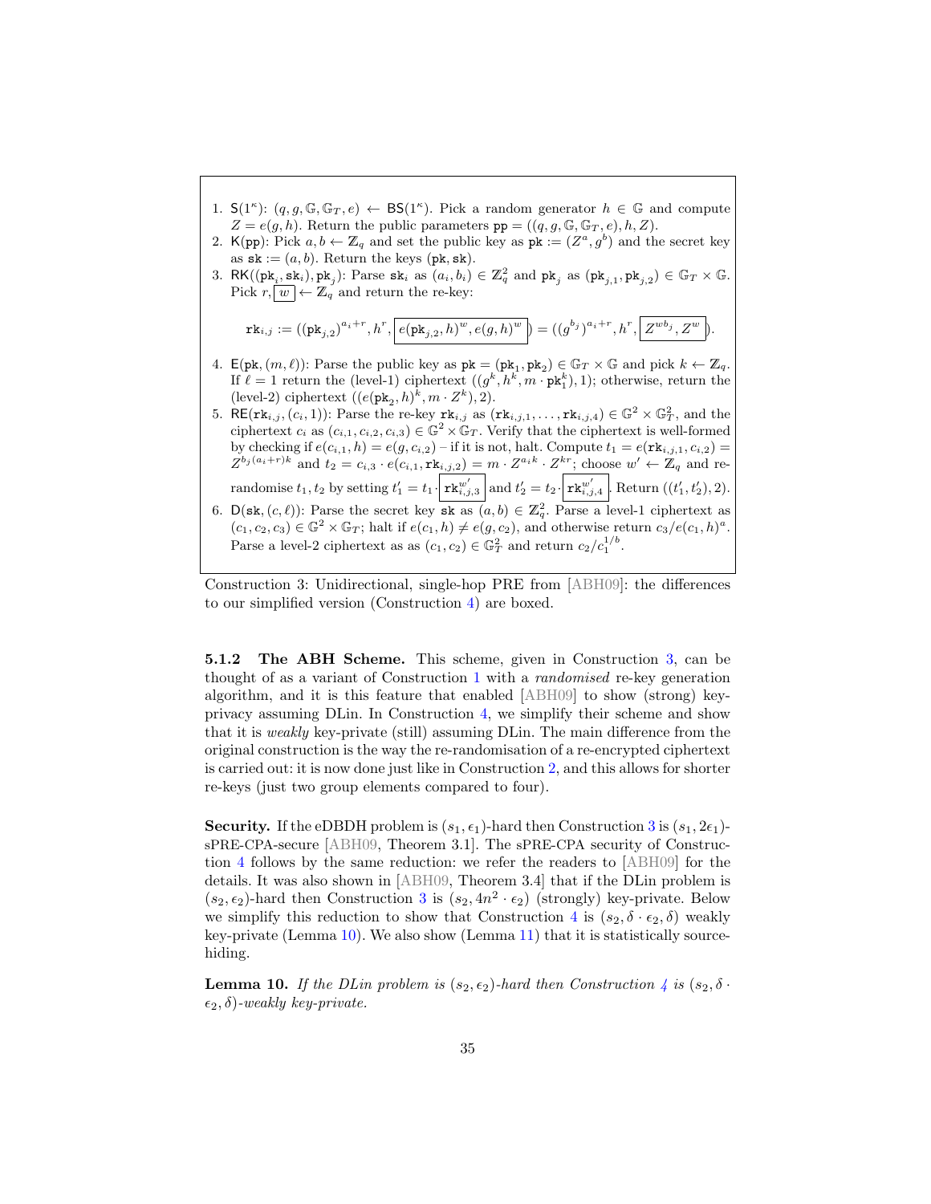1. $\mathsf{S}(1^\kappa)$: $(q, g, \mathbb{G}, \mathbb{G}_T, e) \leftarrow \mathsf{BS}(1^\kappa)$. Pick a random generator $h \in \mathbb{G}$ and compute $Z = e(g, h)$. Return the public parameters $\mathtt{pp} = ((q, g, \mathbb{G}, \mathbb{G}_T, e), h, Z)$.
2. $\mathsf{K}(\mathtt{pp})$: Pick $a, b \leftarrow \mathbb{Z}_q$ and set the public key as $\mathtt{pk} := (Z^a, g^b)$ and the secret key as $\mathtt{sk} := (a, b)$. Return the keys $(\mathtt{pk}, \mathtt{sk})$.
3. $\mathsf{RK}((\mathtt{pk}_i, \mathtt{sk}_i), \mathtt{pk}_j)$: Parse $\mathtt{sk}_i$ as $(a_i, b_i) \in \mathbb{Z}_q^2$ and $\mathtt{pk}_j$ as $(\mathtt{pk}_{j,1}, \mathtt{pk}_{j,2}) \in \mathbb{G}_T \times \mathbb{G}$. Pick $r, \boxed{w} \leftarrow \mathbb{Z}_q$ and return the re-key:
$$\mathtt{rk}_{i,j} := ((\mathtt{pk}_{j,2})^{a_i + r}, h^r, \boxed{e(\mathtt{pk}_{j,2}, h)^w, e(g, h)^w}) = ((g^{b_j})^{a_i+r}, h^r, \boxed{Z^{wb_j}, Z^w}).$$
4. $\mathsf{E}(\mathtt{pk}, (m, \ell))$: Parse the public key as $\mathtt{pk} = (\mathtt{pk}_1, \mathtt{pk}_2) \in \mathbb{G}_T \times \mathbb{G}$ and pick $k \leftarrow \mathbb{Z}_q$. If $\ell = 1$ return the (level-1) ciphertext $((g^k, h^k, m \cdot \mathtt{pk}_1^k), 1)$; otherwise, return the (level-2) ciphertext $((e(\mathtt{pk}_2, h)^k, m \cdot Z^k), 2)$.
5. $\mathsf{RE}(\mathtt{rk}_{i,j}, (c_i, 1))$: Parse the re-key $\mathtt{rk}_{i,j}$ as $(\mathtt{rk}_{i,j,1}, \ldots, \mathtt{rk}_{i,j,4}) \in \mathbb{G}^2 \times \mathbb{G}_T^2$, and the ciphertext $c_i$ as $(c_{i,1}, c_{i,2}, c_{i,3}) \in \mathbb{G}^2 \times \mathbb{G}_T$. Verify that the ciphertext is well-formed by checking if $e(c_{i,1}, h) = e(g, c_{i,2})$ – if it is not, halt. Compute $t_1 = e(\mathtt{rk}_{i,j,1}, c_{i,2}) = Z^{b_j(a_i+r)k}$ and $t_2 = c_{i,3} \cdot e(c_{i,1}, \mathtt{rk}_{i,j,2}) = m \cdot Z^{a_i k} \cdot Z^{kr}$; choose $w' \leftarrow \mathbb{Z}_q$ and re-randomise $t_1, t_2$ by setting $t_1' = t_1 \cdot \boxed{\mathtt{rk}_{i,j,3}^{w'}}$ and $t_2' = t_2 \cdot \boxed{\mathtt{rk}_{i,j,4}^{w'}}$. Return $((t_1', t_2'), 2)$.
6. $\mathsf{D}(\mathtt{sk}, (c, \ell))$: Parse the secret key $\mathtt{sk}$ as $(a, b) \in \mathbb{Z}_q^2$. Parse a level-1 ciphertext as $(c_1, c_2, c_3) \in \mathbb{G}^2 \times \mathbb{G}_T$; halt if $e(c_1, h) \neq e(g, c_2)$, and otherwise return $c_3 / e(c_1, h)^a$. Parse a level-2 ciphertext as as $(c_1, c_2) \in \mathbb{G}_T^2$ and return $c_2 / c_1^{1/b}$.

Construction 3: Unidirectional, single-hop PRE from [ABH09]: the differences to our simplified version (Construction 4) are boxed.

**5.1.2 The ABH Scheme.** This scheme, given in Construction 3, can be thought of as a variant of Construction 1 with a *randomised* re-key generation algorithm, and it is this feature that enabled [ABH09] to show (strong) key-privacy assuming DLin. In Construction 4, we simplify their scheme and show that it is *weakly* key-private (still) assuming DLin. The main difference from the original construction is the way the re-randomisation of a re-encrypted ciphertext is carried out: it is now done just like in Construction 2, and this allows for shorter re-keys (just two group elements compared to four).

**Security.** If the eDBDH problem is $(s_1, \epsilon_1)$-hard then Construction 3 is $(s_1, 2\epsilon_1)$-sPRE-CPA-secure [ABH09, Theorem 3.1]. The sPRE-CPA security of Construction 4 follows by the same reduction: we refer the readers to [ABH09] for the details. It was also shown in [ABH09, Theorem 3.4] that if the DLin problem is $(s_2, \epsilon_2)$-hard then Construction 3 is $(s_2, 4n^2 \cdot \epsilon_2)$ (strongly) key-private. Below we simplify this reduction to show that Construction 4 is $(s_2, \delta \cdot \epsilon_2, \delta)$ weakly key-private (Lemma 10). We also show (Lemma 11) that it is statistically source-hiding.

**Lemma 10.** *If the DLin problem is $(s_2, \epsilon_2)$-hard then Construction 4 is $(s_2, \delta \cdot \epsilon_2, \delta)$-weakly key-private.*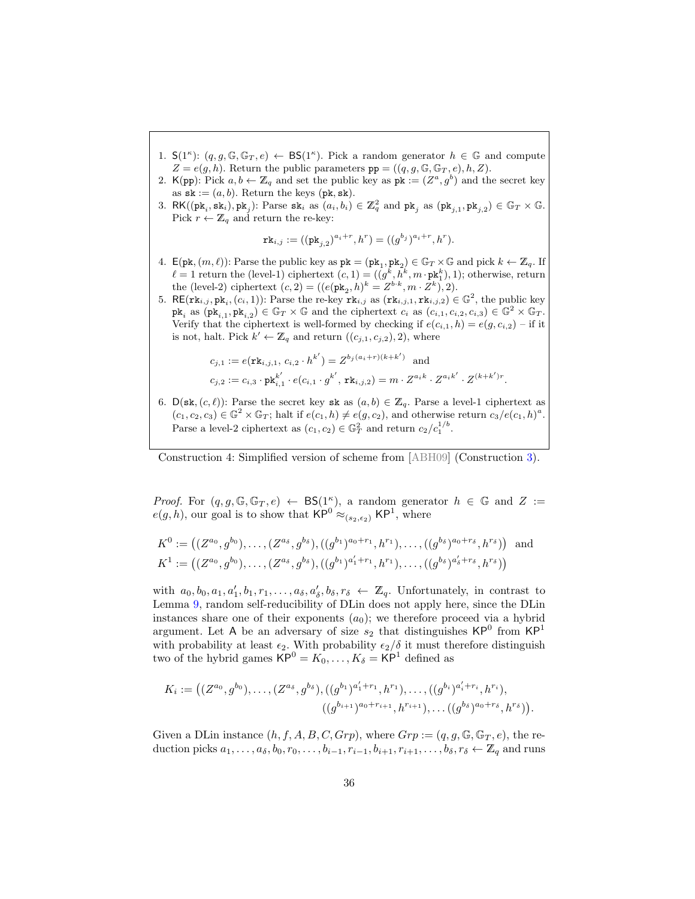1. $\mathsf{S}(1^\kappa)$: $(q, g, \mathbb{G}, \mathbb{G}_T, e) \leftarrow \mathsf{BS}(1^\kappa)$. Pick a random generator $h \in \mathbb{G}$ and compute $Z = e(g, h)$. Return the public parameters $\mathtt{pp} = ((q, g, \mathbb{G}, \mathbb{G}_T, e), h, Z)$.
2. $\mathsf{K}(\mathtt{pp})$: Pick $a, b \leftarrow \mathbb{Z}_q$ and set the public key as $\mathtt{pk} := (Z^a, g^b)$ and the secret key as $\mathtt{sk} := (a, b)$. Return the keys $(\mathtt{pk}, \mathtt{sk})$.
3. $\mathsf{RK}((\mathtt{pk}_i, \mathtt{sk}_i), \mathtt{pk}_j)$: Parse $\mathtt{sk}_i$ as $(a_i, b_i) \in \mathbb{Z}_q^2$ and $\mathtt{pk}_j$ as $(\mathtt{pk}_{j,1}, \mathtt{pk}_{j,2}) \in \mathbb{G}_T \times \mathbb{G}$. Pick $r \leftarrow \mathbb{Z}_q$ and return the re-key:
$$\mathtt{rk}_{i,j} := ((\mathtt{pk}_{j,2})^{a_i + r}, h^r) = ((g^{b_j})^{a_i + r}, h^r).$$
4. $\mathsf{E}(\mathtt{pk}, (m, \ell))$: Parse the public key as $\mathtt{pk} = (\mathtt{pk}_1, \mathtt{pk}_2) \in \mathbb{G}_T \times \mathbb{G}$ and pick $k \leftarrow \mathbb{Z}_q$. If $\ell = 1$ return the (level-1) ciphertext $(c, 1) = ((g^k, h^k, m \cdot \mathtt{pk}_1^k), 1)$; otherwise, return the (level-2) ciphertext $(c, 2) = ((e(\mathtt{pk}_2, h)^k = Z^{b \cdot k}, m \cdot Z^k), 2)$.
5. $\mathsf{RE}(\mathtt{rk}_{i,j}, \mathtt{pk}_i, (c_i, 1))$: Parse the re-key $\mathtt{rk}_{i,j}$ as $(\mathtt{rk}_{i,j,1}, \mathtt{rk}_{i,j,2}) \in \mathbb{G}^2$, the public key $\mathtt{pk}_i$ as $(\mathtt{pk}_{i,1}, \mathtt{pk}_{i,2}) \in \mathbb{G}_T \times \mathbb{G}$ and the ciphertext $c_i$ as $(c_{i,1}, c_{i,2}, c_{i,3}) \in \mathbb{G}^2 \times \mathbb{G}_T$. Verify that the ciphertext is well-formed by checking if $e(c_{i,1}, h) = e(g, c_{i,2})$ – if it is not, halt. Pick $k' \leftarrow \mathbb{Z}_q$ and return $((c_{j,1}, c_{j,2}), 2)$, where
$$c_{j,1} := e(\mathtt{rk}_{i,j,1},\, c_{i,2} \cdot h^{k'}) = Z^{b_j(a_i + r)(k + k')} \quad \text{and}$$
$$c_{j,2} := c_{i,3} \cdot \mathtt{pk}_{i,1}^{k'} \cdot e(c_{i,1} \cdot g^{k'},\, \mathtt{rk}_{i,j,2}) = m \cdot Z^{a_i k} \cdot Z^{a_i k'} \cdot Z^{(k+k')r}.$$
6. $\mathsf{D}(\mathtt{sk}, (c, \ell))$: Parse the secret key $\mathtt{sk}$ as $(a, b) \in \mathbb{Z}_q$. Parse a level-1 ciphertext as $(c_1, c_2, c_3) \in \mathbb{G}^2 \times \mathbb{G}_T$; halt if $e(c_1, h) \neq e(g, c_2)$, and otherwise return $c_3 / e(c_1, h)^a$. Parse a level-2 ciphertext as $(c_1, c_2) \in \mathbb{G}_T^2$ and return $c_2 / c_1^{1/b}$.

Construction 4: Simplified version of scheme from [ABH09] (Construction 3).

*Proof.* For $(q, g, \mathbb{G}, \mathbb{G}_T, e) \leftarrow \mathsf{BS}(1^\kappa)$, a random generator $h \in \mathbb{G}$ and $Z := e(g, h)$, our goal is to show that $\mathsf{KP}^0 \approx_{(s_2, \epsilon_2)} \mathsf{KP}^1$, where

$$K^0 := \big((Z^{a_0}, g^{b_0}), \ldots, (Z^{a_\delta}, g^{b_\delta}), ((g^{b_1})^{a_0 + r_1}, h^{r_1}), \ldots, ((g^{b_\delta})^{a_0 + r_\delta}, h^{r_\delta})\big) \quad \text{and}$$
$$K^1 := \big((Z^{a_0}, g^{b_0}), \ldots, (Z^{a_\delta}, g^{b_\delta}), ((g^{b_1})^{a_1' + r_1}, h^{r_1}), \ldots, ((g^{b_\delta})^{a_\delta' + r_\delta}, h^{r_\delta})\big)$$

with $a_0, b_0, a_1, a_1', b_1, r_1, \ldots, a_\delta, a_\delta', b_\delta, r_\delta \leftarrow \mathbb{Z}_q$. Unfortunately, in contrast to Lemma 9, random self-reducibility of DLin does not apply here, since the DLin instances share one of their exponents ($a_0$); we therefore proceed via a hybrid argument. Let $\mathsf{A}$ be an adversary of size $s_2$ that distinguishes $\mathsf{KP}^0$ from $\mathsf{KP}^1$ with probability at least $\epsilon_2$. With probability $\epsilon_2/\delta$ it must therefore distinguish two of the hybrid games $\mathsf{KP}^0 = K_0, \ldots, K_\delta = \mathsf{KP}^1$ defined as

$$K_i := \big((Z^{a_0}, g^{b_0}), \ldots, (Z^{a_\delta}, g^{b_\delta}), ((g^{b_1})^{a_1' + r_1}, h^{r_1}), \ldots, ((g^{b_i})^{a_i' + r_i}, h^{r_i}),$$
$$((g^{b_{i+1}})^{a_0 + r_{i+1}}, h^{r_{i+1}}), \ldots ((g^{b_\delta})^{a_0 + r_\delta}, h^{r_\delta})\big).$$

Given a DLin instance $(h, f, A, B, C, Grp)$, where $Grp := (q, g, \mathbb{G}, \mathbb{G}_T, e)$, the reduction picks $a_1, \ldots, a_\delta, b_0, r_0, \ldots, b_{i-1}, r_{i-1}, b_{i+1}, r_{i+1}, \ldots, b_\delta, r_\delta \leftarrow \mathbb{Z}_q$ and runs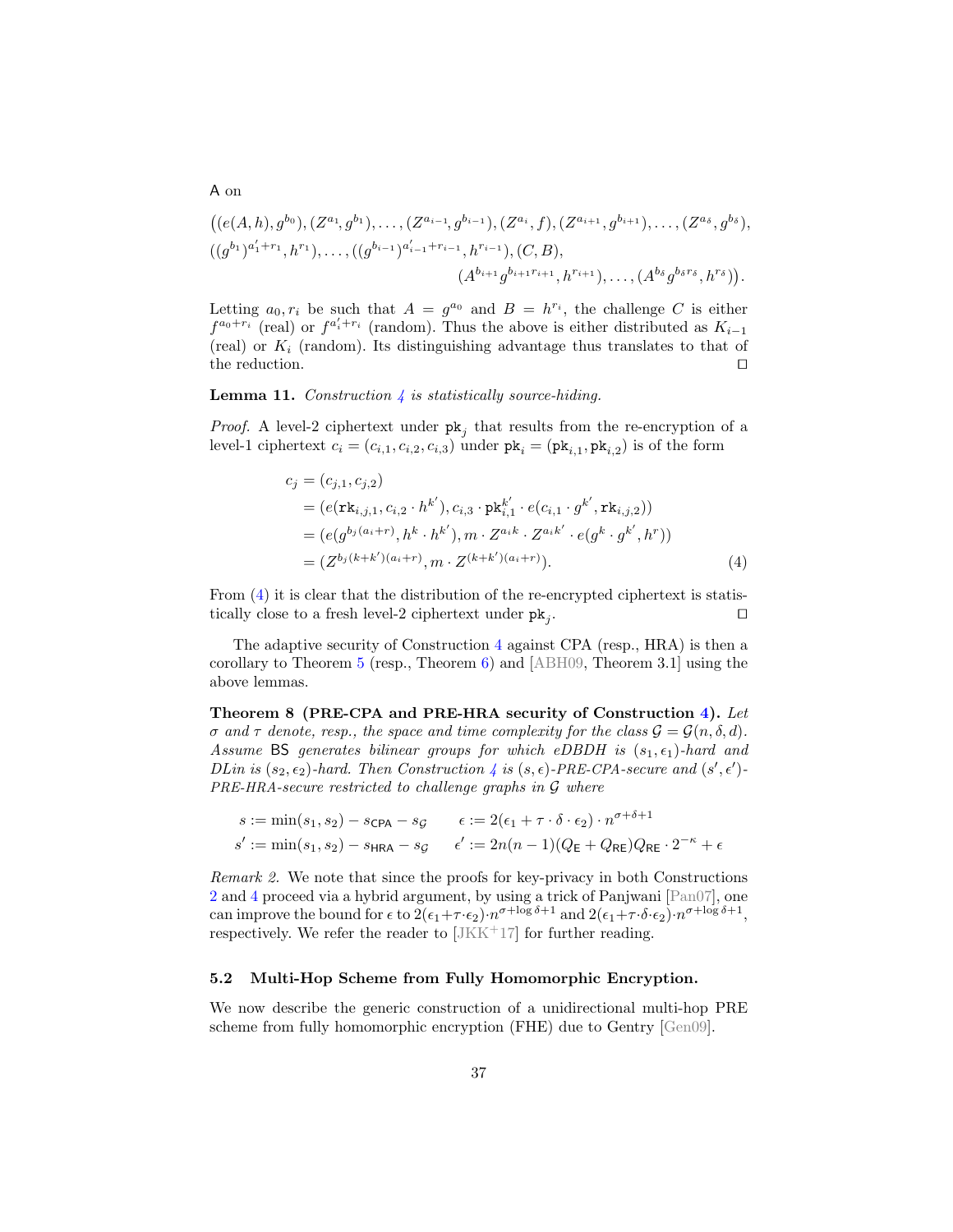A on

$$\big((e(A,h), g^{b_0}), (Z^{a_1}, g^{b_1}), \ldots, (Z^{a_{i-1}}, g^{b_{i-1}}), (Z^{a_i}, f), (Z^{a_{i+1}}, g^{b_{i+1}}), \ldots, (Z^{a_\delta}, g^{b_\delta}),$$
$$((g^{b_1})^{a'_1+r_1}, h^{r_1}), \ldots, ((g^{b_{i-1}})^{a'_{i-1}+r_{i-1}}, h^{r_{i-1}}), (C, B),$$
$$(A^{b_{i+1}} g^{b_{i+1}r_{i+1}}, h^{r_{i+1}}), \ldots, (A^{b_\delta} g^{b_\delta r_\delta}, h^{r_\delta})\big).$$

Letting $a_0, r_i$ be such that $A = g^{a_0}$ and $B = h^{r_i}$, the challenge $C$ is either $f^{a_0+r_i}$ (real) or $f^{a'_i+r_i}$ (random). Thus the above is either distributed as $K_{i-1}$ (real) or $K_i$ (random). Its distinguishing advantage thus translates to that of the reduction. ☐

**Lemma 11.** *Construction 4 is statistically source-hiding.*

*Proof.* A level-2 ciphertext under $\mathtt{pk}_j$ that results from the re-encryption of a level-1 ciphertext $c_i = (c_{i,1}, c_{i,2}, c_{i,3})$ under $\mathtt{pk}_i = (\mathtt{pk}_{i,1}, \mathtt{pk}_{i,2})$ is of the form

$$\begin{aligned}
c_j &= (c_{j,1}, c_{j,2}) \\
&= (e(\mathtt{rk}_{i,j,1}, c_{i,2} \cdot h^{k'}), c_{i,3} \cdot \mathtt{pk}_{i,1}^{k'} \cdot e(c_{i,1} \cdot g^{k'}, \mathtt{rk}_{i,j,2})) \\
&= (e(g^{b_j(a_i+r)}, h^k \cdot h^{k'}), m \cdot Z^{a_i k} \cdot Z^{a_i k'} \cdot e(g^k \cdot g^{k'}, h^r)) \\
&= (Z^{b_j(k+k')(a_i+r)}, m \cdot Z^{(k+k')(a_i+r)}).
\end{aligned} \tag{4}$$

From (4) it is clear that the distribution of the re-encrypted ciphertext is statistically close to a fresh level-2 ciphertext under $\mathtt{pk}_j$. ☐

The adaptive security of Construction 4 against CPA (resp., HRA) is then a corollary to Theorem 5 (resp., Theorem 6) and [ABH09, Theorem 3.1] using the above lemmas.

**Theorem 8 (PRE-CPA and PRE-HRA security of Construction 4).** *Let $\sigma$ and $\tau$ denote, resp., the space and time complexity for the class $\mathcal{G} = \mathcal{G}(n, \delta, d)$. Assume* BS *generates bilinear groups for which eDBDH is $(s_1, \epsilon_1)$-hard and DLin is $(s_2, \epsilon_2)$-hard. Then Construction 4 is $(s, \epsilon)$-PRE-CPA-secure and $(s', \epsilon')$-PRE-HRA-secure restricted to challenge graphs in $\mathcal{G}$ where*

$$s := \min(s_1, s_2) - s_{\mathsf{CPA}} - s_{\mathcal{G}} \qquad \epsilon := 2(\epsilon_1 + \tau \cdot \delta \cdot \epsilon_2) \cdot n^{\sigma+\delta+1}$$
$$s' := \min(s_1, s_2) - s_{\mathsf{HRA}} - s_{\mathcal{G}} \qquad \epsilon' := 2n(n-1)(Q_{\mathsf{E}} + Q_{\mathsf{RE}})Q_{\mathsf{RE}} \cdot 2^{-\kappa} + \epsilon$$

*Remark 2.* We note that since the proofs for key-privacy in both Constructions 2 and 4 proceed via a hybrid argument, by using a trick of Panjwani [Pan07], one can improve the bound for $\epsilon$ to $2(\epsilon_1+\tau\cdot\epsilon_2)\cdot n^{\sigma+\log\delta+1}$ and $2(\epsilon_1+\tau\cdot\delta\cdot\epsilon_2)\cdot n^{\sigma+\log\delta+1}$, respectively. We refer the reader to [JKK+17] for further reading.

### 5.2 Multi-Hop Scheme from Fully Homomorphic Encryption.

We now describe the generic construction of a unidirectional multi-hop PRE scheme from fully homomorphic encryption (FHE) due to Gentry [Gen09].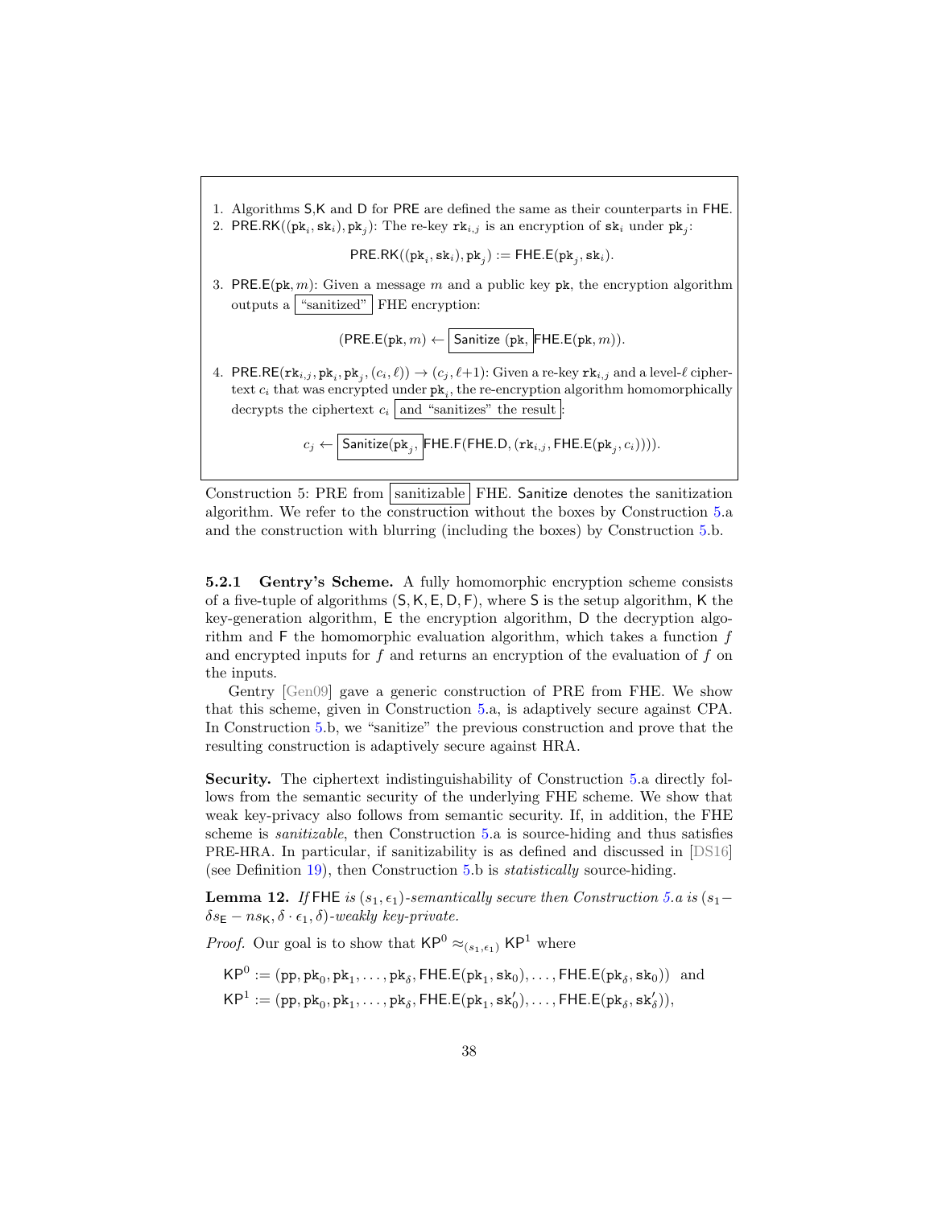1. Algorithms S,K and D for PRE are defined the same as their counterparts in FHE.
2. $\mathsf{PRE.RK}((\mathtt{pk}_i, \mathtt{sk}_i), \mathtt{pk}_j)$: The re-key $\mathtt{rk}_{i,j}$ is an encryption of $\mathtt{sk}_i$ under $\mathtt{pk}_j$:

$$\mathsf{PRE.RK}((\mathtt{pk}_i, \mathtt{sk}_i), \mathtt{pk}_j) := \mathsf{FHE.E}(\mathtt{pk}_j, \mathtt{sk}_i).$$

3. $\mathsf{PRE.E}(\mathtt{pk}, m)$: Given a message $m$ and a public key $\mathtt{pk}$, the encryption algorithm outputs a "sanitized" FHE encryption:

$$(\mathsf{PRE.E}(\mathtt{pk}, m) \leftarrow \boxed{\mathsf{Sanitize}\ (\mathtt{pk},}\ \mathsf{FHE.E}(\mathtt{pk}, m)).$$

4. $\mathsf{PRE.RE}(\mathtt{rk}_{i,j}, \mathtt{pk}_i, \mathtt{pk}_j, (c_i, \ell)) \to (c_j, \ell{+}1)$: Given a re-key $\mathtt{rk}_{i,j}$ and a level-$\ell$ ciphertext $c_i$ that was encrypted under $\mathtt{pk}_i$, the re-encryption algorithm homomorphically decrypts the ciphertext $c_i$ and "sanitizes" the result:

$$c_j \leftarrow \boxed{\mathsf{Sanitize}(\mathtt{pk}_j,}\ \mathsf{FHE.F}(\mathsf{FHE.D}, (\mathtt{rk}_{i,j}, \mathsf{FHE.E}(\mathtt{pk}_j, c_i)))).$$

Construction 5: PRE from sanitizable FHE. Sanitize denotes the sanitization algorithm. We refer to the construction without the boxes by Construction 5.a and the construction with blurring (including the boxes) by Construction 5.b.

**5.2.1 Gentry's Scheme.** A fully homomorphic encryption scheme consists of a five-tuple of algorithms $(\mathsf{S}, \mathsf{K}, \mathsf{E}, \mathsf{D}, \mathsf{F})$, where S is the setup algorithm, K the key-generation algorithm, E the encryption algorithm, D the decryption algorithm and F the homomorphic evaluation algorithm, which takes a function $f$ and encrypted inputs for $f$ and returns an encryption of the evaluation of $f$ on the inputs.

Gentry [Gen09] gave a generic construction of PRE from FHE. We show that this scheme, given in Construction 5.a, is adaptively secure against CPA. In Construction 5.b, we "sanitize" the previous construction and prove that the resulting construction is adaptively secure against HRA.

**Security.** The ciphertext indistinguishability of Construction 5.a directly follows from the semantic security of the underlying FHE scheme. We show that weak key-privacy also follows from semantic security. If, in addition, the FHE scheme is *sanitizable*, then Construction 5.a is source-hiding and thus satisfies PRE-HRA. In particular, if sanitizability is as defined and discussed in [DS16] (see Definition 19), then Construction 5.b is *statistically* source-hiding.

**Lemma 12.** *If* FHE *is* $(s_1, \epsilon_1)$*-semantically secure then Construction 5.a is* $(s_1 - \delta s_{\mathsf{E}} - n s_{\mathsf{K}}, \delta \cdot \epsilon_1, \delta)$*-weakly key-private.*

*Proof.* Our goal is to show that $\mathsf{KP}^0 \approx_{(s_1,\epsilon_1)} \mathsf{KP}^1$ where

$$\mathsf{KP}^0 := (\mathtt{pp}, \mathtt{pk}_0, \mathtt{pk}_1, \ldots, \mathtt{pk}_\delta, \mathsf{FHE.E}(\mathtt{pk}_1, \mathtt{sk}_0), \ldots, \mathsf{FHE.E}(\mathtt{pk}_\delta, \mathtt{sk}_0)) \quad \text{and}$$
$$\mathsf{KP}^1 := (\mathtt{pp}, \mathtt{pk}_0, \mathtt{pk}_1, \ldots, \mathtt{pk}_\delta, \mathsf{FHE.E}(\mathtt{pk}_1, \mathtt{sk}'_0), \ldots, \mathsf{FHE.E}(\mathtt{pk}_\delta, \mathtt{sk}'_\delta)),$$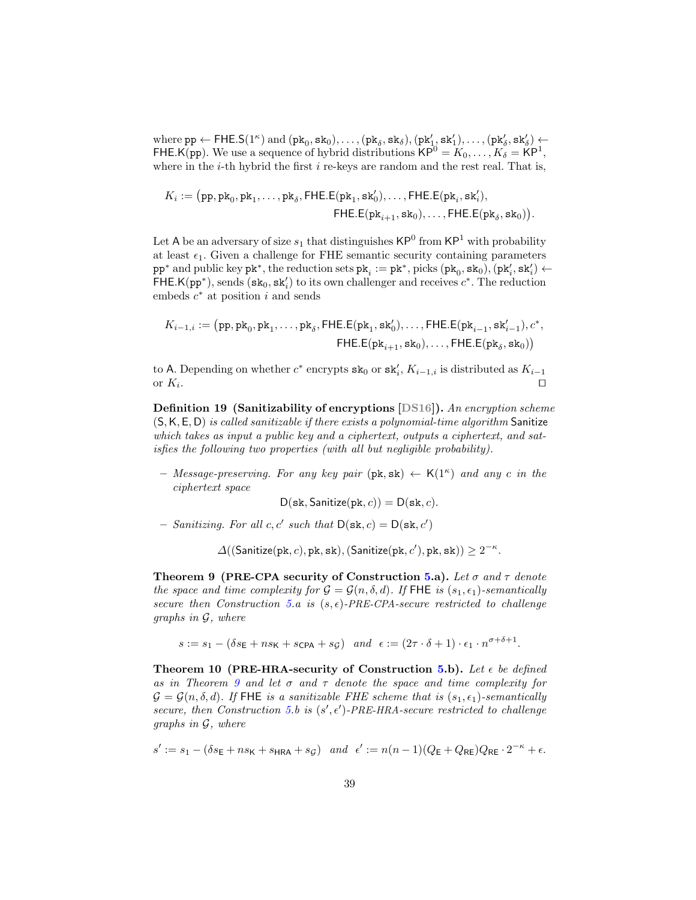where $\mathtt{pp} \leftarrow \mathsf{FHE.S}(1^\kappa)$ and $(\mathtt{pk}_0, \mathtt{sk}_0), \ldots, (\mathtt{pk}_\delta, \mathtt{sk}_\delta), (\mathtt{pk}'_1, \mathtt{sk}'_1), \ldots, (\mathtt{pk}'_\delta, \mathtt{sk}'_\delta) \leftarrow \mathsf{FHE.K}(\mathtt{pp})$. We use a sequence of hybrid distributions $\mathsf{KP}^0 = K_0, \ldots, K_\delta = \mathsf{KP}^1$, where in the $i$-th hybrid the first $i$ re-keys are random and the rest real. That is,

$$K_i := \big(\mathtt{pp}, \mathtt{pk}_0, \mathtt{pk}_1, \ldots, \mathtt{pk}_\delta, \mathsf{FHE.E}(\mathtt{pk}_1, \mathtt{sk}'_0), \ldots, \mathsf{FHE.E}(\mathtt{pk}_i, \mathtt{sk}'_i), \\ \mathsf{FHE.E}(\mathtt{pk}_{i+1}, \mathtt{sk}_0), \ldots, \mathsf{FHE.E}(\mathtt{pk}_\delta, \mathtt{sk}_0)\big).$$

Let $\mathsf{A}$ be an adversary of size $s_1$ that distinguishes $\mathsf{KP}^0$ from $\mathsf{KP}^1$ with probability at least $\epsilon_1$. Given a challenge for FHE semantic security containing parameters $\mathtt{pp}^*$ and public key $\mathtt{pk}^*$, the reduction sets $\mathtt{pk}_i := \mathtt{pk}^*$, picks $(\mathtt{pk}_0, \mathtt{sk}_0), (\mathtt{pk}'_i, \mathtt{sk}'_i) \leftarrow \mathsf{FHE.K}(\mathtt{pp}^*)$, sends $(\mathtt{sk}_0, \mathtt{sk}'_i)$ to its own challenger and receives $c^*$. The reduction embeds $c^*$ at position $i$ and sends

$$K_{i-1,i} := \big(\mathtt{pp}, \mathtt{pk}_0, \mathtt{pk}_1, \ldots, \mathtt{pk}_\delta, \mathsf{FHE.E}(\mathtt{pk}_1, \mathtt{sk}'_0), \ldots, \mathsf{FHE.E}(\mathtt{pk}_{i-1}, \mathtt{sk}'_{i-1}), c^*, \\ \mathsf{FHE.E}(\mathtt{pk}_{i+1}, \mathtt{sk}_0), \ldots, \mathsf{FHE.E}(\mathtt{pk}_\delta, \mathtt{sk}_0)\big)$$

to $\mathsf{A}$. Depending on whether $c^*$ encrypts $\mathtt{sk}_0$ or $\mathtt{sk}'_i$, $K_{i-1,i}$ is distributed as $K_{i-1}$ or $K_i$. ◻

**Definition 19 (Sanitizability of encryptions [DS16]).** *An encryption scheme* $(\mathsf{S}, \mathsf{K}, \mathsf{E}, \mathsf{D})$ *is called sanitizable if there exists a polynomial-time algorithm* $\mathsf{Sanitize}$ *which takes as input a public key and a ciphertext, outputs a ciphertext, and satisfies the following two properties (with all but negligible probability).*

- *Message-preserving. For any key pair* $(\mathtt{pk}, \mathtt{sk}) \leftarrow \mathsf{K}(1^\kappa)$ *and any* $c$ *in the ciphertext space*
$$\mathsf{D}(\mathtt{sk}, \mathsf{Sanitize}(\mathtt{pk}, c)) = \mathsf{D}(\mathtt{sk}, c).$$
- *Sanitizing. For all* $c, c'$ *such that* $\mathsf{D}(\mathtt{sk}, c) = \mathsf{D}(\mathtt{sk}, c')$
$$\Delta((\mathsf{Sanitize}(\mathtt{pk}, c), \mathtt{pk}, \mathtt{sk}), (\mathsf{Sanitize}(\mathtt{pk}, c'), \mathtt{pk}, \mathtt{sk})) \geq 2^{-\kappa}.$$

**Theorem 9 (PRE-CPA security of Construction 5.a).** *Let* $\sigma$ *and* $\tau$ *denote the space and time complexity for* $\mathcal{G} = \mathcal{G}(n, \delta, d)$*. If* FHE *is* $(s_1, \epsilon_1)$*-semantically secure then Construction 5.a is* $(s, \epsilon)$*-PRE-CPA-secure restricted to challenge graphs in* $\mathcal{G}$*, where*

$$s := s_1 - (\delta s_{\mathsf{E}} + n s_{\mathsf{K}} + s_{\mathsf{CPA}} + s_{\mathcal{G}}) \quad \text{and} \quad \epsilon := (2\tau \cdot \delta + 1) \cdot \epsilon_1 \cdot n^{\sigma+\delta+1}.$$

**Theorem 10 (PRE-HRA-security of Construction 5.b).** *Let* $\epsilon$ *be defined as in Theorem 9 and let* $\sigma$ *and* $\tau$ *denote the space and time complexity for* $\mathcal{G} = \mathcal{G}(n, \delta, d)$*. If* FHE *is a sanitizable FHE scheme that is* $(s_1, \epsilon_1)$*-semantically secure, then Construction 5.b is* $(s', \epsilon')$*-PRE-HRA-secure restricted to challenge graphs in* $\mathcal{G}$*, where*

$$s' := s_1 - (\delta s_{\mathsf{E}} + n s_{\mathsf{K}} + s_{\mathsf{HRA}} + s_{\mathcal{G}}) \quad \text{and} \quad \epsilon' := n(n-1)(Q_{\mathsf{E}} + Q_{\mathsf{RE}})Q_{\mathsf{RE}} \cdot 2^{-\kappa} + \epsilon.$$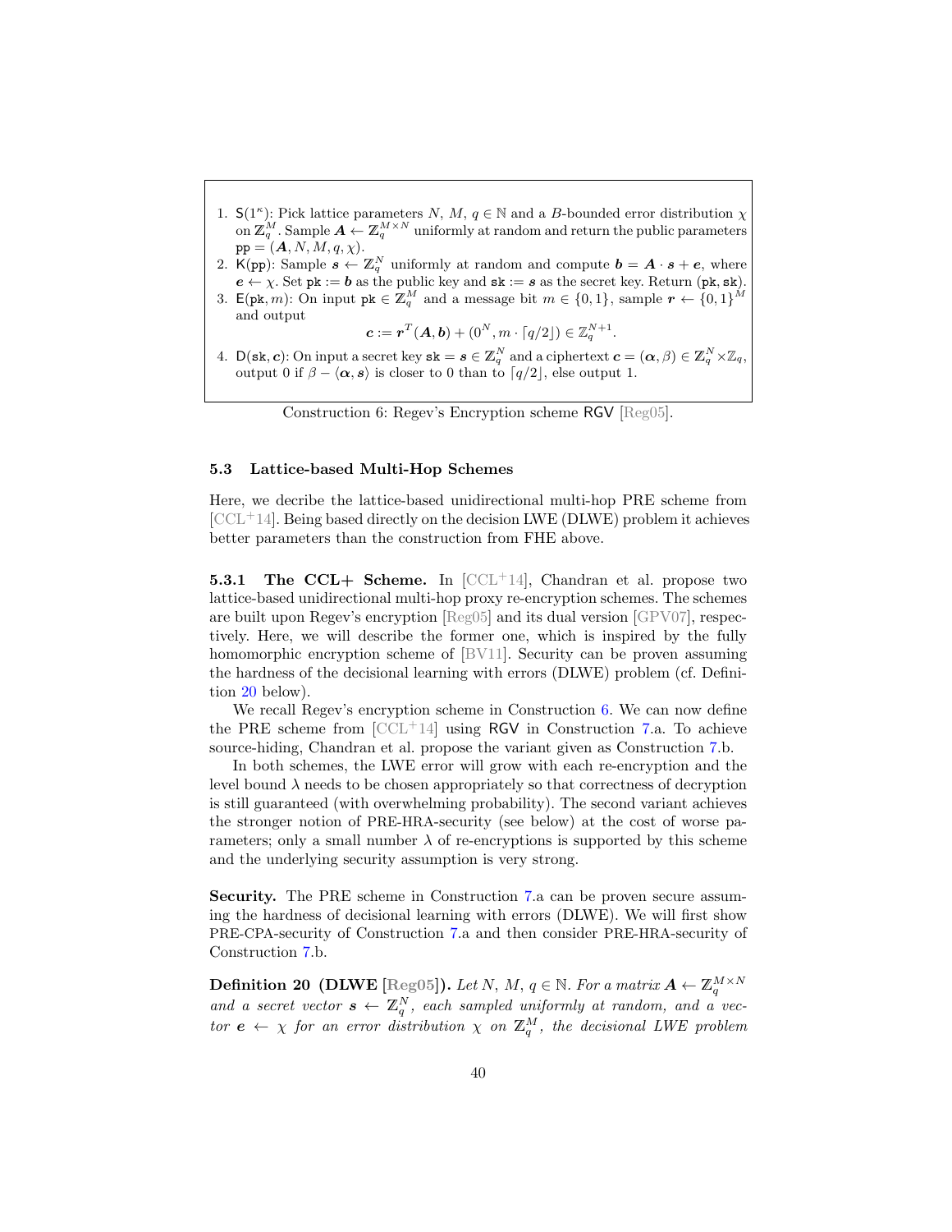1. $\mathsf{S}(1^\kappa)$: Pick lattice parameters $N$, $M$, $q \in \mathbb{N}$ and a $B$-bounded error distribution $\chi$ on $\mathbb{Z}_q^M$. Sample $\boldsymbol{A} \leftarrow \mathbb{Z}_q^{M\times N}$ uniformly at random and return the public parameters $\mathtt{pp} = (\boldsymbol{A}, N, M, q, \chi)$.
2. $\mathsf{K}(\mathtt{pp})$: Sample $\boldsymbol{s} \leftarrow \mathbb{Z}_q^N$ uniformly at random and compute $\boldsymbol{b} = \boldsymbol{A} \cdot \boldsymbol{s} + \boldsymbol{e}$, where $\boldsymbol{e} \leftarrow \chi$. Set $\mathtt{pk} := \boldsymbol{b}$ as the public key and $\mathtt{sk} := \boldsymbol{s}$ as the secret key. Return $(\mathtt{pk}, \mathtt{sk})$.
3. $\mathsf{E}(\mathtt{pk}, m)$: On input $\mathtt{pk} \in \mathbb{Z}_q^M$ and a message bit $m \in \{0,1\}$, sample $\boldsymbol{r} \leftarrow \{0,1\}^M$ and output
$$\boldsymbol{c} := \boldsymbol{r}^T(\boldsymbol{A}, \boldsymbol{b}) + (0^N, m \cdot \lceil q/2 \rfloor) \in \mathbb{Z}_q^{N+1}.$$
4. $\mathsf{D}(\mathtt{sk}, \boldsymbol{c})$: On input a secret key $\mathtt{sk} = \boldsymbol{s} \in \mathbb{Z}_q^N$ and a ciphertext $\boldsymbol{c} = (\boldsymbol{\alpha}, \beta) \in \mathbb{Z}_q^N \times \mathbb{Z}_q$, output 0 if $\beta - \langle \boldsymbol{\alpha}, \boldsymbol{s} \rangle$ is closer to 0 than to $\lceil q/2 \rfloor$, else output 1.

Construction 6: Regev's Encryption scheme $\mathsf{RGV}$ [Reg05].

### 5.3 Lattice-based Multi-Hop Schemes

Here, we decribe the lattice-based unidirectional multi-hop PRE scheme from [CCL+14]. Being based directly on the decision LWE (DLWE) problem it achieves better parameters than the construction from FHE above.

**5.3.1 The CCL+ Scheme.** In [CCL+14], Chandran et al. propose two lattice-based unidirectional multi-hop proxy re-encryption schemes. The schemes are built upon Regev's encryption [Reg05] and its dual version [GPV07], respectively. Here, we will describe the former one, which is inspired by the fully homomorphic encryption scheme of [BV11]. Security can be proven assuming the hardness of the decisional learning with errors (DLWE) problem (cf. Definition 20 below).

We recall Regev's encryption scheme in Construction 6. We can now define the PRE scheme from [CCL+14] using $\mathsf{RGV}$ in Construction 7.a. To achieve source-hiding, Chandran et al. propose the variant given as Construction 7.b.

In both schemes, the LWE error will grow with each re-encryption and the level bound $\lambda$ needs to be chosen appropriately so that correctness of decryption is still guaranteed (with overwhelming probability). The second variant achieves the stronger notion of PRE-HRA-security (see below) at the cost of worse parameters; only a small number $\lambda$ of re-encryptions is supported by this scheme and the underlying security assumption is very strong.

**Security.** The PRE scheme in Construction 7.a can be proven secure assuming the hardness of decisional learning with errors (DLWE). We will first show PRE-CPA-security of Construction 7.a and then consider PRE-HRA-security of Construction 7.b.

**Definition 20 (DLWE [Reg05]).** *Let $N$, $M$, $q \in \mathbb{N}$. For a matrix $\boldsymbol{A} \leftarrow \mathbb{Z}_q^{M\times N}$ and a secret vector $\boldsymbol{s} \leftarrow \mathbb{Z}_q^N$, each sampled uniformly at random, and a vector $\boldsymbol{e} \leftarrow \chi$ for an error distribution $\chi$ on $\mathbb{Z}_q^M$, the decisional LWE problem*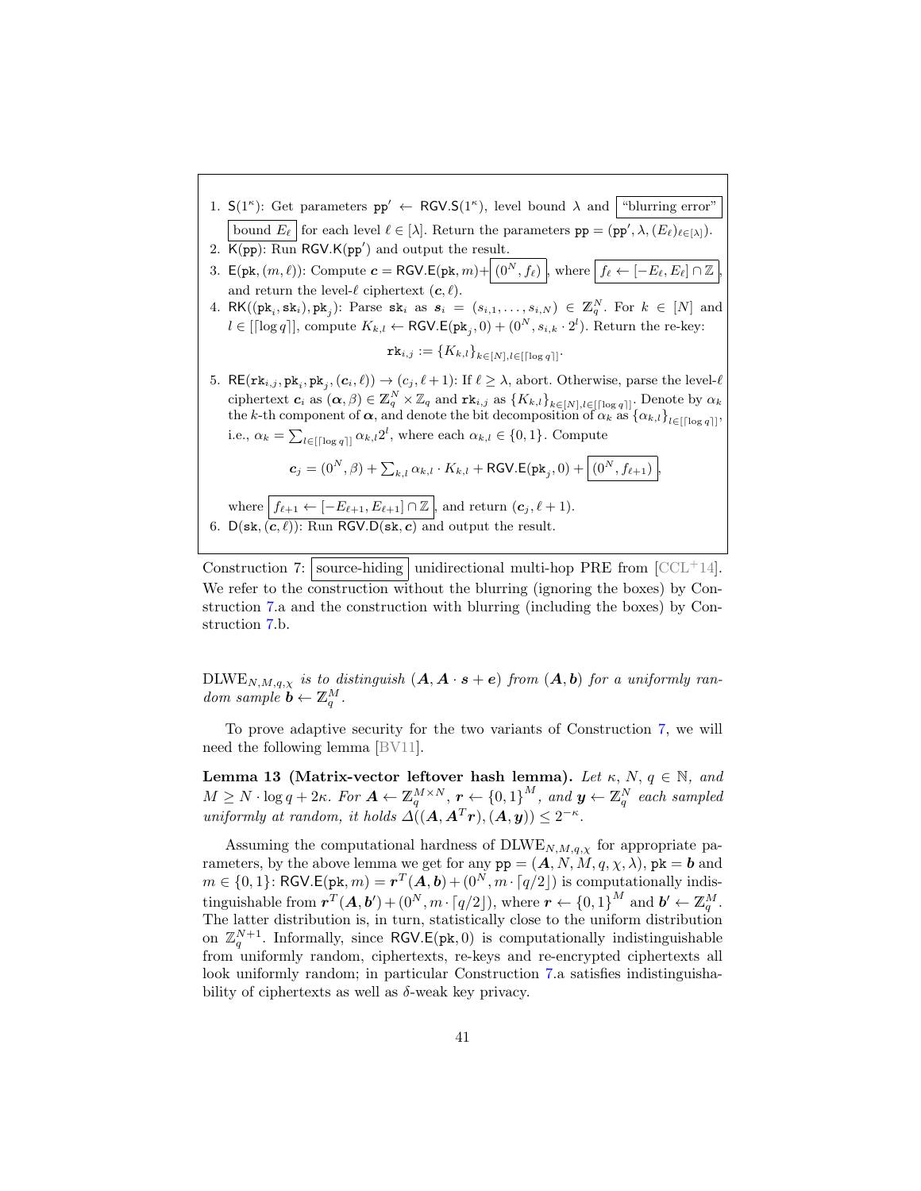1. $\mathsf{S}(1^\kappa)$: Get parameters $\mathtt{pp}' \leftarrow \mathsf{RGV.S}(1^\kappa)$, level bound $\lambda$ and $\boxed{\text{“blurring error” bound } E_\ell}$ for each level $\ell \in [\lambda]$. Return the parameters $\mathtt{pp} = (\mathtt{pp}', \lambda, (E_\ell)_{\ell \in [\lambda]})$.
2. $\mathsf{K}(\mathtt{pp})$: Run $\mathsf{RGV.K}(\mathtt{pp}')$ and output the result.
3. $\mathsf{E}(\mathtt{pk}, (m, \ell))$: Compute $\boldsymbol{c} = \mathsf{RGV.E}(\mathtt{pk}, m) + \boxed{(0^N, f_\ell)}$, where $\boxed{f_\ell \leftarrow [-E_\ell, E_\ell] \cap \mathbb{Z}}$, and return the level-$\ell$ ciphertext $(\boldsymbol{c}, \ell)$.
4. $\mathsf{RK}((\mathtt{pk}_i, \mathtt{sk}_i), \mathtt{pk}_j)$: Parse $\mathtt{sk}_i$ as $\boldsymbol{s}_i = (s_{i,1}, \ldots, s_{i,N}) \in \mathbb{Z}_q^N$. For $k \in [N]$ and $l \in [\lceil \log q \rceil]$, compute $K_{k,l} \leftarrow \mathsf{RGV.E}(\mathtt{pk}_j, 0) + (0^N, s_{i,k} \cdot 2^l)$. Return the re-key:
$$\mathtt{rk}_{i,j} := \{K_{k,l}\}_{k \in [N], l \in [\lceil \log q \rceil]}.$$
5. $\mathsf{RE}(\mathtt{rk}_{i,j}, \mathtt{pk}_i, \mathtt{pk}_j, (\boldsymbol{c}_i, \ell)) \rightarrow (c_j, \ell + 1)$: If $\ell \geq \lambda$, abort. Otherwise, parse the level-$\ell$ ciphertext $\boldsymbol{c}_i$ as $(\boldsymbol{\alpha}, \beta) \in \mathbb{Z}_q^N \times \mathbb{Z}_q$ and $\mathtt{rk}_{i,j}$ as $\{K_{k,l}\}_{k \in [N], l \in [\lceil \log q \rceil]}$. Denote by $\alpha_k$ the $k$-th component of $\boldsymbol{\alpha}$, and denote the bit decomposition of $\alpha_k$ as $\{\alpha_{k,l}\}_{l \in [\lceil \log q \rceil]}$, i.e., $\alpha_k = \sum_{l \in [\lceil \log q \rceil]} \alpha_{k,l} 2^l$, where each $\alpha_{k,l} \in \{0, 1\}$. Compute
$$\boldsymbol{c}_j = (0^N, \beta) + \textstyle\sum_{k,l} \alpha_{k,l} \cdot K_{k,l} + \mathsf{RGV.E}(\mathtt{pk}_j, 0) + \boxed{(0^N, f_{\ell+1})},$$
where $\boxed{f_{\ell+1} \leftarrow [-E_{\ell+1}, E_{\ell+1}] \cap \mathbb{Z}}$, and return $(\boldsymbol{c}_j, \ell + 1)$.
6. $\mathsf{D}(\mathtt{sk}, (\boldsymbol{c}, \ell))$: Run $\mathsf{RGV.D}(\mathtt{sk}, \boldsymbol{c})$ and output the result.

Construction 7: $\boxed{\text{source-hiding}}$ unidirectional multi-hop PRE from [CCL+14]. We refer to the construction without the blurring (ignoring the boxes) by Construction 7.a and the construction with blurring (including the boxes) by Construction 7.b.

$\mathrm{DLWE}_{N,M,q,\chi}$ *is to distinguish* $(\boldsymbol{A}, \boldsymbol{A} \cdot \boldsymbol{s} + \boldsymbol{e})$ *from* $(\boldsymbol{A}, \boldsymbol{b})$ *for a uniformly random sample* $\boldsymbol{b} \leftarrow \mathbb{Z}_q^M$.

To prove adaptive security for the two variants of Construction 7, we will need the following lemma [BV11].

**Lemma 13 (Matrix-vector leftover hash lemma).** *Let* $\kappa$, $N$, $q \in \mathbb{N}$, *and* $M \geq N \cdot \log q + 2\kappa$. *For* $\boldsymbol{A} \leftarrow \mathbb{Z}_q^{M \times N}$, $\boldsymbol{r} \leftarrow \{0,1\}^M$, *and* $\boldsymbol{y} \leftarrow \mathbb{Z}_q^N$ *each sampled uniformly at random, it holds* $\Delta((\boldsymbol{A}, \boldsymbol{A}^T \boldsymbol{r}), (\boldsymbol{A}, \boldsymbol{y})) \leq 2^{-\kappa}$.

Assuming the computational hardness of $\mathrm{DLWE}_{N,M,q,\chi}$ for appropriate parameters, by the above lemma we get for any $\mathtt{pp} = (\boldsymbol{A}, N, M, q, \chi, \lambda)$, $\mathtt{pk} = \boldsymbol{b}$ and $m \in \{0,1\}$: $\mathsf{RGV.E}(\mathtt{pk}, m) = \boldsymbol{r}^T(\boldsymbol{A}, \boldsymbol{b}) + (0^N, m \cdot \lceil q/2 \rfloor)$ is computationally indistinguishable from $\boldsymbol{r}^T(\boldsymbol{A}, \boldsymbol{b}') + (0^N, m \cdot \lceil q/2 \rfloor)$, where $\boldsymbol{r} \leftarrow \{0,1\}^M$ and $\boldsymbol{b}' \leftarrow \mathbb{Z}_q^M$. The latter distribution is, in turn, statistically close to the uniform distribution on $\mathbb{Z}_q^{N+1}$. Informally, since $\mathsf{RGV.E}(\mathtt{pk}, 0)$ is computationally indistinguishable from uniformly random, ciphertexts, re-keys and re-encrypted ciphertexts all look uniformly random; in particular Construction 7.a satisfies indistinguishability of ciphertexts as well as $\delta$-weak key privacy.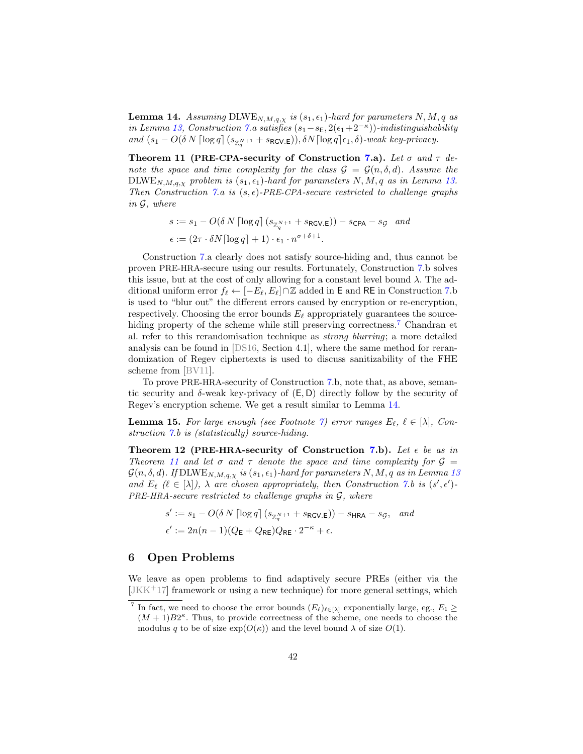**Lemma 14.** *Assuming* $\mathrm{DLWE}_{N,M,q,\chi}$ *is* $(s_1, \epsilon_1)$*-hard for parameters* $N, M, q$ *as in Lemma 13, Construction 7.a satisfies* $(s_1 - s_{\mathsf{E}}, 2(\epsilon_1 + 2^{-\kappa}))$*-indistinguishability and* $(s_1 - O(\delta\, N \lceil \log q \rceil\, (s_{\mathbb{Z}_q^{N+1}} + s_{\mathsf{RGV.E}})), \delta N \lceil \log q \rceil \epsilon_1, \delta)$*-weak key-privacy.*

**Theorem 11 (PRE-CPA-security of Construction 7.a).** *Let* $\sigma$ *and* $\tau$ *denote the space and time complexity for the class* $\mathcal{G} = \mathcal{G}(n, \delta, d)$*. Assume the* $\mathrm{DLWE}_{N,M,q,\chi}$ *problem is* $(s_1, \epsilon_1)$*-hard for parameters* $N, M, q$ *as in Lemma 13. Then Construction 7.a is* $(s, \epsilon)$*-PRE-CPA-secure restricted to challenge graphs in* $\mathcal{G}$*, where*

$$s := s_1 - O(\delta\, N \lceil \log q \rceil\, (s_{\mathbb{Z}_q^{N+1}} + s_{\mathsf{RGV.E}})) - s_{\mathsf{CPA}} - s_{\mathcal{G}} \quad \text{and}$$
$$\epsilon := (2\tau \cdot \delta N \lceil \log q \rceil + 1) \cdot \epsilon_1 \cdot n^{\sigma + \delta + 1}.$$

Construction 7.a clearly does not satisfy source-hiding and, thus cannot be proven PRE-HRA-secure using our results. Fortunately, Construction 7.b solves this issue, but at the cost of only allowing for a constant level bound $\lambda$. The additional uniform error $f_\ell \leftarrow [-E_\ell, E_\ell] \cap \mathbb{Z}$ added in $\mathsf{E}$ and $\mathsf{RE}$ in Construction 7.b is used to "blur out" the different errors caused by encryption or re-encryption, respectively. Choosing the error bounds $E_\ell$ appropriately guarantees the source-hiding property of the scheme while still preserving correctness.[7] Chandran et al. refer to this rerandomisation technique as *strong blurring*; a more detailed analysis can be found in [DS16, Section 4.1], where the same method for rerandomization of Regev ciphertexts is used to discuss sanitizability of the FHE scheme from [BV11].

To prove PRE-HRA-security of Construction 7.b, note that, as above, semantic security and $\delta$-weak key-privacy of $(\mathsf{E}, \mathsf{D})$ directly follow by the security of Regev's encryption scheme. We get a result similar to Lemma 14.

**Lemma 15.** *For large enough (see Footnote 7) error ranges* $E_\ell$*,* $\ell \in [\lambda]$*, Construction 7.b is (statistically) source-hiding.*

**Theorem 12 (PRE-HRA-security of Construction 7.b).** *Let* $\epsilon$ *be as in Theorem 11 and let* $\sigma$ *and* $\tau$ *denote the space and time complexity for* $\mathcal{G} = \mathcal{G}(n, \delta, d)$*. If* $\mathrm{DLWE}_{N,M,q,\chi}$ *is* $(s_1, \epsilon_1)$*-hard for parameters* $N, M, q$ *as in Lemma 13 and* $E_\ell$ *(*$\ell \in [\lambda]$*),* $\lambda$ *are chosen appropriately, then Construction 7.b is* $(s', \epsilon')$*-PRE-HRA-secure restricted to challenge graphs in* $\mathcal{G}$*, where*

$$s' := s_1 - O(\delta\, N \lceil \log q \rceil\, (s_{\mathbb{Z}_q^{N+1}} + s_{\mathsf{RGV.E}})) - s_{\mathsf{HRA}} - s_{\mathcal{G}}, \quad \text{and}$$
$$\epsilon' := 2n(n-1)(Q_{\mathsf{E}} + Q_{\mathsf{RE}})Q_{\mathsf{RE}} \cdot 2^{-\kappa} + \epsilon.$$

## 6 Open Problems

We leave as open problems to find adaptively secure PREs (either via the [JKK+17] framework or using a new technique) for more general settings, which

[7] In fact, we need to choose the error bounds $(E_\ell)_{\ell \in [\lambda]}$ exponentially large, eg., $E_1 \geq (M+1)B2^\kappa$. Thus, to provide correctness of the scheme, one needs to choose the modulus $q$ to be of size $\exp(O(\kappa))$ and the level bound $\lambda$ of size $O(1)$.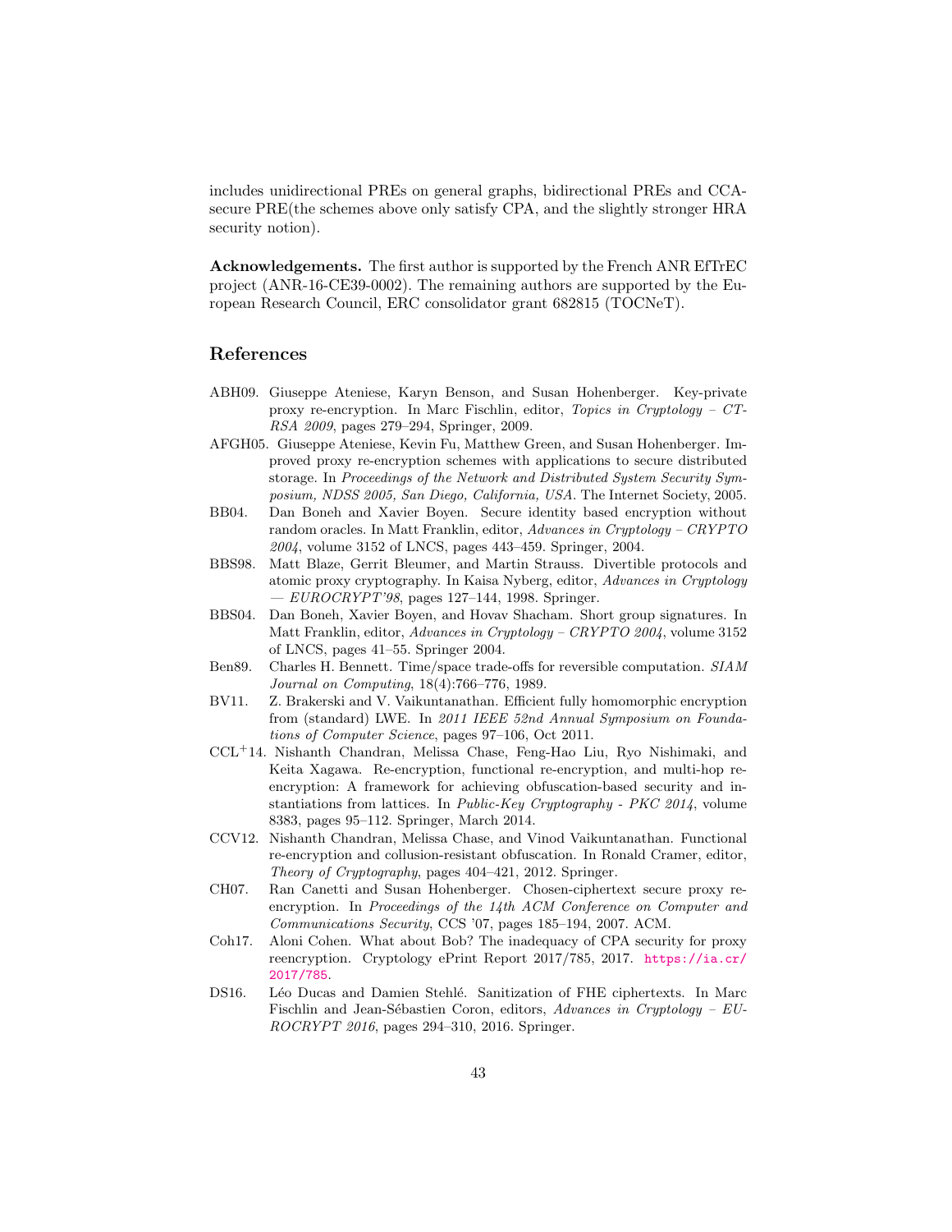includes unidirectional PREs on general graphs, bidirectional PREs and CCA-secure PRE(the schemes above only satisfy CPA, and the slightly stronger HRA security notion).

**Acknowledgements.** The first author is supported by the French ANR EfTrEC project (ANR-16-CE39-0002). The remaining authors are supported by the European Research Council, ERC consolidator grant 682815 (TOCNeT).

## References

- ABH09. Giuseppe Ateniese, Karyn Benson, and Susan Hohenberger. Key-private proxy re-encryption. In Marc Fischlin, editor, *Topics in Cryptology – CT-RSA 2009*, pages 279–294, Springer, 2009.
- AFGH05. Giuseppe Ateniese, Kevin Fu, Matthew Green, and Susan Hohenberger. Improved proxy re-encryption schemes with applications to secure distributed storage. In *Proceedings of the Network and Distributed System Security Symposium, NDSS 2005, San Diego, California, USA*. The Internet Society, 2005.
- BB04. Dan Boneh and Xavier Boyen. Secure identity based encryption without random oracles. In Matt Franklin, editor, *Advances in Cryptology – CRYPTO 2004*, volume 3152 of LNCS, pages 443–459. Springer, 2004.
- BBS98. Matt Blaze, Gerrit Bleumer, and Martin Strauss. Divertible protocols and atomic proxy cryptography. In Kaisa Nyberg, editor, *Advances in Cryptology — EUROCRYPT'98*, pages 127–144, 1998. Springer.
- BBS04. Dan Boneh, Xavier Boyen, and Hovav Shacham. Short group signatures. In Matt Franklin, editor, *Advances in Cryptology – CRYPTO 2004*, volume 3152 of LNCS, pages 41–55. Springer 2004.
- Ben89. Charles H. Bennett. Time/space trade-offs for reversible computation. *SIAM Journal on Computing*, 18(4):766–776, 1989.
- BV11. Z. Brakerski and V. Vaikuntanathan. Efficient fully homomorphic encryption from (standard) LWE. In *2011 IEEE 52nd Annual Symposium on Foundations of Computer Science*, pages 97–106, Oct 2011.
- CCL+14. Nishanth Chandran, Melissa Chase, Feng-Hao Liu, Ryo Nishimaki, and Keita Xagawa. Re-encryption, functional re-encryption, and multi-hop re-encryption: A framework for achieving obfuscation-based security and instantiations from lattices. In *Public-Key Cryptography - PKC 2014*, volume 8383, pages 95–112. Springer, March 2014.
- CCV12. Nishanth Chandran, Melissa Chase, and Vinod Vaikuntanathan. Functional re-encryption and collusion-resistant obfuscation. In Ronald Cramer, editor, *Theory of Cryptography*, pages 404–421, 2012. Springer.
- CH07. Ran Canetti and Susan Hohenberger. Chosen-ciphertext secure proxy re-encryption. In *Proceedings of the 14th ACM Conference on Computer and Communications Security*, CCS '07, pages 185–194, 2007. ACM.
- Coh17. Aloni Cohen. What about Bob? The inadequacy of CPA security for proxy reencryption. Cryptology ePrint Report 2017/785, 2017. https://ia.cr/2017/785.
- DS16. Léo Ducas and Damien Stehlé. Sanitization of FHE ciphertexts. In Marc Fischlin and Jean-Sébastien Coron, editors, *Advances in Cryptology – EUROCRYPT 2016*, pages 294–310, 2016. Springer.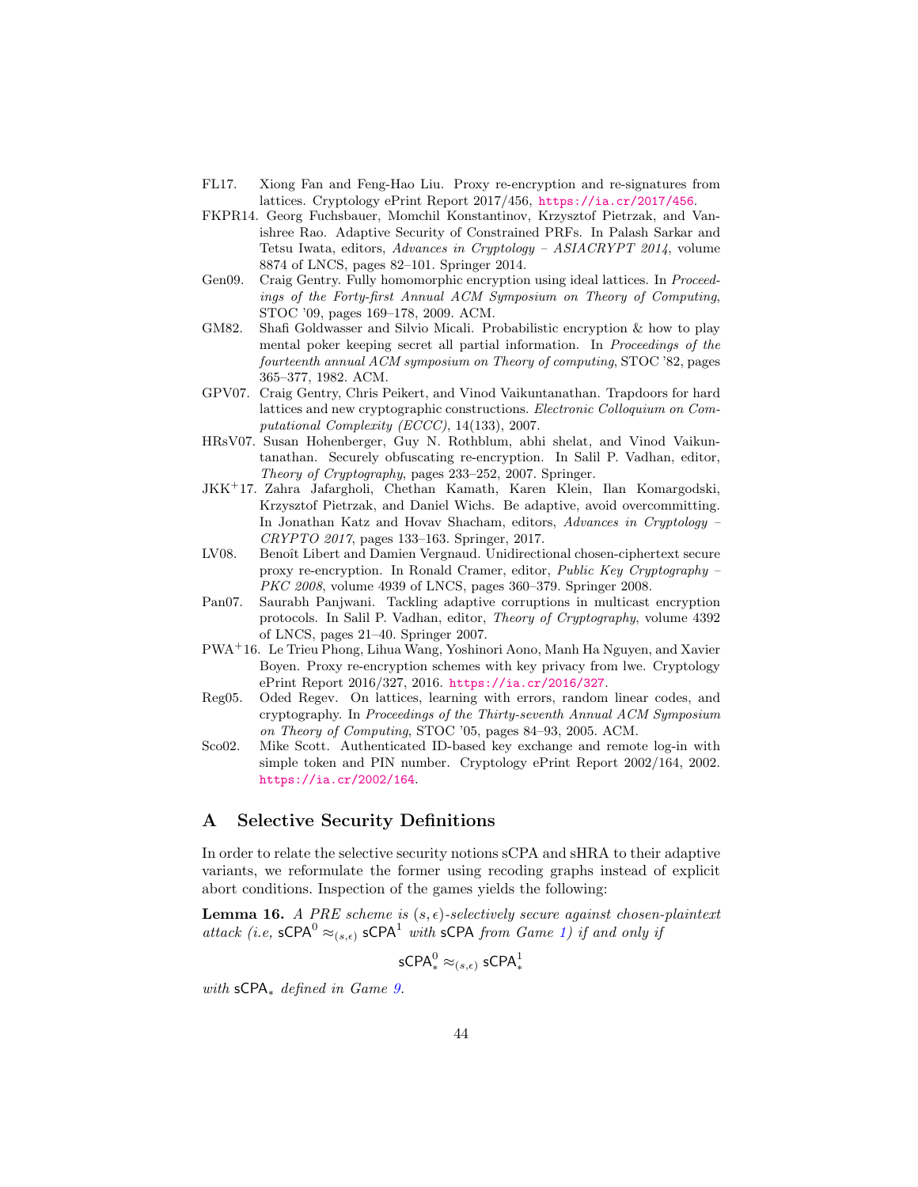FL17. Xiong Fan and Feng-Hao Liu. Proxy re-encryption and re-signatures from lattices. Cryptology ePrint Report 2017/456, https://ia.cr/2017/456.

FKPR14. Georg Fuchsbauer, Momchil Konstantinov, Krzysztof Pietrzak, and Vanishree Rao. Adaptive Security of Constrained PRFs. In Palash Sarkar and Tetsu Iwata, editors, *Advances in Cryptology – ASIACRYPT 2014*, volume 8874 of LNCS, pages 82–101. Springer 2014.

Gen09. Craig Gentry. Fully homomorphic encryption using ideal lattices. In *Proceedings of the Forty-first Annual ACM Symposium on Theory of Computing*, STOC '09, pages 169–178, 2009. ACM.

GM82. Shafi Goldwasser and Silvio Micali. Probabilistic encryption & how to play mental poker keeping secret all partial information. In *Proceedings of the fourteenth annual ACM symposium on Theory of computing*, STOC '82, pages 365–377, 1982. ACM.

GPV07. Craig Gentry, Chris Peikert, and Vinod Vaikuntanathan. Trapdoors for hard lattices and new cryptographic constructions. *Electronic Colloquium on Computational Complexity (ECCC)*, 14(133), 2007.

HRsV07. Susan Hohenberger, Guy N. Rothblum, abhi shelat, and Vinod Vaikuntanathan. Securely obfuscating re-encryption. In Salil P. Vadhan, editor, *Theory of Cryptography*, pages 233–252, 2007. Springer.

JKK+17. Zahra Jafargholi, Chethan Kamath, Karen Klein, Ilan Komargodski, Krzysztof Pietrzak, and Daniel Wichs. Be adaptive, avoid overcommitting. In Jonathan Katz and Hovav Shacham, editors, *Advances in Cryptology – CRYPTO 2017*, pages 133–163. Springer, 2017.

LV08. Benoît Libert and Damien Vergnaud. Unidirectional chosen-ciphertext secure proxy re-encryption. In Ronald Cramer, editor, *Public Key Cryptography – PKC 2008*, volume 4939 of LNCS, pages 360–379. Springer 2008.

Pan07. Saurabh Panjwani. Tackling adaptive corruptions in multicast encryption protocols. In Salil P. Vadhan, editor, *Theory of Cryptography*, volume 4392 of LNCS, pages 21–40. Springer 2007.

PWA+16. Le Trieu Phong, Lihua Wang, Yoshinori Aono, Manh Ha Nguyen, and Xavier Boyen. Proxy re-encryption schemes with key privacy from lwe. Cryptology ePrint Report 2016/327, 2016. https://ia.cr/2016/327.

Reg05. Oded Regev. On lattices, learning with errors, random linear codes, and cryptography. In *Proceedings of the Thirty-seventh Annual ACM Symposium on Theory of Computing*, STOC '05, pages 84–93, 2005. ACM.

Sco02. Mike Scott. Authenticated ID-based key exchange and remote log-in with simple token and PIN number. Cryptology ePrint Report 2002/164, 2002. https://ia.cr/2002/164.

## A Selective Security Definitions

In order to relate the selective security notions sCPA and sHRA to their adaptive variants, we reformulate the former using recoding graphs instead of explicit abort conditions. Inspection of the games yields the following:

**Lemma 16.** *A PRE scheme is $(s,\epsilon)$-selectively secure against chosen-plaintext attack (i.e,* $\mathsf{sCPA}^0 \approx_{(s,\epsilon)} \mathsf{sCPA}^1$ *with* $\mathsf{sCPA}$ *from Game 1) if and only if*

$$\mathsf{sCPA}^0_* \approx_{(s,\epsilon)} \mathsf{sCPA}^1_*$$

*with* $\mathsf{sCPA}_*$ *defined in Game 9.*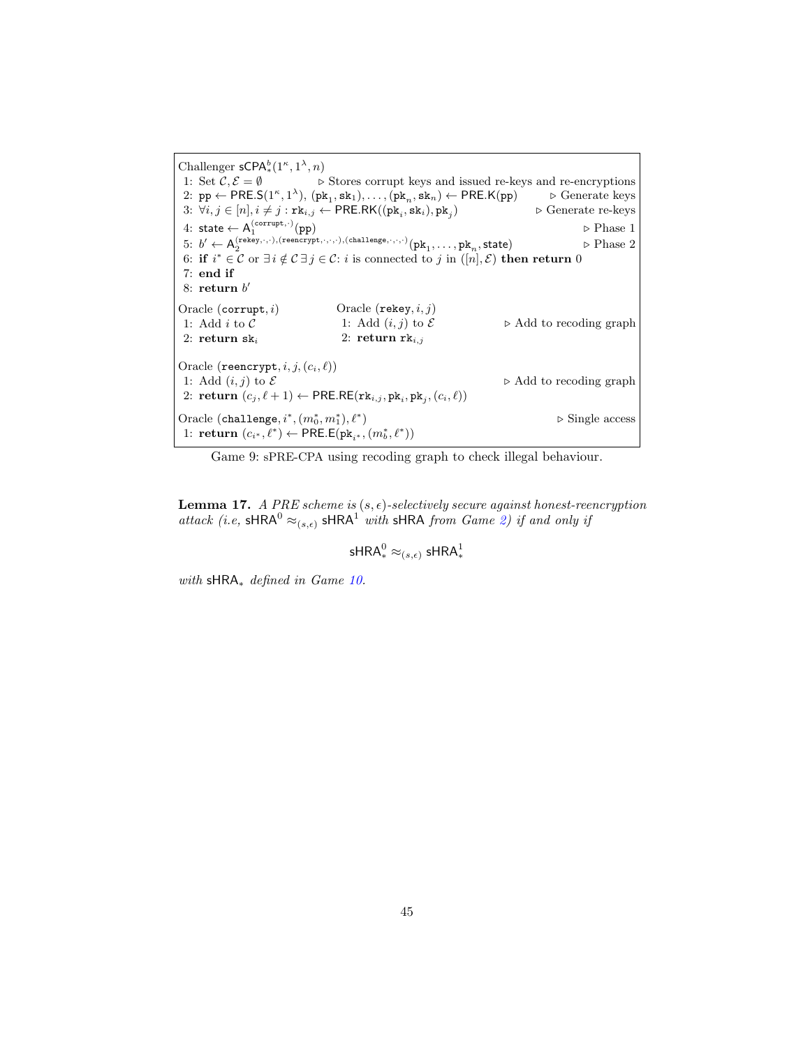```
Challenger sCPA^b_*(1^κ, 1^λ, n)
1: Set C, E = ∅                  ▷ Stores corrupt keys and issued re-keys and re-encryptions
2: pp ← PRE.S(1^κ, 1^λ), (pk_1, sk_1), ..., (pk_n, sk_n) ← PRE.K(pp)        ▷ Generate keys
3: ∀i, j ∈ [n], i ≠ j : rk_{i,j} ← PRE.RK((pk_i, sk_i), pk_j)              ▷ Generate re-keys
4: state ← A_1^{(corrupt,·)}(pp)                                             ▷ Phase 1
5: b' ← A_2^{(rekey,·,·),(reencrypt,·,·,·),(challenge,·,·,·)}(pk_1, ..., pk_n, state)   ▷ Phase 2
6: if i* ∈ C or ∃ i ∉ C ∃ j ∈ C: i is connected to j in ([n], E) then return 0
7: end if
8: return b'

Oracle (corrupt, i)              Oracle (rekey, i, j)
1: Add i to C                    1: Add (i, j) to E            ▷ Add to recoding graph
2: return sk_i                   2: return rk_{i,j}

Oracle (reencrypt, i, j, (c_i, ℓ))
1: Add (i, j) to E                                             ▷ Add to recoding graph
2: return (c_j, ℓ + 1) ← PRE.RE(rk_{i,j}, pk_i, pk_j, (c_i, ℓ))

Oracle (challenge, i*, (m*_0, m*_1), ℓ*)                        ▷ Single access
1: return (c_{i*}, ℓ*) ← PRE.E(pk_{i*}, (m*_b, ℓ*))
```

Game 9: sPRE-CPA using recoding graph to check illegal behaviour.

**Lemma 17.** *A PRE scheme is $(s, \epsilon)$-selectively secure against honest-reencryption attack (i.e,* $\mathsf{sHRA}^0 \approx_{(s,\epsilon)} \mathsf{sHRA}^1$ *with* $\mathsf{sHRA}$ *from Game 2) if and only if*

$$\mathsf{sHRA}^0_* \approx_{(s,\epsilon)} \mathsf{sHRA}^1_*$$

*with* $\mathsf{sHRA}_*$ *defined in Game 10.*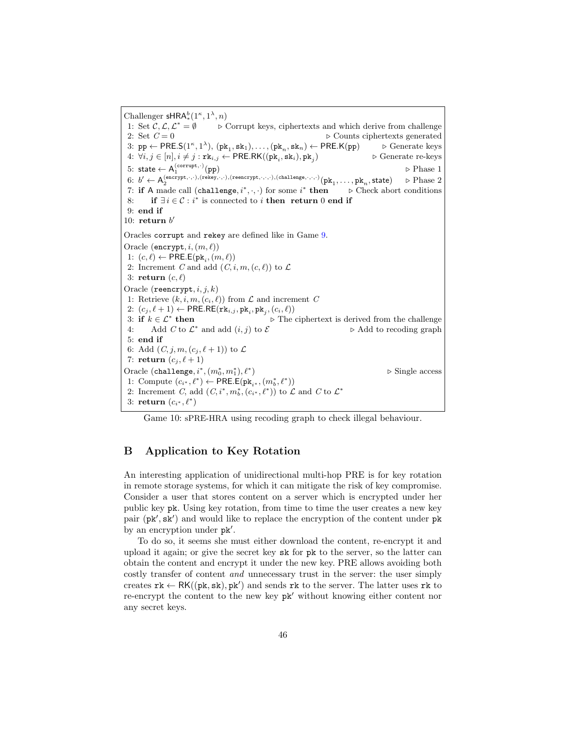```
Challenger sHRA^b_*(1^κ, 1^λ, n)
 1: Set C, L, L* = ∅            ▷ Corrupt keys, ciphertexts and which derive from challenge
 2: Set C = 0                                              ▷ Counts ciphertexts generated
 3: pp ← PRE.S(1^κ, 1^λ), (pk_1, sk_1), ..., (pk_n, sk_n) ← PRE.K(pp)      ▷ Generate keys
 4: ∀i, j ∈ [n], i ≠ j : rk_{i,j} ← PRE.RK((pk_i, sk_i), pk_j)               ▷ Generate re-keys
 5: state ← A_1^{(corrupt,·)}(pp)                                                    ▷ Phase 1
 6: b' ← A_2^{(encrypt,·,·),(rekey,·,·),(reencrypt,·,·,·),(challenge,·,·,·)}(pk_1, ..., pk_n, state)   ▷ Phase 2
 7: if A made call (challenge, i*, ·, ·) for some i* then        ▷ Check abort conditions
 8:     if ∃i ∈ C : i* is connected to i then return 0 end if
 9: end if
10: return b'

Oracles corrupt and rekey are defined like in Game 9.

Oracle (encrypt, i, (m, ℓ))
 1: (c, ℓ) ← PRE.E(pk_i, (m, ℓ))
 2: Increment C and add (C, i, m, (c, ℓ)) to L
 3: return (c, ℓ)

Oracle (reencrypt, i, j, k)
 1: Retrieve (k, i, m, (c_i, ℓ)) from L and increment C
 2: (c_j, ℓ + 1) ← PRE.RE(rk_{i,j}, pk_i, pk_j, (c_i, ℓ))
 3: if k ∈ L* then                            ▷ The ciphertext is derived from the challenge
 4:     Add C to L* and add (i, j) to E                        ▷ Add to recoding graph
 5: end if
 6: Add (C, j, m, (c_j, ℓ + 1)) to L
 7: return (c_j, ℓ + 1)

Oracle (challenge, i*, (m*_0, m*_1), ℓ*)                                    ▷ Single access
 1: Compute (c_{i*}, ℓ*) ← PRE.E(pk_{i*}, (m*_b, ℓ*))
 2: Increment C, add (C, i*, m*_b, (c_{i*}, ℓ*)) to L and C to L*
 3: return (c_{i*}, ℓ*)
```

Game 10: sPRE-HRA using recoding graph to check illegal behaviour.

## B Application to Key Rotation

An interesting application of unidirectional multi-hop PRE is for key rotation in remote storage systems, for which it can mitigate the risk of key compromise. Consider a user that stores content on a server which is encrypted under her public key $\mathtt{pk}$. Using key rotation, from time to time the user creates a new key pair $(\mathtt{pk}', \mathtt{sk}')$ and would like to replace the encryption of the content under $\mathtt{pk}$ by an encryption under $\mathtt{pk}'$.

To do so, it seems she must either download the content, re-encrypt it and upload it again; or give the secret key $\mathtt{sk}$ for $\mathtt{pk}$ to the server, so the latter can obtain the content and encrypt it under the new key. PRE allows avoiding both costly transfer of content *and* unnecessary trust in the server: the user simply creates $\mathtt{rk} \leftarrow \mathsf{RK}((\mathtt{pk}, \mathtt{sk}), \mathtt{pk}')$ and sends $\mathtt{rk}$ to the server. The latter uses $\mathtt{rk}$ to re-encrypt the content to the new key $\mathtt{pk}'$ without knowing either content nor any secret keys.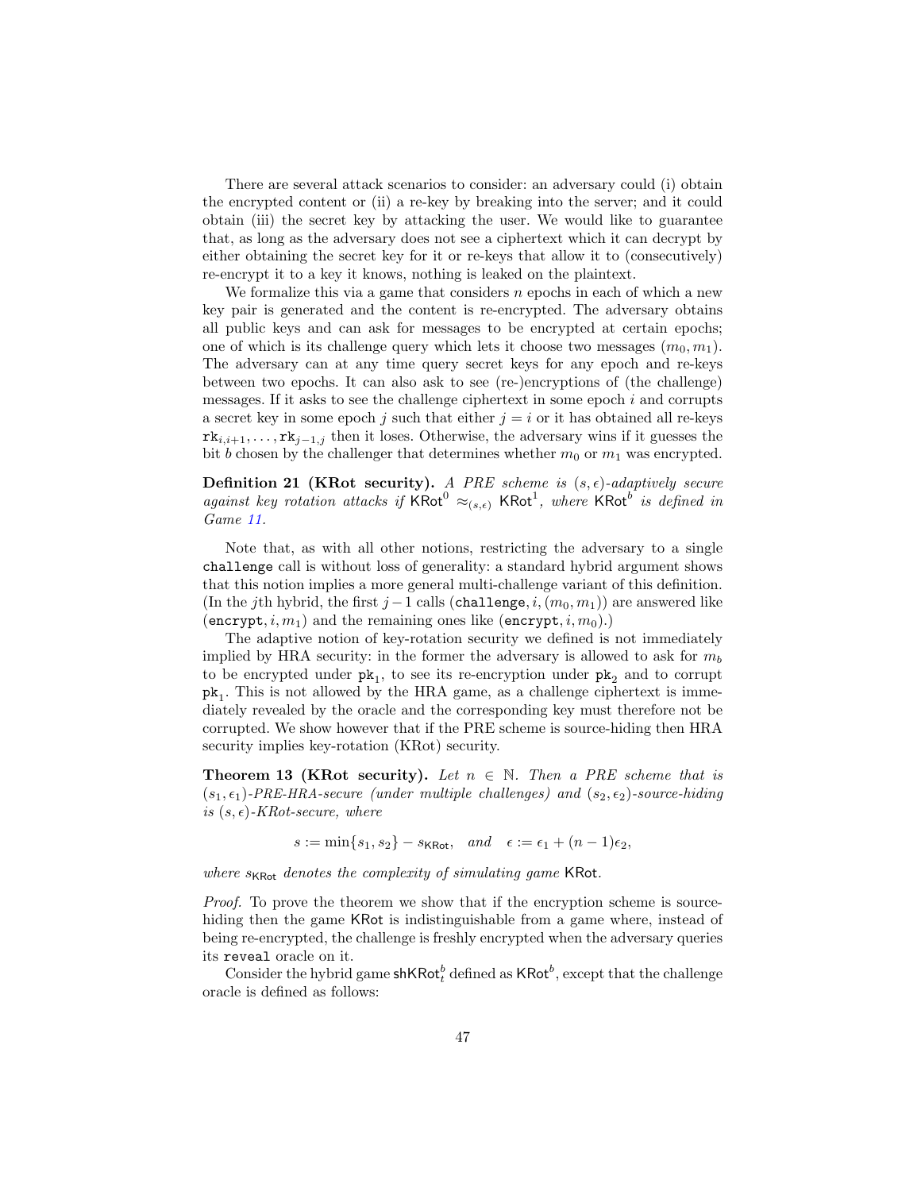There are several attack scenarios to consider: an adversary could (i) obtain the encrypted content or (ii) a re-key by breaking into the server; and it could obtain (iii) the secret key by attacking the user. We would like to guarantee that, as long as the adversary does not see a ciphertext which it can decrypt by either obtaining the secret key for it or re-keys that allow it to (consecutively) re-encrypt it to a key it knows, nothing is leaked on the plaintext.

We formalize this via a game that considers $n$ epochs in each of which a new key pair is generated and the content is re-encrypted. The adversary obtains all public keys and can ask for messages to be encrypted at certain epochs; one of which is its challenge query which lets it choose two messages $(m_0, m_1)$. The adversary can at any time query secret keys for any epoch and re-keys between two epochs. It can also ask to see (re-)encryptions of (the challenge) messages. If it asks to see the challenge ciphertext in some epoch $i$ and corrupts a secret key in some epoch $j$ such that either $j = i$ or it has obtained all re-keys $\mathtt{rk}_{i,i+1}, \ldots, \mathtt{rk}_{j-1,j}$ then it loses. Otherwise, the adversary wins if it guesses the bit $b$ chosen by the challenger that determines whether $m_0$ or $m_1$ was encrypted.

**Definition 21 (KRot security).** *A PRE scheme is $(s, \epsilon)$-adaptively secure against key rotation attacks if $\mathsf{KRot}^0 \approx_{(s,\epsilon)} \mathsf{KRot}^1$, where $\mathsf{KRot}^b$ is defined in Game 11.*

Note that, as with all other notions, restricting the adversary to a single `challenge` call is without loss of generality: a standard hybrid argument shows that this notion implies a more general multi-challenge variant of this definition. (In the $j$th hybrid, the first $j-1$ calls $(\mathtt{challenge}, i, (m_0, m_1))$ are answered like $(\mathtt{encrypt}, i, m_1)$ and the remaining ones like $(\mathtt{encrypt}, i, m_0)$.)

The adaptive notion of key-rotation security we defined is not immediately implied by HRA security: in the former the adversary is allowed to ask for $m_b$ to be encrypted under $\mathtt{pk}_1$, to see its re-encryption under $\mathtt{pk}_2$ and to corrupt $\mathtt{pk}_1$. This is not allowed by the HRA game, as a challenge ciphertext is immediately revealed by the oracle and the corresponding key must therefore not be corrupted. We show however that if the PRE scheme is source-hiding then HRA security implies key-rotation (KRot) security.

**Theorem 13 (KRot security).** *Let $n \in \mathbb{N}$. Then a PRE scheme that is $(s_1, \epsilon_1)$-PRE-HRA-secure (under multiple challenges) and $(s_2, \epsilon_2)$-source-hiding is $(s, \epsilon)$-KRot-secure, where*

$$s := \min\{s_1, s_2\} - s_{\mathsf{KRot}}, \quad \textit{and} \quad \epsilon := \epsilon_1 + (n-1)\epsilon_2,$$

*where $s_{\mathsf{KRot}}$ denotes the complexity of simulating game $\mathsf{KRot}$.*

*Proof.* To prove the theorem we show that if the encryption scheme is source-hiding then the game $\mathsf{KRot}$ is indistinguishable from a game where, instead of being re-encrypted, the challenge is freshly encrypted when the adversary queries its `reveal` oracle on it.

Consider the hybrid game $\mathsf{shKRot}^b_t$ defined as $\mathsf{KRot}^b$, except that the challenge oracle is defined as follows: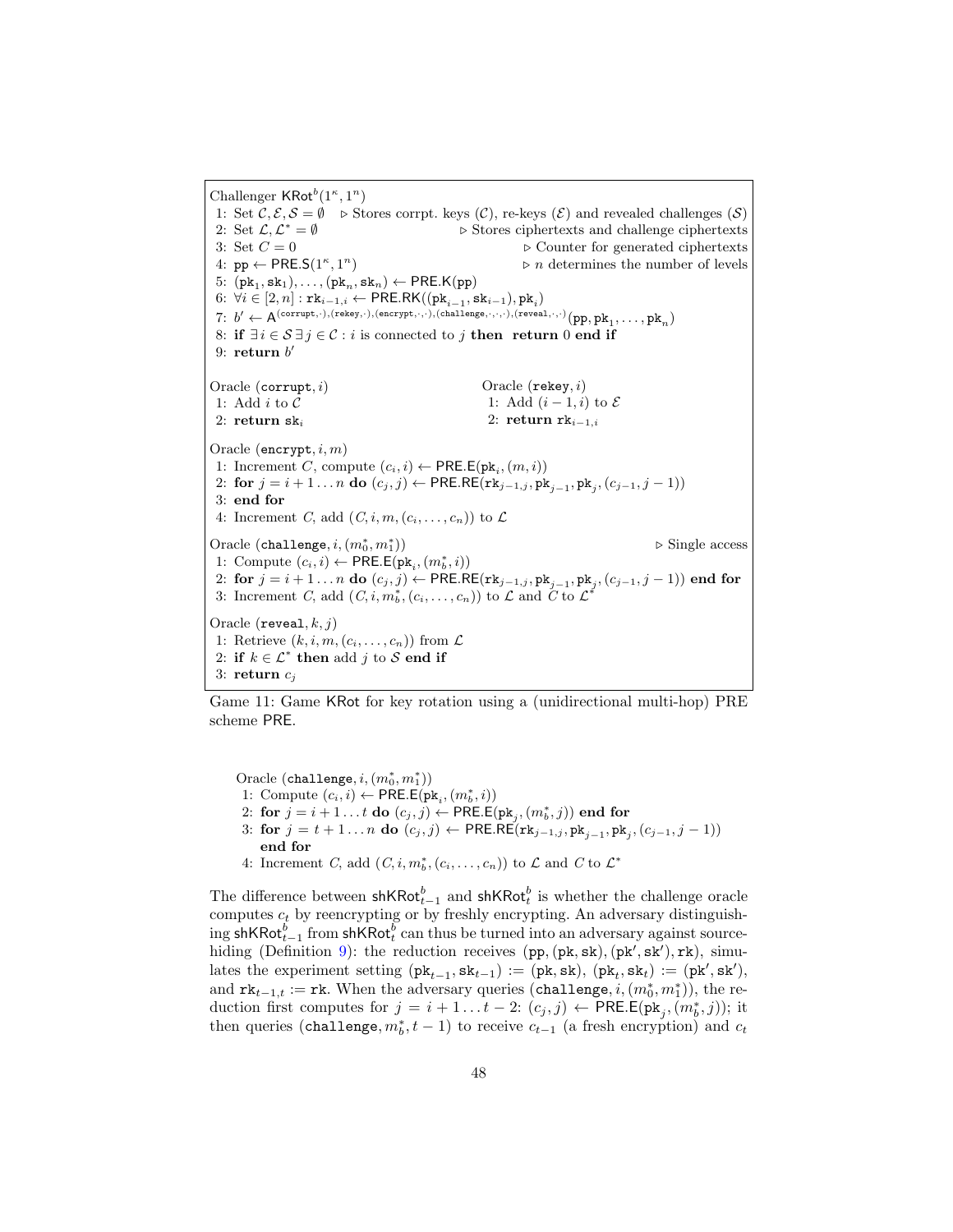Challenger $\mathsf{KRot}^b(1^\kappa, 1^n)$

1: Set $\mathcal{C}, \mathcal{E}, \mathcal{S} = \emptyset$ ▷ Stores corrpt. keys ($\mathcal{C}$), re-keys ($\mathcal{E}$) and revealed challenges ($\mathcal{S}$)
2: Set $\mathcal{L}, \mathcal{L}^* = \emptyset$ ▷ Stores ciphertexts and challenge ciphertexts
3: Set $C = 0$ ▷ Counter for generated ciphertexts
4: $\mathtt{pp} \leftarrow \mathsf{PRE.S}(1^\kappa, 1^n)$ ▷ $n$ determines the number of levels
5: $(\mathtt{pk}_1, \mathtt{sk}_1), \ldots, (\mathtt{pk}_n, \mathtt{sk}_n) \leftarrow \mathsf{PRE.K}(\mathtt{pp})$
6: $\forall i \in [2, n] : \mathtt{rk}_{i-1,i} \leftarrow \mathsf{PRE.RK}((\mathtt{pk}_{i-1}, \mathtt{sk}_{i-1}), \mathtt{pk}_i)$
7: $b' \leftarrow \mathsf{A}^{(\mathtt{corrupt},\cdot),(\mathtt{rekey},\cdot),(\mathtt{encrypt},\cdot,\cdot),(\mathtt{challenge},\cdot,\cdot,\cdot),(\mathtt{reveal},\cdot,\cdot)}(\mathtt{pp}, \mathtt{pk}_1, \ldots, \mathtt{pk}_n)$
8: **if** $\exists i \in \mathcal{S}\, \exists j \in \mathcal{C} : i$ is connected to $j$ **then return** 0 **end if**
9: **return** $b'$

Oracle $(\mathtt{corrupt}, i)$
1: Add $i$ to $\mathcal{C}$
2: **return** $\mathtt{sk}_i$

Oracle $(\mathtt{rekey}, i)$
1: Add $(i-1, i)$ to $\mathcal{E}$
2: **return** $\mathtt{rk}_{i-1,i}$

Oracle $(\mathtt{encrypt}, i, m)$
1: Increment $C$, compute $(c_i, i) \leftarrow \mathsf{PRE.E}(\mathtt{pk}_i, (m, i))$
2: **for** $j = i+1 \ldots n$ **do** $(c_j, j) \leftarrow \mathsf{PRE.RE}(\mathtt{rk}_{j-1,j}, \mathtt{pk}_{j-1}, \mathtt{pk}_j, (c_{j-1}, j-1))$
3: **end for**
4: Increment $C$, add $(C, i, m, (c_i, \ldots, c_n))$ to $\mathcal{L}$

Oracle $(\mathtt{challenge}, i, (m_0^*, m_1^*))$ ▷ Single access
1: Compute $(c_i, i) \leftarrow \mathsf{PRE.E}(\mathtt{pk}_i, (m_b^*, i))$
2: **for** $j = i+1 \ldots n$ **do** $(c_j, j) \leftarrow \mathsf{PRE.RE}(\mathtt{rk}_{j-1,j}, \mathtt{pk}_{j-1}, \mathtt{pk}_j, (c_{j-1}, j-1))$ **end for**
3: Increment $C$, add $(C, i, m_b^*, (c_i, \ldots, c_n))$ to $\mathcal{L}$ and $C$ to $\mathcal{L}^*$

Oracle $(\mathtt{reveal}, k, j)$
1: Retrieve $(k, i, m, (c_i, \ldots, c_n))$ from $\mathcal{L}$
2: **if** $k \in \mathcal{L}^*$ **then** add $j$ to $\mathcal{S}$ **end if**
3: **return** $c_j$

Game 11: Game $\mathsf{KRot}$ for key rotation using a (unidirectional multi-hop) PRE scheme $\mathsf{PRE}$.

Oracle $(\mathtt{challenge}, i, (m_0^*, m_1^*))$
1: Compute $(c_i, i) \leftarrow \mathsf{PRE.E}(\mathtt{pk}_i, (m_b^*, i))$
2: **for** $j = i+1 \ldots t$ **do** $(c_j, j) \leftarrow \mathsf{PRE.E}(\mathtt{pk}_j, (m_b^*, j))$ **end for**
3: **for** $j = t+1 \ldots n$ **do** $(c_j, j) \leftarrow \mathsf{PRE.RE}(\mathtt{rk}_{j-1,j}, \mathtt{pk}_{j-1}, \mathtt{pk}_j, (c_{j-1}, j-1))$ **end for**
4: Increment $C$, add $(C, i, m_b^*, (c_i, \ldots, c_n))$ to $\mathcal{L}$ and $C$ to $\mathcal{L}^*$

The difference between $\mathsf{shKRot}_{t-1}^b$ and $\mathsf{shKRot}_t^b$ is whether the challenge oracle computes $c_t$ by reencrypting or by freshly encrypting. An adversary distinguishing $\mathsf{shKRot}_{t-1}^b$ from $\mathsf{shKRot}_t^b$ can thus be turned into an adversary against source-hiding (Definition 9): the reduction receives $(\mathtt{pp}, (\mathtt{pk}, \mathtt{sk}), (\mathtt{pk}', \mathtt{sk}'), \mathtt{rk})$, simulates the experiment setting $(\mathtt{pk}_{t-1}, \mathtt{sk}_{t-1}) := (\mathtt{pk}, \mathtt{sk})$, $(\mathtt{pk}_t, \mathtt{sk}_t) := (\mathtt{pk}', \mathtt{sk}')$, and $\mathtt{rk}_{t-1,t} := \mathtt{rk}$. When the adversary queries $(\mathtt{challenge}, i, (m_0^*, m_1^*))$, the reduction first computes for $j = i+1 \ldots t-2$: $(c_j, j) \leftarrow \mathsf{PRE.E}(\mathtt{pk}_j, (m_b^*, j))$; it then queries $(\mathtt{challenge}, m_b^*, t-1)$ to receive $c_{t-1}$ (a fresh encryption) and $c_t$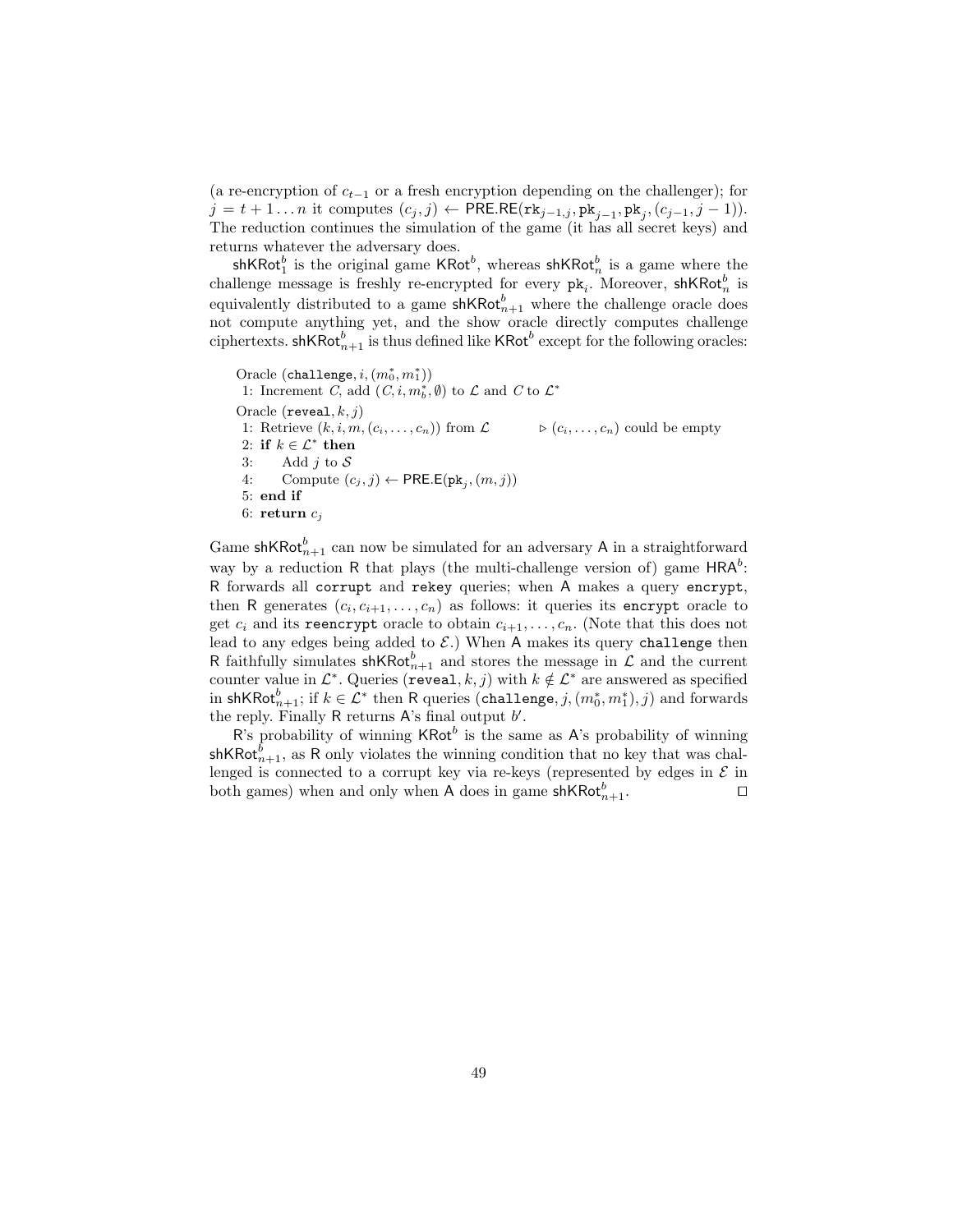(a re-encryption of $c_{t-1}$ or a fresh encryption depending on the challenger); for $j = t+1 \ldots n$ it computes $(c_j, j) \leftarrow \mathsf{PRE.RE}(\mathtt{rk}_{j-1,j}, \mathtt{pk}_{j-1}, \mathtt{pk}_j, (c_{j-1}, j-1))$. The reduction continues the simulation of the game (it has all secret keys) and returns whatever the adversary does.

$\mathsf{shKRot}^b_1$ is the original game $\mathsf{KRot}^b$, whereas $\mathsf{shKRot}^b_n$ is a game where the challenge message is freshly re-encrypted for every $\mathtt{pk}_i$. Moreover, $\mathsf{shKRot}^b_n$ is equivalently distributed to a game $\mathsf{shKRot}^b_{n+1}$ where the challenge oracle does not compute anything yet, and the show oracle directly computes challenge ciphertexts. $\mathsf{shKRot}^b_{n+1}$ is thus defined like $\mathsf{KRot}^b$ except for the following oracles:

```
Oracle (challenge, i, (m*_0, m*_1))
 1: Increment C, add (C, i, m*_b, ∅) to L and C to L*
Oracle (reveal, k, j)
 1: Retrieve (k, i, m, (c_i, ..., c_n)) from L        ▷ (c_i, ..., c_n) could be empty
 2: if k ∈ L* then
 3:     Add j to S
 4:     Compute (c_j, j) ← PRE.E(pk_j, (m, j))
 5: end if
 6: return c_j
```

Game $\mathsf{shKRot}^b_{n+1}$ can now be simulated for an adversary $\mathsf{A}$ in a straightforward way by a reduction $\mathsf{R}$ that plays (the multi-challenge version of) game $\mathsf{HRA}^b$: $\mathsf{R}$ forwards all `corrupt` and `rekey` queries; when $\mathsf{A}$ makes a query `encrypt`, then $\mathsf{R}$ generates $(c_i, c_{i+1}, \ldots, c_n)$ as follows: it queries its `encrypt` oracle to get $c_i$ and its `reencrypt` oracle to obtain $c_{i+1}, \ldots, c_n$. (Note that this does not lead to any edges being added to $\mathcal{E}$.) When $\mathsf{A}$ makes its query `challenge` then $\mathsf{R}$ faithfully simulates $\mathsf{shKRot}^b_{n+1}$ and stores the message in $\mathcal{L}$ and the current counter value in $\mathcal{L}^*$. Queries $(\mathtt{reveal}, k, j)$ with $k \notin \mathcal{L}^*$ are answered as specified in $\mathsf{shKRot}^b_{n+1}$; if $k \in \mathcal{L}^*$ then $\mathsf{R}$ queries $(\mathtt{challenge}, j, (m^*_0, m^*_1), j)$ and forwards the reply. Finally $\mathsf{R}$ returns $\mathsf{A}$'s final output $b'$.

$\mathsf{R}$'s probability of winning $\mathsf{KRot}^b$ is the same as $\mathsf{A}$'s probability of winning $\mathsf{shKRot}^b_{n+1}$, as $\mathsf{R}$ only violates the winning condition that no key that was challenged is connected to a corrupt key via re-keys (represented by edges in $\mathcal{E}$ in both games) when and only when $\mathsf{A}$ does in game $\mathsf{shKRot}^b_{n+1}$. ⊓⊔